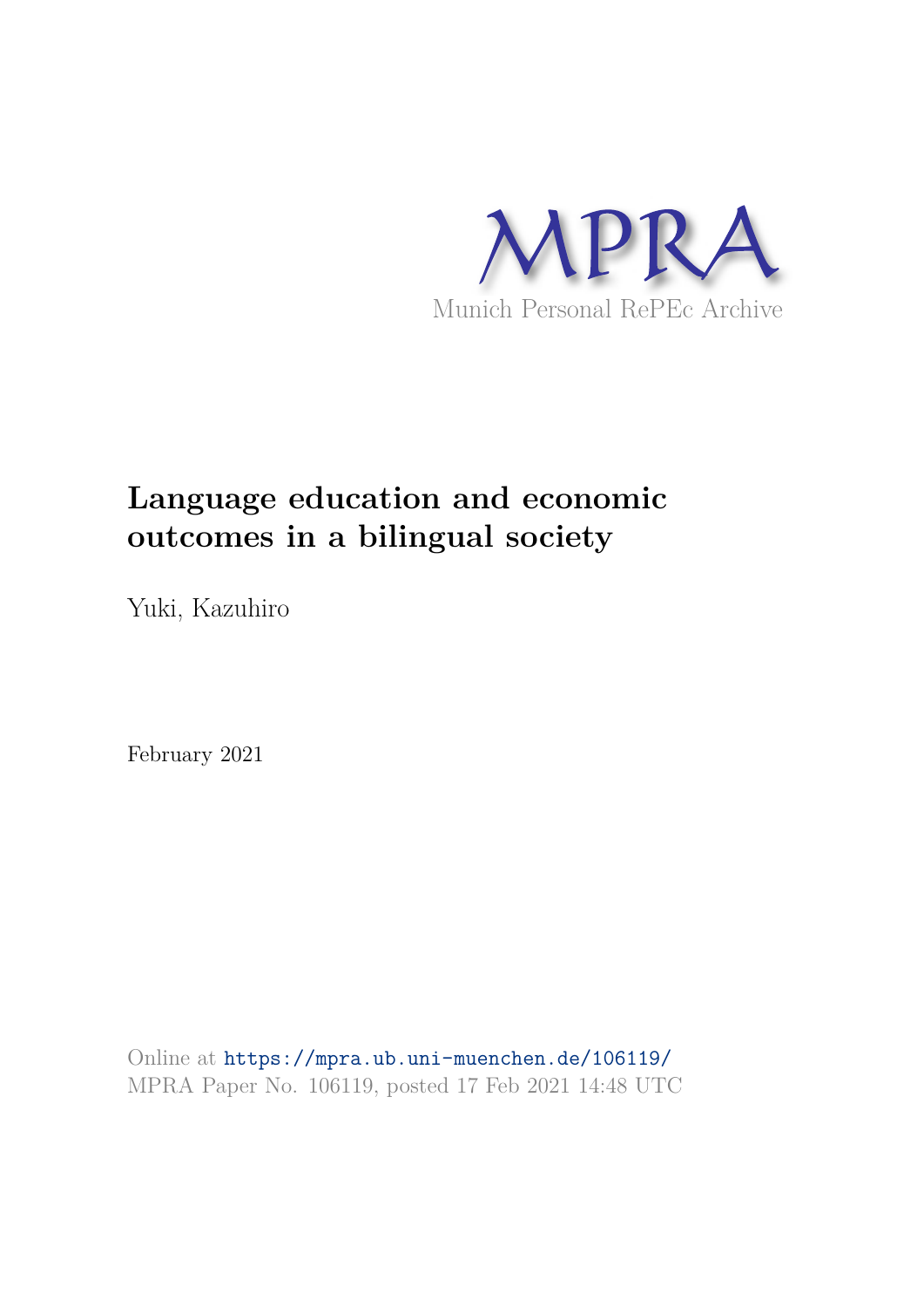MPRA

Munich Personal RePEc Archive

# Language education and economic outcomes in a bilingual society

Yuki, Kazuhiro

February 2021

Online at https://mpra.ub.uni-muenchen.de/106119/
MPRA Paper No. 106119, posted 17 Feb 2021 14:48 UTC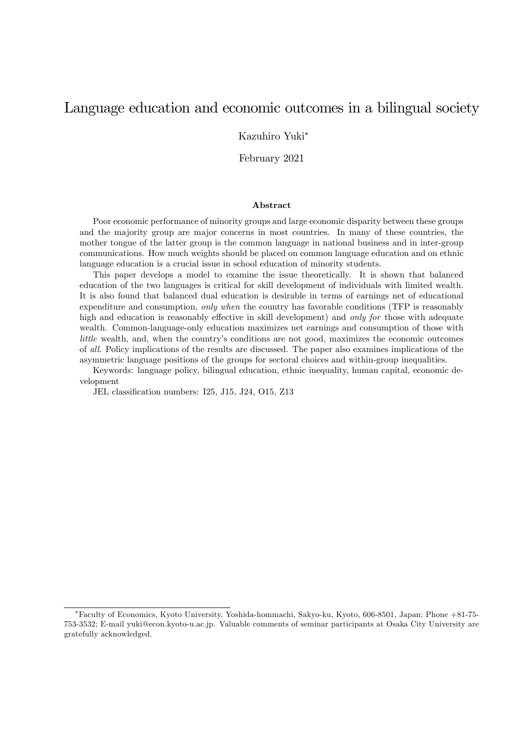# Language education and economic outcomes in a bilingual society

Kazuhiro Yuki*

February 2021

### Abstract

Poor economic performance of minority groups and large economic disparity between these groups and the majority group are major concerns in most countries. In many of these countries, the mother tongue of the latter group is the common language in national business and in inter-group communications. How much weights should be placed on common language education and on ethnic language education is a crucial issue in school education of minority students.

This paper develops a model to examine the issue theoretically. It is shown that balanced education of the two languages is critical for skill development of individuals with limited wealth. It is also found that balanced dual education is desirable in terms of earnings net of educational expenditure and consumption, *only when* the country has favorable conditions (TFP is reasonably high and education is reasonably effective in skill development) and *only for* those with adequate wealth. Common-language-only education maximizes net earnings and consumption of those with *little* wealth, and, when the country's conditions are not good, maximizes the economic outcomes of *all*. Policy implications of the results are discussed. The paper also examines implications of the asymmetric language positions of the groups for sectoral choices and within-group inequalities.

Keywords: language policy, bilingual education, ethnic inequality, human capital, economic development

JEL classification numbers: I25, J15, J24, O15, Z13

---

*Faculty of Economics, Kyoto University, Yoshida-hommachi, Sakyo-ku, Kyoto, 606-8501, Japan; Phone +81-75-753-3532; E-mail yuki@econ.kyoto-u.ac.jp. Valuable comments of seminar participants at Osaka City University are gratefully acknowledged.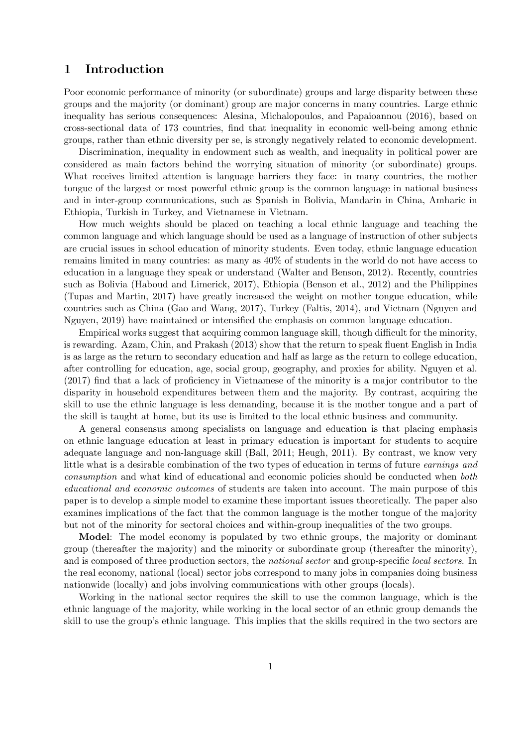# 1 Introduction

Poor economic performance of minority (or subordinate) groups and large disparity between these groups and the majority (or dominant) group are major concerns in many countries. Large ethnic inequality has serious consequences: Alesina, Michalopoulos, and Papaioannou (2016), based on cross-sectional data of 173 countries, find that inequality in economic well-being among ethnic groups, rather than ethnic diversity per se, is strongly negatively related to economic development.

Discrimination, inequality in endowment such as wealth, and inequality in political power are considered as main factors behind the worrying situation of minority (or subordinate) groups. What receives limited attention is language barriers they face: in many countries, the mother tongue of the largest or most powerful ethnic group is the common language in national business and in inter-group communications, such as Spanish in Bolivia, Mandarin in China, Amharic in Ethiopia, Turkish in Turkey, and Vietnamese in Vietnam.

How much weights should be placed on teaching a local ethnic language and teaching the common language and which language should be used as a language of instruction of other subjects are crucial issues in school education of minority students. Even today, ethnic language education remains limited in many countries: as many as 40% of students in the world do not have access to education in a language they speak or understand (Walter and Benson, 2012). Recently, countries such as Bolivia (Haboud and Limerick, 2017), Ethiopia (Benson et al., 2012) and the Philippines (Tupas and Martin, 2017) have greatly increased the weight on mother tongue education, while countries such as China (Gao and Wang, 2017), Turkey (Faltis, 2014), and Vietnam (Nguyen and Nguyen, 2019) have maintained or intensified the emphasis on common language education.

Empirical works suggest that acquiring common language skill, though difficult for the minority, is rewarding. Azam, Chin, and Prakash (2013) show that the return to speak fluent English in India is as large as the return to secondary education and half as large as the return to college education, after controlling for education, age, social group, geography, and proxies for ability. Nguyen et al. (2017) find that a lack of proficiency in Vietnamese of the minority is a major contributor to the disparity in household expenditures between them and the majority. By contrast, acquiring the skill to use the ethnic language is less demanding, because it is the mother tongue and a part of the skill is taught at home, but its use is limited to the local ethnic business and community.

A general consensus among specialists on language and education is that placing emphasis on ethnic language education at least in primary education is important for students to acquire adequate language and non-language skill (Ball, 2011; Heugh, 2011). By contrast, we know very little what is a desirable combination of the two types of education in terms of future *earnings and consumption* and what kind of educational and economic policies should be conducted when *both educational and economic outcomes* of students are taken into account. The main purpose of this paper is to develop a simple model to examine these important issues theoretically. The paper also examines implications of the fact that the common language is the mother tongue of the majority but not of the minority for sectoral choices and within-group inequalities of the two groups.

**Model**: The model economy is populated by two ethnic groups, the majority or dominant group (thereafter the majority) and the minority or subordinate group (thereafter the minority), and is composed of three production sectors, the *national sector* and group-specific *local sectors*. In the real economy, national (local) sector jobs correspond to many jobs in companies doing business nationwide (locally) and jobs involving communications with other groups (locals).

Working in the national sector requires the skill to use the common language, which is the ethnic language of the majority, while working in the local sector of an ethnic group demands the skill to use the group's ethnic language. This implies that the skills required in the two sectors are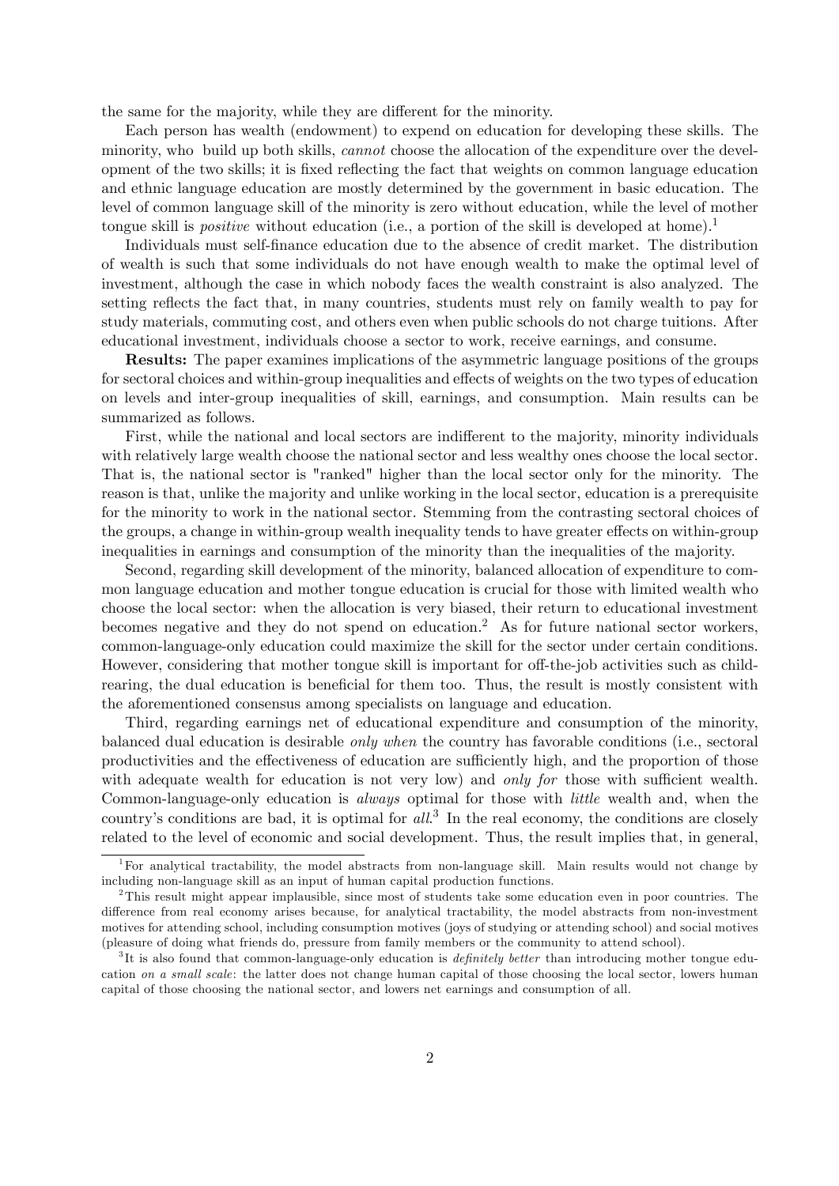the same for the majority, while they are different for the minority.

Each person has wealth (endowment) to expend on education for developing these skills. The minority, who build up both skills, *cannot* choose the allocation of the expenditure over the development of the two skills; it is fixed reflecting the fact that weights on common language education and ethnic language education are mostly determined by the government in basic education. The level of common language skill of the minority is zero without education, while the level of mother tongue skill is *positive* without education (i.e., a portion of the skill is developed at home).[1]

Individuals must self-finance education due to the absence of credit market. The distribution of wealth is such that some individuals do not have enough wealth to make the optimal level of investment, although the case in which nobody faces the wealth constraint is also analyzed. The setting reflects the fact that, in many countries, students must rely on family wealth to pay for study materials, commuting cost, and others even when public schools do not charge tuitions. After educational investment, individuals choose a sector to work, receive earnings, and consume.

**Results:** The paper examines implications of the asymmetric language positions of the groups for sectoral choices and within-group inequalities and effects of weights on the two types of education on levels and inter-group inequalities of skill, earnings, and consumption. Main results can be summarized as follows.

First, while the national and local sectors are indifferent to the majority, minority individuals with relatively large wealth choose the national sector and less wealthy ones choose the local sector. That is, the national sector is "ranked" higher than the local sector only for the minority. The reason is that, unlike the majority and unlike working in the local sector, education is a prerequisite for the minority to work in the national sector. Stemming from the contrasting sectoral choices of the groups, a change in within-group wealth inequality tends to have greater effects on within-group inequalities in earnings and consumption of the minority than the inequalities of the majority.

Second, regarding skill development of the minority, balanced allocation of expenditure to common language education and mother tongue education is crucial for those with limited wealth who choose the local sector: when the allocation is very biased, their return to educational investment becomes negative and they do not spend on education.[2] As for future national sector workers, common-language-only education could maximize the skill for the sector under certain conditions. However, considering that mother tongue skill is important for off-the-job activities such as child-rearing, the dual education is beneficial for them too. Thus, the result is mostly consistent with the aforementioned consensus among specialists on language and education.

Third, regarding earnings net of educational expenditure and consumption of the minority, balanced dual education is desirable *only when* the country has favorable conditions (i.e., sectoral productivities and the effectiveness of education are sufficiently high, and the proportion of those with adequate wealth for education is not very low) and *only for* those with sufficient wealth. Common-language-only education is *always* optimal for those with *little* wealth and, when the country's conditions are bad, it is optimal for *all*.[3] In the real economy, the conditions are closely related to the level of economic and social development. Thus, the result implies that, in general,

---

[1] For analytical tractability, the model abstracts from non-language skill. Main results would not change by including non-language skill as an input of human capital production functions.

[2] This result might appear implausible, since most of students take some education even in poor countries. The difference from real economy arises because, for analytical tractability, the model abstracts from non-investment motives for attending school, including consumption motives (joys of studying or attending school) and social motives (pleasure of doing what friends do, pressure from family members or the community to attend school).

[3] It is also found that common-language-only education is *definitely better* than introducing mother tongue education *on a small scale*: the latter does not change human capital of those choosing the local sector, lowers human capital of those choosing the national sector, and lowers net earnings and consumption of all.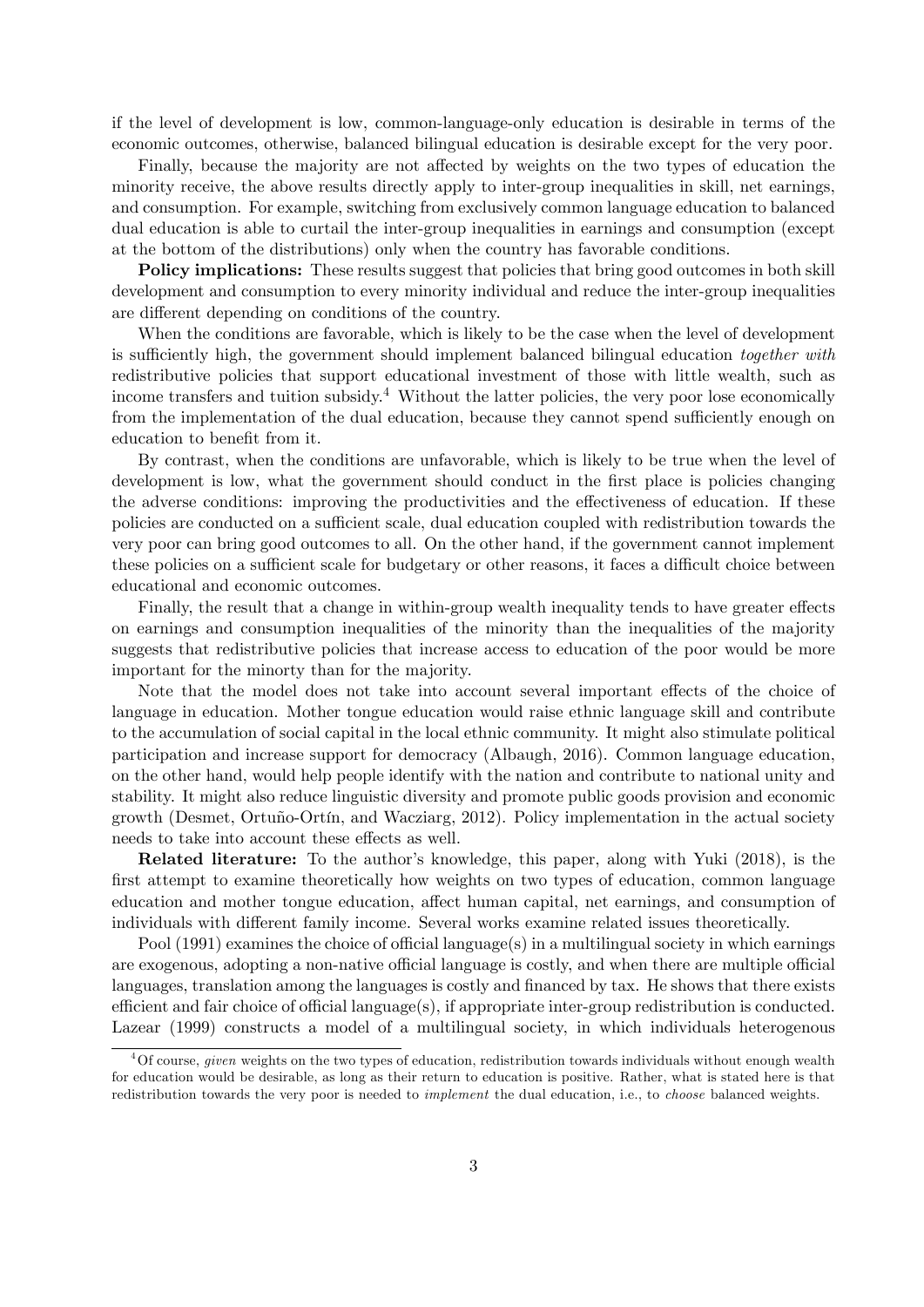if the level of development is low, common-language-only education is desirable in terms of the economic outcomes, otherwise, balanced bilingual education is desirable except for the very poor.

Finally, because the majority are not affected by weights on the two types of education the minority receive, the above results directly apply to inter-group inequalities in skill, net earnings, and consumption. For example, switching from exclusively common language education to balanced dual education is able to curtail the inter-group inequalities in earnings and consumption (except at the bottom of the distributions) only when the country has favorable conditions.

**Policy implications:** These results suggest that policies that bring good outcomes in both skill development and consumption to every minority individual and reduce the inter-group inequalities are different depending on conditions of the country.

When the conditions are favorable, which is likely to be the case when the level of development is sufficiently high, the government should implement balanced bilingual education *together with* redistributive policies that support educational investment of those with little wealth, such as income transfers and tuition subsidy.[4] Without the latter policies, the very poor lose economically from the implementation of the dual education, because they cannot spend sufficiently enough on education to benefit from it.

By contrast, when the conditions are unfavorable, which is likely to be true when the level of development is low, what the government should conduct in the first place is policies changing the adverse conditions: improving the productivities and the effectiveness of education. If these policies are conducted on a sufficient scale, dual education coupled with redistribution towards the very poor can bring good outcomes to all. On the other hand, if the government cannot implement these policies on a sufficient scale for budgetary or other reasons, it faces a difficult choice between educational and economic outcomes.

Finally, the result that a change in within-group wealth inequality tends to have greater effects on earnings and consumption inequalities of the minority than the inequalities of the majority suggests that redistributive policies that increase access to education of the poor would be more important for the minorty than for the majority.

Note that the model does not take into account several important effects of the choice of language in education. Mother tongue education would raise ethnic language skill and contribute to the accumulation of social capital in the local ethnic community. It might also stimulate political participation and increase support for democracy (Albaugh, 2016). Common language education, on the other hand, would help people identify with the nation and contribute to national unity and stability. It might also reduce linguistic diversity and promote public goods provision and economic growth (Desmet, Ortuño-Ortín, and Wacziarg, 2012). Policy implementation in the actual society needs to take into account these effects as well.

**Related literature:** To the author's knowledge, this paper, along with Yuki (2018), is the first attempt to examine theoretically how weights on two types of education, common language education and mother tongue education, affect human capital, net earnings, and consumption of individuals with different family income. Several works examine related issues theoretically.

Pool (1991) examines the choice of official language(s) in a multilingual society in which earnings are exogenous, adopting a non-native official language is costly, and when there are multiple official languages, translation among the languages is costly and financed by tax. He shows that there exists efficient and fair choice of official language(s), if appropriate inter-group redistribution is conducted. Lazear (1999) constructs a model of a multilingual society, in which individuals heterogenous

[4] Of course, *given* weights on the two types of education, redistribution towards individuals without enough wealth for education would be desirable, as long as their return to education is positive. Rather, what is stated here is that redistribution towards the very poor is needed to *implement* the dual education, i.e., to *choose* balanced weights.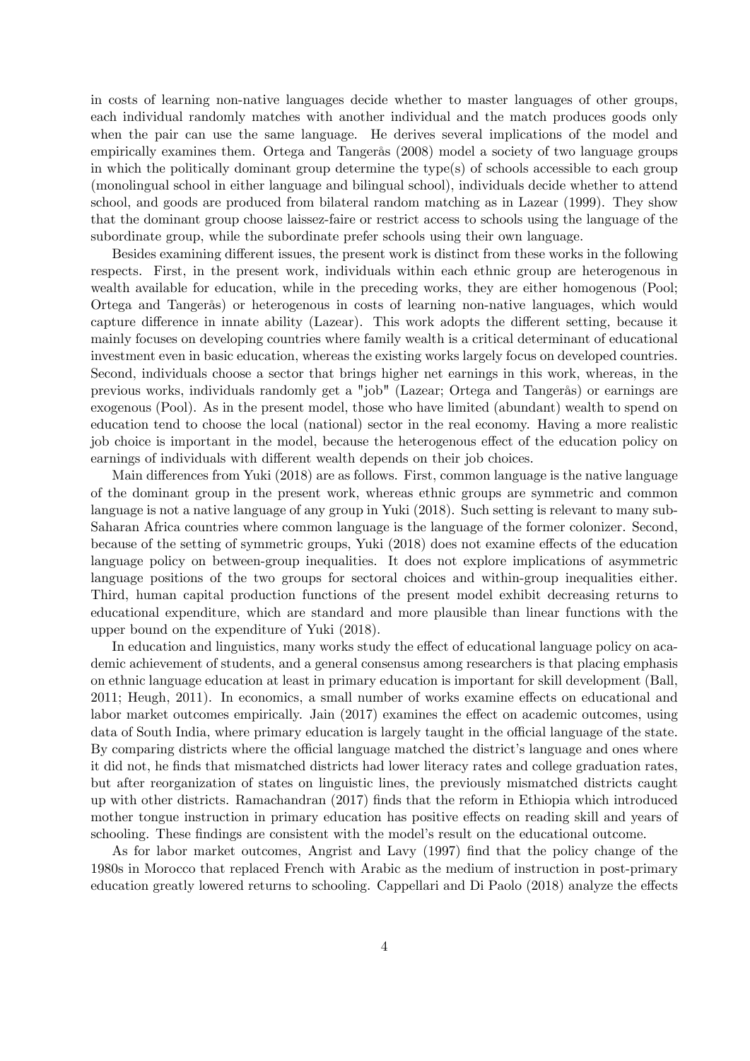in costs of learning non-native languages decide whether to master languages of other groups, each individual randomly matches with another individual and the match produces goods only when the pair can use the same language. He derives several implications of the model and empirically examines them. Ortega and Tangerås (2008) model a society of two language groups in which the politically dominant group determine the type(s) of schools accessible to each group (monolingual school in either language and bilingual school), individuals decide whether to attend school, and goods are produced from bilateral random matching as in Lazear (1999). They show that the dominant group choose laissez-faire or restrict access to schools using the language of the subordinate group, while the subordinate prefer schools using their own language.

Besides examining different issues, the present work is distinct from these works in the following respects. First, in the present work, individuals within each ethnic group are heterogenous in wealth available for education, while in the preceding works, they are either homogenous (Pool; Ortega and Tangerås) or heterogenous in costs of learning non-native languages, which would capture difference in innate ability (Lazear). This work adopts the different setting, because it mainly focuses on developing countries where family wealth is a critical determinant of educational investment even in basic education, whereas the existing works largely focus on developed countries. Second, individuals choose a sector that brings higher net earnings in this work, whereas, in the previous works, individuals randomly get a "job" (Lazear; Ortega and Tangerås) or earnings are exogenous (Pool). As in the present model, those who have limited (abundant) wealth to spend on education tend to choose the local (national) sector in the real economy. Having a more realistic job choice is important in the model, because the heterogeneous effect of the education policy on earnings of individuals with different wealth depends on their job choices.

Main differences from Yuki (2018) are as follows. First, common language is the native language of the dominant group in the present work, whereas ethnic groups are symmetric and common language is not a native language of any group in Yuki (2018). Such setting is relevant to many sub-Saharan Africa countries where common language is the language of the former colonizer. Second, because of the setting of symmetric groups, Yuki (2018) does not examine effects of the education language policy on between-group inequalities. It does not explore implications of asymmetric language positions of the two groups for sectoral choices and within-group inequalities either. Third, human capital production functions of the present model exhibit decreasing returns to educational expenditure, which are standard and more plausible than linear functions with the upper bound on the expenditure of Yuki (2018).

In education and linguistics, many works study the effect of educational language policy on academic achievement of students, and a general consensus among researchers is that placing emphasis on ethnic language education at least in primary education is important for skill development (Ball, 2011; Heugh, 2011). In economics, a small number of works examine effects on educational and labor market outcomes empirically. Jain (2017) examines the effect on academic outcomes, using data of South India, where primary education is largely taught in the official language of the state. By comparing districts where the official language matched the district's language and ones where it did not, he finds that mismatched districts had lower literacy rates and college graduation rates, but after reorganization of states on linguistic lines, the previously mismatched districts caught up with other districts. Ramachandran (2017) finds that the reform in Ethiopia which introduced mother tongue instruction in primary education has positive effects on reading skill and years of schooling. These findings are consistent with the model's result on the educational outcome.

As for labor market outcomes, Angrist and Lavy (1997) find that the policy change of the 1980s in Morocco that replaced French with Arabic as the medium of instruction in post-primary education greatly lowered returns to schooling. Cappellari and Di Paolo (2018) analyze the effects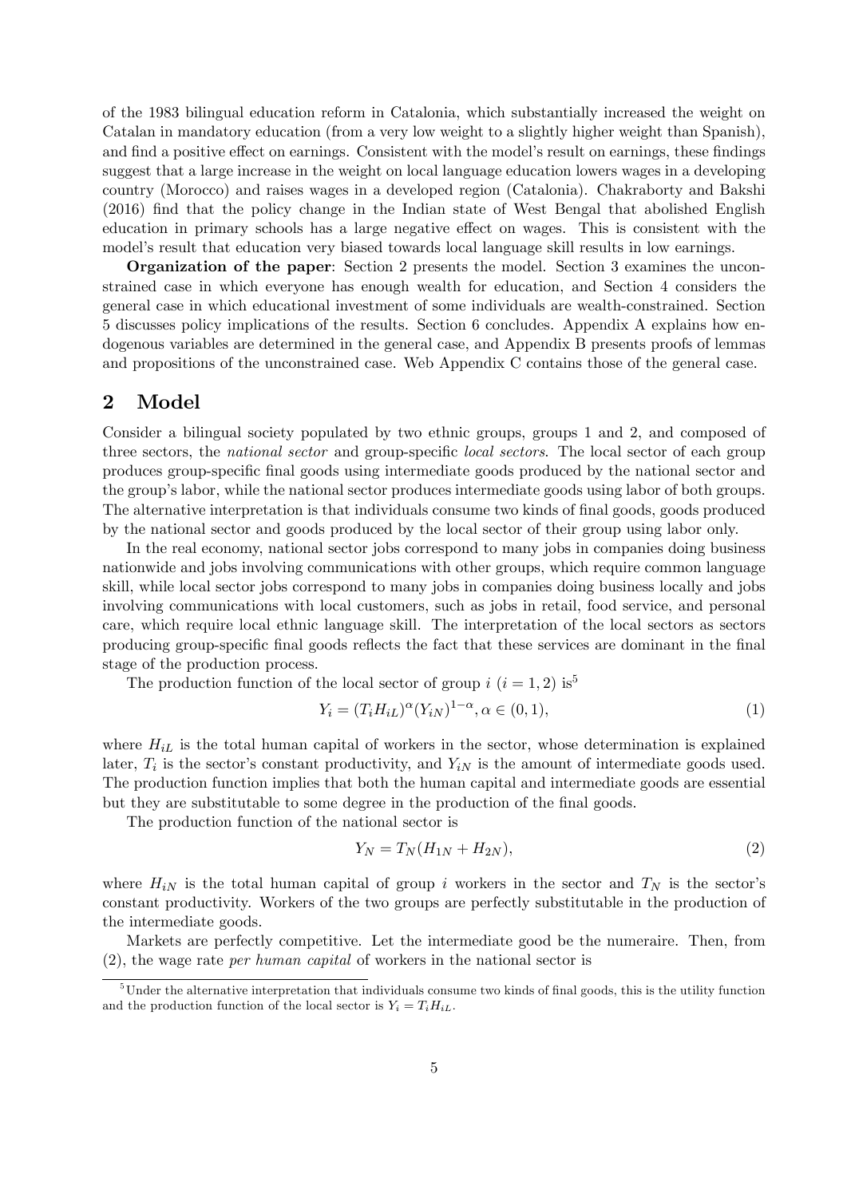of the 1983 bilingual education reform in Catalonia, which substantially increased the weight on Catalan in mandatory education (from a very low weight to a slightly higher weight than Spanish), and find a positive effect on earnings. Consistent with the model's result on earnings, these findings suggest that a large increase in the weight on local language education lowers wages in a developing country (Morocco) and raises wages in a developed region (Catalonia). Chakraborty and Bakshi (2016) find that the policy change in the Indian state of West Bengal that abolished English education in primary schools has a large negative effect on wages. This is consistent with the model's result that education very biased towards local language skill results in low earnings.

**Organization of the paper**: Section 2 presents the model. Section 3 examines the unconstrained case in which everyone has enough wealth for education, and Section 4 considers the general case in which educational investment of some individuals are wealth-constrained. Section 5 discusses policy implications of the results. Section 6 concludes. Appendix A explains how endogenous variables are determined in the general case, and Appendix B presents proofs of lemmas and propositions of the unconstrained case. Web Appendix C contains those of the general case.

## 2 Model

Consider a bilingual society populated by two ethnic groups, groups 1 and 2, and composed of three sectors, the *national sector* and group-specific *local sectors*. The local sector of each group produces group-specific final goods using intermediate goods produced by the national sector and the group's labor, while the national sector produces intermediate goods using labor of both groups. The alternative interpretation is that individuals consume two kinds of final goods, goods produced by the national sector and goods produced by the local sector of their group using labor only.

In the real economy, national sector jobs correspond to many jobs in companies doing business nationwide and jobs involving communications with other groups, which require common language skill, while local sector jobs correspond to many jobs in companies doing business locally and jobs involving communications with local customers, such as jobs in retail, food service, and personal care, which require local ethnic language skill. The interpretation of the local sectors as sectors producing group-specific final goods reflects the fact that these services are dominant in the final stage of the production process.

The production function of the local sector of group $i$ ($i = 1, 2$) is[5]

$$Y_i = (T_i H_{iL})^{\alpha}(Y_{iN})^{1-\alpha}, \alpha \in (0, 1), \tag{1}$$

where $H_{iL}$ is the total human capital of workers in the sector, whose determination is explained later, $T_i$ is the sector's constant productivity, and $Y_{iN}$ is the amount of intermediate goods used. The production function implies that both the human capital and intermediate goods are essential but they are substitutable to some degree in the production of the final goods.

The production function of the national sector is

$$Y_N = T_N(H_{1N} + H_{2N}), \tag{2}$$

where $H_{iN}$ is the total human capital of group $i$ workers in the sector and $T_N$ is the sector's constant productivity. Workers of the two groups are perfectly substitutable in the production of the intermediate goods.

Markets are perfectly competitive. Let the intermediate good be the numeraire. Then, from (2), the wage rate *per human capital* of workers in the national sector is

[5] Under the alternative interpretation that individuals consume two kinds of final goods, this is the utility function and the production function of the local sector is $Y_i = T_i H_{iL}$.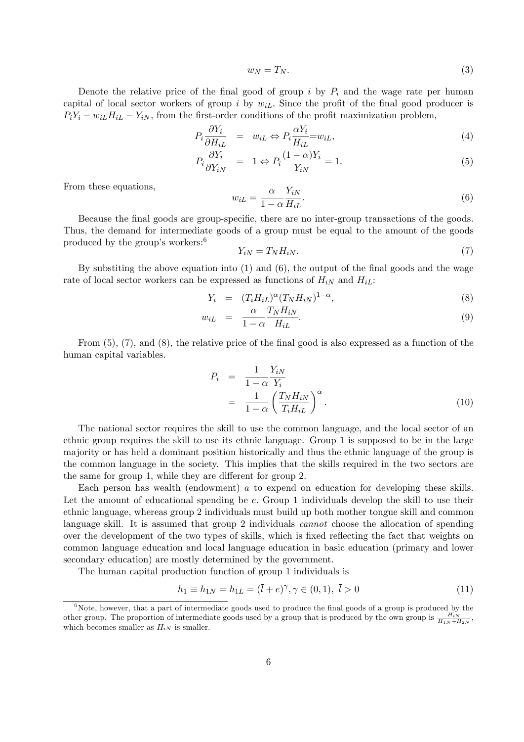$$w_N = T_N. \tag{3}$$

Denote the relative price of the final good of group $i$ by $P_i$ and the wage rate per human capital of local sector workers of group $i$ by $w_{iL}$. Since the profit of the final good producer is $P_i Y_i - w_{iL} H_{iL} - Y_{iN}$, from the first-order conditions of the profit maximization problem,

$$P_i \frac{\partial Y_i}{\partial H_{iL}} = w_{iL} \Leftrightarrow P_i \frac{\alpha Y_i}{H_{iL}} = w_{iL}, \tag{4}$$

$$P_i \frac{\partial Y_i}{\partial Y_{iN}} = 1 \Leftrightarrow P_i \frac{(1-\alpha) Y_i}{Y_{iN}} = 1. \tag{5}$$

From these equations,

$$w_{iL} = \frac{\alpha}{1-\alpha} \frac{Y_{iN}}{H_{iL}}. \tag{6}$$

Because the final goods are group-specific, there are no inter-group transactions of the goods. Thus, the demand for intermediate goods of a group must be equal to the amount of the goods produced by the group's workers:[6]

$$Y_{iN} = T_N H_{iN}. \tag{7}$$

By substiting the above equation into (1) and (6), the output of the final goods and the wage rate of local sector workers can be expressed as functions of $H_{iN}$ and $H_{iL}$:

$$Y_i = (T_i H_{iL})^{\alpha} (T_N H_{iN})^{1-\alpha}, \tag{8}$$

$$w_{iL} = \frac{\alpha}{1-\alpha} \frac{T_N H_{iN}}{H_{iL}}. \tag{9}$$

From (5), (7), and (8), the relative price of the final good is also expressed as a function of the human capital variables.

$$\begin{aligned} P_i &= \frac{1}{1-\alpha} \frac{Y_{iN}}{Y_i} \\ &= \frac{1}{1-\alpha} \left( \frac{T_N H_{iN}}{T_i H_{iL}} \right)^{\alpha}. \end{aligned} \tag{10}$$

The national sector requires the skill to use the common language, and the local sector of an ethnic group requires the skill to use its ethnic language. Group 1 is supposed to be in the large majority or has held a dominant position historically and thus the ethnic language of the group is the common language in the society. This implies that the skills required in the two sectors are the same for group 1, while they are different for group 2.

Each person has wealth (endowment) $a$ to expend on education for developing these skills. Let the amount of educational spending be $e$. Group 1 individuals develop the skill to use their ethnic language, whereas group 2 individuals must build up both mother tongue skill and common language skill. It is assumed that group 2 individuals *cannot* choose the allocation of spending over the development of the two types of skills, which is fixed reflecting the fact that weights on common language education and local language education in basic education (primary and lower secondary education) are mostly determined by the government.

The human capital production function of group 1 individuals is

$$h_1 \equiv h_{1N} = h_{1L} = (\bar{l} + e)^{\gamma}, \gamma \in (0,1), \ \bar{l} > 0 \tag{11}$$

[6] Note, however, that a part of intermediate goods used to produce the final goods of a group is produced by the other group. The proportion of intermediate goods used by a group that is produced by the own group is $\frac{H_{iN}}{H_{1N}+H_{2N}}$, which becomes smaller as $H_{iN}$ is smaller.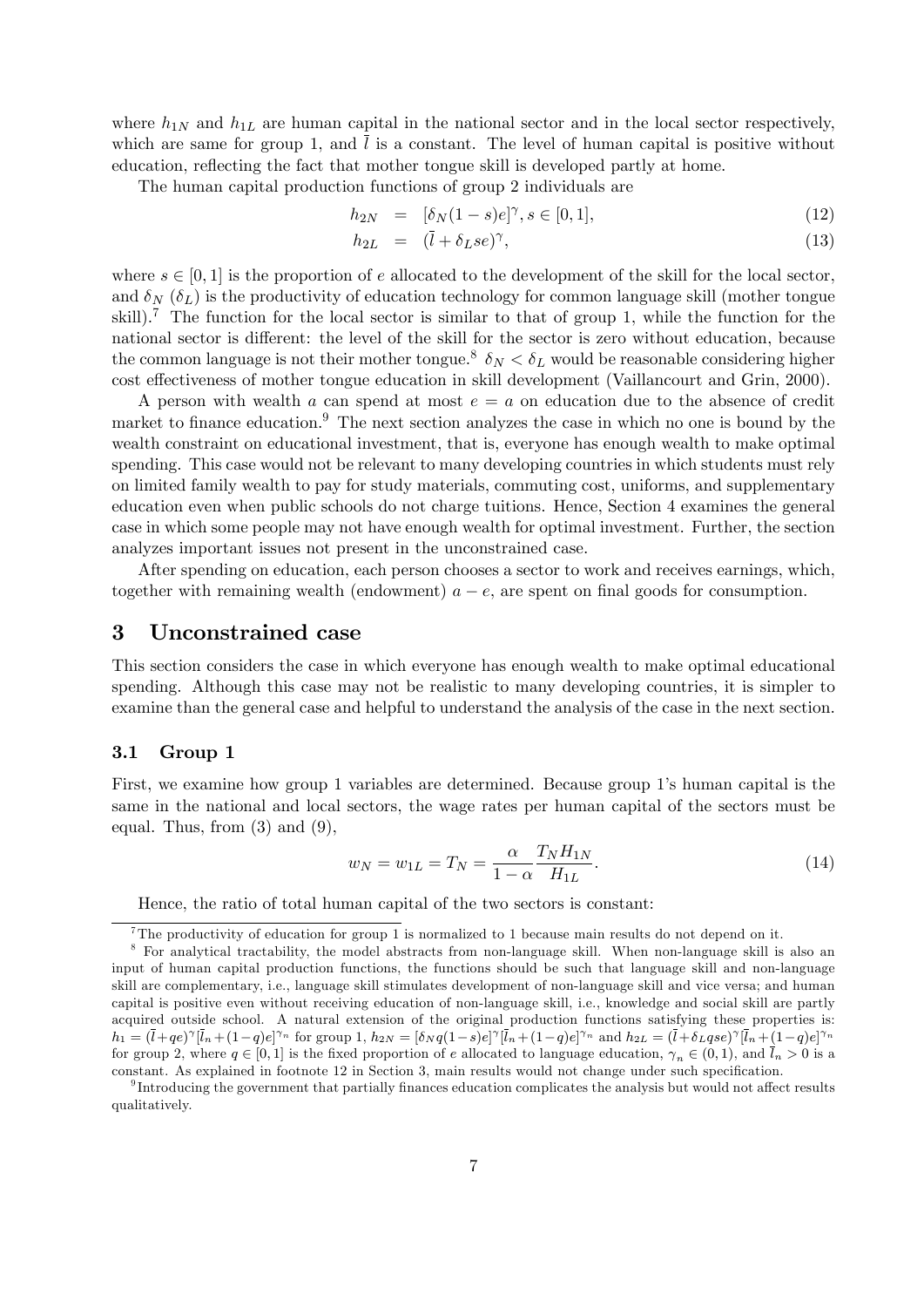where $h_{1N}$ and $h_{1L}$ are human capital in the national sector and in the local sector respectively, which are same for group 1, and $\bar{l}$ is a constant. The level of human capital is positive without education, reflecting the fact that mother tongue skill is developed partly at home.

The human capital production functions of group 2 individuals are

$$h_{2N} = [\delta_N(1-s)e]^{\gamma}, s \in [0,1], \tag{12}$$

$$h_{2L} = (\bar{l} + \delta_L se)^{\gamma}, \tag{13}$$

where $s \in [0,1]$ is the proportion of $e$ allocated to the development of the skill for the local sector, and $\delta_N$ ($\delta_L$) is the productivity of education technology for common language skill (mother tongue skill).[7] The function for the local sector is similar to that of group 1, while the function for the national sector is different: the level of the skill for the sector is zero without education, because the common language is not their mother tongue.[8] $\delta_N < \delta_L$ would be reasonable considering higher cost effectiveness of mother tongue education in skill development (Vaillancourt and Grin, 2000).

A person with wealth $a$ can spend at most $e = a$ on education due to the absence of credit market to finance education.[9] The next section analyzes the case in which no one is bound by the wealth constraint on educational investment, that is, everyone has enough wealth to make optimal spending. This case would not be relevant to many developing countries in which students must rely on limited family wealth to pay for study materials, commuting cost, uniforms, and supplementary education even when public schools do not charge tuitions. Hence, Section 4 examines the general case in which some people may not have enough wealth for optimal investment. Further, the section analyzes important issues not present in the unconstrained case.

After spending on education, each person chooses a sector to work and receives earnings, which, together with remaining wealth (endowment) $a - e$, are spent on final goods for consumption.

# 3 Unconstrained case

This section considers the case in which everyone has enough wealth to make optimal educational spending. Although this case may not be realistic to many developing countries, it is simpler to examine than the general case and helpful to understand the analysis of the case in the next section.

## 3.1 Group 1

First, we examine how group 1 variables are determined. Because group 1's human capital is the same in the national and local sectors, the wage rates per human capital of the sectors must be equal. Thus, from (3) and (9),

$$w_N = w_{1L} = T_N = \frac{\alpha}{1-\alpha}\frac{T_N H_{1N}}{H_{1L}}. \tag{14}$$

Hence, the ratio of total human capital of the two sectors is constant:

---

[7] The productivity of education for group 1 is normalized to 1 because main results do not depend on it.

[8] For analytical tractability, the model abstracts from non-language skill. When non-language skill is also an input of human capital production functions, the functions should be such that language skill and non-language skill are complementary, i.e., language skill stimulates development of non-language skill and vice versa; and human capital is positive even without receiving education of non-language skill, i.e., knowledge and social skill are partly acquired outside school. A natural extension of the original production functions satisfying these properties is: $h_1 = (\bar{l} + qe)^{\gamma}[\bar{l}_n + (1-q)e]^{\gamma_n}$ for group 1, $h_{2N} = [\delta_N q(1-s)e]^{\gamma}[\bar{l}_n + (1-q)e]^{\gamma_n}$ and $h_{2L} = (\bar{l} + \delta_L qse)^{\gamma}[\bar{l}_n + (1-q)e]^{\gamma_n}$ for group 2, where $q \in [0,1]$ is the fixed proportion of $e$ allocated to language education, $\gamma_n \in (0,1)$, and $\bar{l}_n > 0$ is a constant. As explained in footnote 12 in Section 3, main results would not change under such specification.

[9] Introducing the government that partially finances education complicates the analysis but would not affect results qualitatively.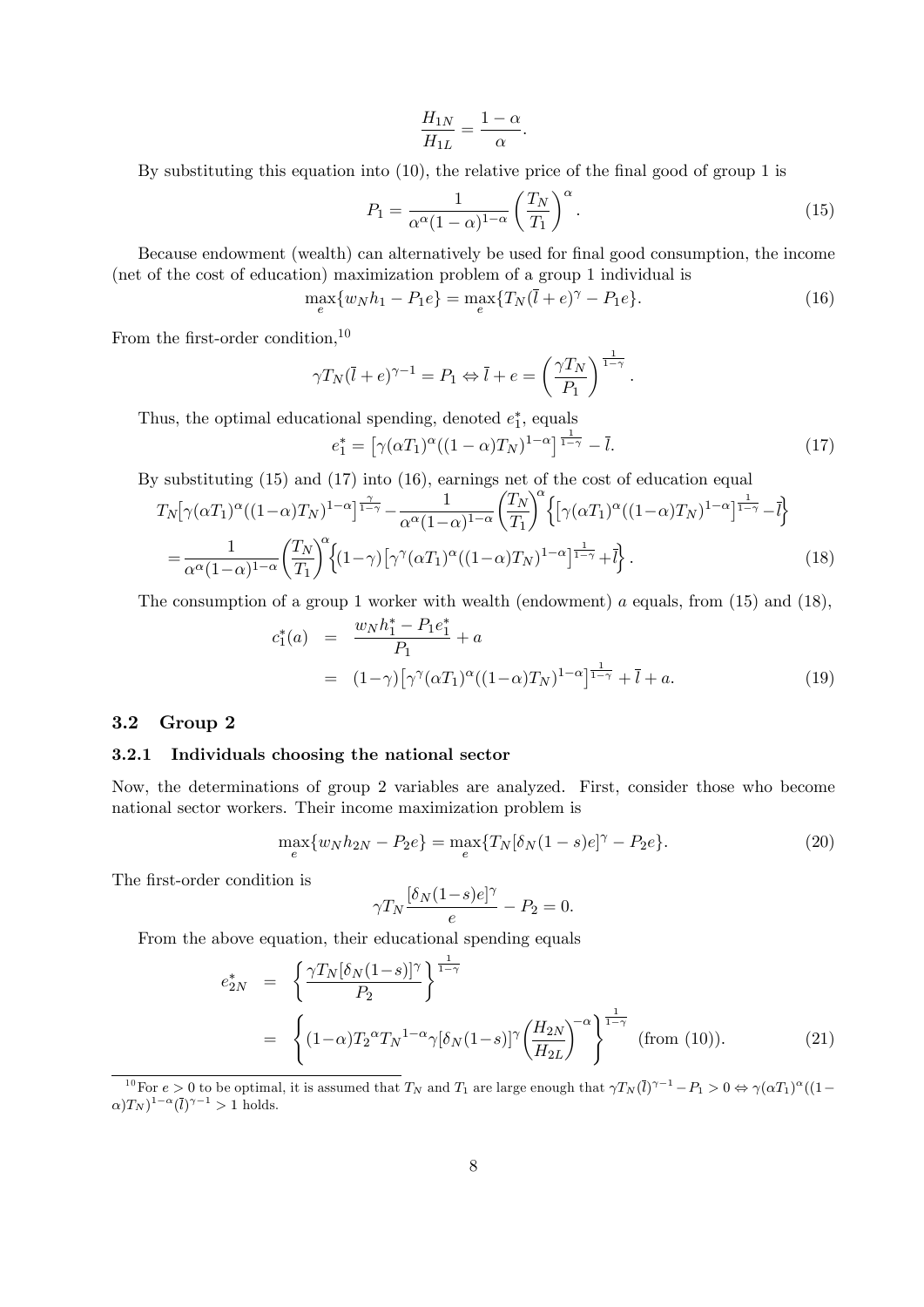$$\frac{H_{1N}}{H_{1L}} = \frac{1-\alpha}{\alpha}.$$

By substituting this equation into (10), the relative price of the final good of group 1 is

$$P_1 = \frac{1}{\alpha^\alpha(1-\alpha)^{1-\alpha}}\left(\frac{T_N}{T_1}\right)^\alpha. \tag{15}$$

Because endowment (wealth) can alternatively be used for final good consumption, the income (net of the cost of education) maximization problem of a group 1 individual is

$$\max_e\{w_N h_1 - P_1 e\} = \max_e\{T_N(\bar{l}+e)^\gamma - P_1 e\}. \tag{16}$$

From the first-order condition,[10]

$$\gamma T_N(\bar{l}+e)^{\gamma-1} = P_1 \Leftrightarrow \bar{l}+e = \left(\frac{\gamma T_N}{P_1}\right)^{\frac{1}{1-\gamma}}.$$

Thus, the optimal educational spending, denoted $e_1^*$, equals

$$e_1^* = \left[\gamma(\alpha T_1)^\alpha((1-\alpha)T_N)^{1-\alpha}\right]^{\frac{1}{1-\gamma}} - \bar{l}. \tag{17}$$

By substituting (15) and (17) into (16), earnings net of the cost of education equal

$$\begin{aligned}
&T_N\left[\gamma(\alpha T_1)^\alpha((1-\alpha)T_N)^{1-\alpha}\right]^{\frac{\gamma}{1-\gamma}} - \frac{1}{\alpha^\alpha(1-\alpha)^{1-\alpha}}\left(\frac{T_N}{T_1}\right)^\alpha\left\{\left[\gamma(\alpha T_1)^\alpha((1-\alpha)T_N)^{1-\alpha}\right]^{\frac{1}{1-\gamma}} - \bar{l}\right\} \\
&= \frac{1}{\alpha^\alpha(1-\alpha)^{1-\alpha}}\left(\frac{T_N}{T_1}\right)^\alpha\left\{(1-\gamma)\left[\gamma^\gamma(\alpha T_1)^\alpha((1-\alpha)T_N)^{1-\alpha}\right]^{\frac{1}{1-\gamma}} + \bar{l}\right\}.
\end{aligned} \tag{18}$$

The consumption of a group 1 worker with wealth (endowment) $a$ equals, from (15) and (18),

$$\begin{aligned}
c_1^*(a) &= \frac{w_N h_1^* - P_1 e_1^*}{P_1} + a \\
&= (1-\gamma)\left[\gamma^\gamma(\alpha T_1)^\alpha((1-\alpha)T_N)^{1-\alpha}\right]^{\frac{1}{1-\gamma}} + \bar{l} + a.
\end{aligned} \tag{19}$$

## 3.2 Group 2

### 3.2.1 Individuals choosing the national sector

Now, the determinations of group 2 variables are analyzed. First, consider those who become national sector workers. Their income maximization problem is

$$\max_e\{w_N h_{2N} - P_2 e\} = \max_e\{T_N[\delta_N(1-s)e]^\gamma - P_2 e\}. \tag{20}$$

The first-order condition is

$$\gamma T_N\frac{[\delta_N(1-s)e]^\gamma}{e} - P_2 = 0.$$

From the above equation, their educational spending equals

$$\begin{aligned}
e_{2N}^* &= \left\{\frac{\gamma T_N[\delta_N(1-s)]^\gamma}{P_2}\right\}^{\frac{1}{1-\gamma}} \\
&= \left\{(1-\alpha)T_2{}^\alpha T_N{}^{1-\alpha}\gamma[\delta_N(1-s)]^\gamma\left(\frac{H_{2N}}{H_{2L}}\right)^{-\alpha}\right\}^{\frac{1}{1-\gamma}} \quad \text{(from (10))}.
\end{aligned} \tag{21}$$

[10] For $e > 0$ to be optimal, it is assumed that $T_N$ and $T_1$ are large enough that $\gamma T_N(\bar{l})^{\gamma-1} - P_1 > 0 \Leftrightarrow \gamma(\alpha T_1)^\alpha((1-\alpha)T_N)^{1-\alpha}(\bar{l})^{\gamma-1} > 1$ holds.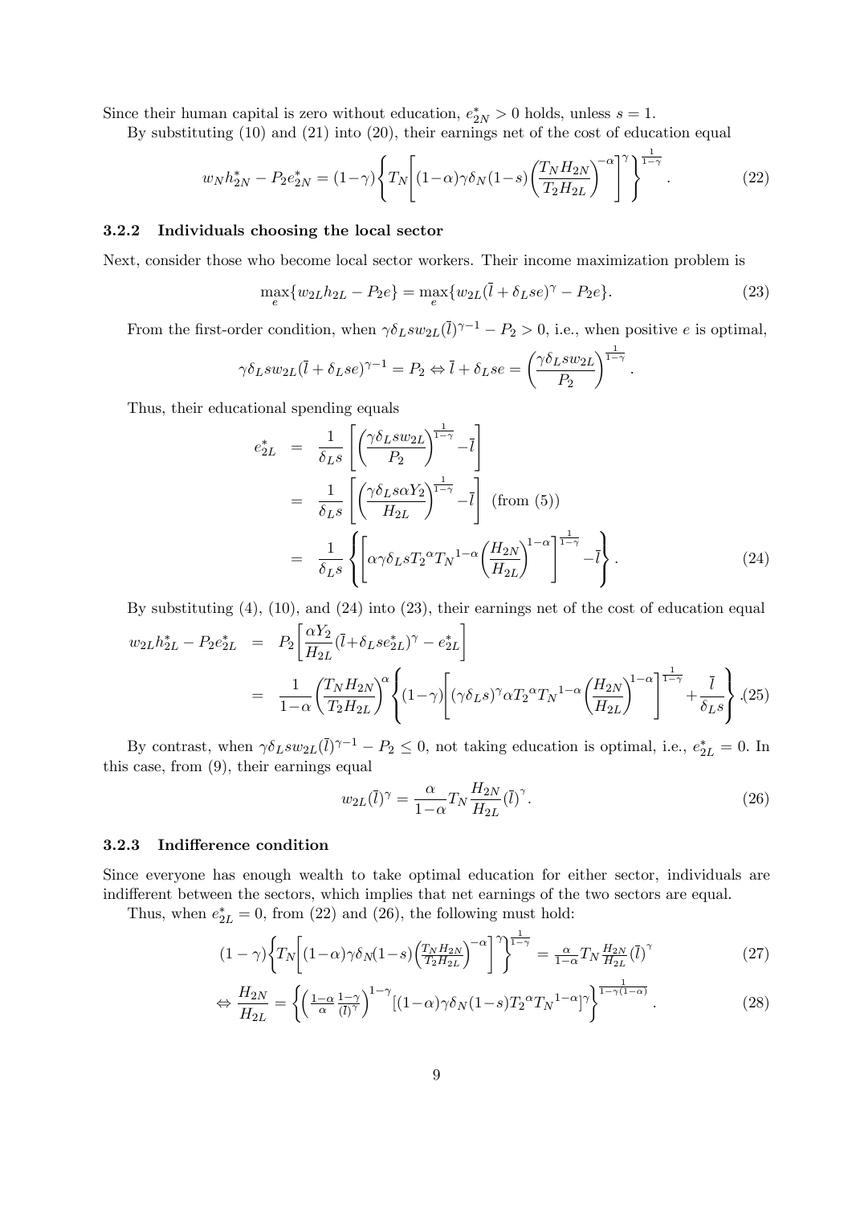Since their human capital is zero without education, $e^*_{2N} > 0$ holds, unless $s = 1$.

By substituting (10) and (21) into (20), their earnings net of the cost of education equal

$$w_N h^*_{2N} - P_2 e^*_{2N} = (1-\gamma)\left\{T_N\left[(1-\alpha)\gamma\delta_N(1-s)\left(\frac{T_N H_{2N}}{T_2 H_{2L}}\right)^{-\alpha}\right]^{\gamma}\right\}^{\frac{1}{1-\gamma}}. \tag{22}$$

### 3.2.2 Individuals choosing the local sector

Next, consider those who become local sector workers. Their income maximization problem is

$$\max_e\{w_{2L}h_{2L} - P_2 e\} = \max_e\{w_{2L}(\bar{l} + \delta_L se)^{\gamma} - P_2 e\}. \tag{23}$$

From the first-order condition, when $\gamma\delta_L s w_{2L}(\bar{l})^{\gamma-1} - P_2 > 0$, i.e., when positive $e$ is optimal,

$$\gamma\delta_L s w_{2L}(\bar{l} + \delta_L se)^{\gamma-1} = P_2 \Leftrightarrow \bar{l} + \delta_L se = \left(\frac{\gamma\delta_L s w_{2L}}{P_2}\right)^{\frac{1}{1-\gamma}}.$$

Thus, their educational spending equals

$$\begin{aligned}
e^*_{2L} &= \frac{1}{\delta_L s}\left[\left(\frac{\gamma\delta_L s w_{2L}}{P_2}\right)^{\frac{1}{1-\gamma}} - \bar{l}\right] \\
&= \frac{1}{\delta_L s}\left[\left(\frac{\gamma\delta_L s\alpha Y_2}{H_{2L}}\right)^{\frac{1}{1-\gamma}} - \bar{l}\right] \text{ (from (5))} \\
&= \frac{1}{\delta_L s}\left\{\left[\alpha\gamma\delta_L s T_2{}^{\alpha} T_N{}^{1-\alpha}\left(\frac{H_{2N}}{H_{2L}}\right)^{1-\alpha}\right]^{\frac{1}{1-\gamma}} - \bar{l}\right\}.
\end{aligned} \tag{24}$$

By substituting (4), (10), and (24) into (23), their earnings net of the cost of education equal

$$\begin{aligned}
w_{2L}h^*_{2L} - P_2 e^*_{2L} &= P_2\left[\frac{\alpha Y_2}{H_{2L}}(\bar{l} + \delta_L s e^*_{2L})^{\gamma} - e^*_{2L}\right] \\
&= \frac{1}{1-\alpha}\left(\frac{T_N H_{2N}}{T_2 H_{2L}}\right)^{\alpha}\left\{(1-\gamma)\left[(\gamma\delta_L s)^{\gamma}\alpha T_2{}^{\alpha} T_N{}^{1-\alpha}\left(\frac{H_{2N}}{H_{2L}}\right)^{1-\alpha}\right]^{\frac{1}{1-\gamma}} + \frac{\bar{l}}{\delta_L s}\right\}.
\end{aligned} \tag{25}$$

By contrast, when $\gamma\delta_L s w_{2L}(\bar{l})^{\gamma-1} - P_2 \leq 0$, not taking education is optimal, i.e., $e^*_{2L} = 0$. In this case, from (9), their earnings equal

$$w_{2L}(\bar{l})^{\gamma} = \frac{\alpha}{1-\alpha}T_N\frac{H_{2N}}{H_{2L}}(\bar{l})^{\gamma}. \tag{26}$$

### 3.2.3 Indifference condition

Since everyone has enough wealth to take optimal education for either sector, individuals are indifferent between the sectors, which implies that net earnings of the two sectors are equal.

Thus, when $e^*_{2L} = 0$, from (22) and (26), the following must hold:

$$(1-\gamma)\left\{T_N\left[(1-\alpha)\gamma\delta_N(1-s)\left(\tfrac{T_N H_{2N}}{T_2 H_{2L}}\right)^{-\alpha}\right]^{\gamma}\right\}^{\frac{1}{1-\gamma}} = \tfrac{\alpha}{1-\alpha}T_N\tfrac{H_{2N}}{H_{2L}}(\bar{l})^{\gamma} \tag{27}$$

$$\Leftrightarrow \frac{H_{2N}}{H_{2L}} = \left\{\left(\tfrac{1-\alpha}{\alpha}\tfrac{1-\gamma}{(\bar{l})^{\gamma}}\right)^{1-\gamma}[(1-\alpha)\gamma\delta_N(1-s)T_2{}^{\alpha}T_N{}^{1-\alpha}]^{\gamma}\right\}^{\frac{1}{1-\gamma(1-\alpha)}}. \tag{28}$$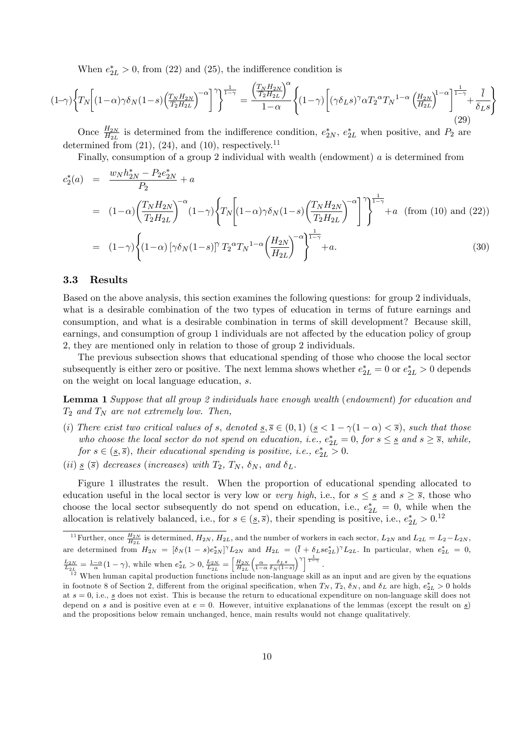When $e_{2L}^* > 0$, from (22) and (25), the indifference condition is

$$(1-\gamma)\left\{T_N\left[(1-\alpha)\gamma\delta_N(1-s)\left(\frac{T_N H_{2N}}{T_2 H_{2L}}\right)^{-\alpha}\right]^{\gamma}\right\}^{\frac{1}{1-\gamma}} = \frac{\left(\frac{T_N H_{2N}}{T_2 H_{2L}}\right)^{\alpha}}{1-\alpha}\left\{(1-\gamma)\left[(\gamma\delta_L s)^{\gamma}\alpha T_2{}^{\alpha} T_N{}^{1-\alpha}\left(\frac{H_{2N}}{H_{2L}}\right)^{1-\alpha}\right]^{\frac{1}{1-\gamma}} + \frac{\bar{l}}{\delta_L s}\right\} \tag{29}$$

Once $\frac{H_{2N}}{H_{2L}}$ is determined from the indifference condition, $e_{2N}^*$, $e_{2L}^*$ when positive, and $P_2$ are determined from (21), (24), and (10), respectively.[11]

Finally, consumption of a group 2 individual with wealth (endowment) $a$ is determined from

$$\begin{aligned}
c_2^*(a) &= \frac{w_N h_{2N}^* - P_2 e_{2N}^*}{P_2} + a \\
&= (1-\alpha)\left(\frac{T_N H_{2N}}{T_2 H_{2L}}\right)^{-\alpha}(1-\gamma)\left\{T_N\left[(1-\alpha)\gamma\delta_N(1-s)\left(\frac{T_N H_{2N}}{T_2 H_{2L}}\right)^{-\alpha}\right]^{\gamma}\right\}^{\frac{1}{1-\gamma}} + a \quad \text{(from (10) and (22))} \\
&= (1-\gamma)\left\{(1-\alpha)\left[\gamma\delta_N(1-s)\right]^{\gamma} T_2{}^{\alpha} T_N{}^{1-\alpha}\left(\frac{H_{2N}}{H_{2L}}\right)^{-\alpha}\right\}^{\frac{1}{1-\gamma}} + a. \qquad (30)
\end{aligned}$$

### 3.3 Results

Based on the above analysis, this section examines the following questions: for group 2 individuals, what is a desirable combination of the two types of education in terms of future earnings and consumption, and what is a desirable combination in terms of skill development? Because skill, earnings, and consumption of group 1 individuals are not affected by the education policy of group 2, they are mentioned only in relation to those of group 2 individuals.

The previous subsection shows that educational spending of those who choose the local sector subsequently is either zero or positive. The next lemma shows whether $e_{2L}^* = 0$ or $e_{2L}^* > 0$ depends on the weight on local language education, $s$.

**Lemma 1** *Suppose that all group 2 individuals have enough wealth (endowment) for education and $T_2$ and $T_N$ are not extremely low. Then,*

*(i) There exist two critical values of $s$, denoted $\underline{s}, \overline{s} \in (0,1)$ ($\underline{s} < 1-\gamma(1-\alpha) < \overline{s}$), such that those who choose the local sector do not spend on education, i.e., $e_{2L}^* = 0$, for $s \leq \underline{s}$ and $s \geq \overline{s}$, while, for $s \in (\underline{s}, \overline{s})$, their educational spending is positive, i.e., $e_{2L}^* > 0$.*

*(ii) $\underline{s}$ ($\overline{s}$) decreases (increases) with $T_2$, $T_N$, $\delta_N$, and $\delta_L$.*

Figure 1 illustrates the result. When the proportion of educational spending allocated to education useful in the local sector is very low or *very high*, i.e., for $s \leq \underline{s}$ and $s \geq \overline{s}$, those who choose the local sector subsequently do not spend on education, i.e., $e_{2L}^* = 0$, while when the allocation is relatively balanced, i.e., for $s \in (\underline{s}, \overline{s})$, their spending is positive, i.e., $e_{2L}^* > 0$.[12]

---

[11] Further, once $\frac{H_{2N}}{H_{2L}}$ is determined, $H_{2N}$, $H_{2L}$, and the number of workers in each sector, $L_{2N}$ and $L_{2L} = L_2 - L_{2N}$, are determined from $H_{2N} = [\delta_N(1-s)e_{2N}^*]^{\gamma} L_{2N}$ and $H_{2L} = (\bar{l} + \delta_L s e_{2L}^*)^{\gamma} L_{2L}$. In particular, when $e_{2L}^* = 0$, $\frac{L_{2N}}{L_{2L}} = \frac{1-\alpha}{\alpha}(1-\gamma)$, while when $e_{2L}^* > 0$, $\frac{L_{2N}}{L_{2L}} = \left[\frac{H_{2N}}{H_{2L}}\left(\frac{\alpha}{1-\alpha}\frac{\delta_L s}{\delta_N(1-s)}\right)^{\gamma}\right]^{\frac{1}{1-\gamma}}$.

[12] When human capital production functions include non-language skill as an input and are given by the equations in footnote 8 of Section 2, different from the original specification, when $T_N$, $T_2$, $\delta_N$, and $\delta_L$ are high, $e_{2L}^* > 0$ holds at $s = 0$, i.e., $\underline{s}$ does not exist. This is because the return to educational expenditure on non-language skill does not depend on $s$ and is positive even at $e = 0$. However, intuitive explanations of the lemmas (except the result on $\underline{s}$) and the propositions below remain unchanged, hence, main results would not change qualitatively.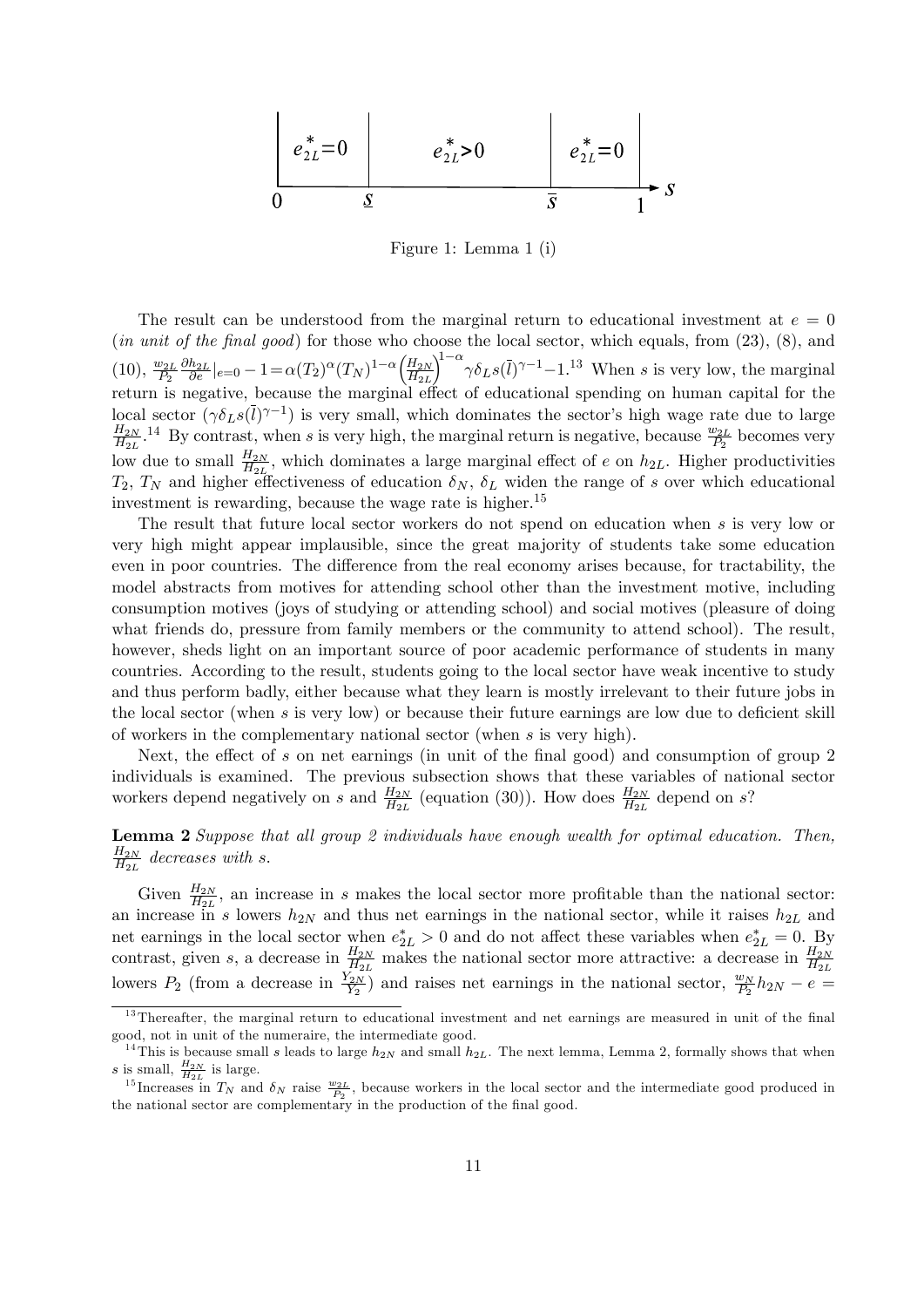Figure 1: Lemma 1 (i)

The result can be understood from the marginal return to educational investment at $e = 0$ (*in unit of the final good*) for those who choose the local sector, which equals, from (23), (8), and (10), $\frac{w_{2L}}{P_2}\frac{\partial h_{2L}}{\partial e}|_{e=0} - 1 = \alpha(T_2)^{\alpha}(T_N)^{1-\alpha}\left(\frac{H_{2N}}{H_{2L}}\right)^{1-\alpha}\gamma\delta_L s(\bar{l})^{\gamma-1} - 1$.[13] When $s$ is very low, the marginal return is negative, because the marginal effect of educational spending on human capital for the local sector ($\gamma\delta_L s(\bar{l})^{\gamma-1}$) is very small, which dominates the sector's high wage rate due to large $\frac{H_{2N}}{H_{2L}}$.[14] By contrast, when $s$ is very high, the marginal return is negative, because $\frac{w_{2L}}{P_2}$ becomes very low due to small $\frac{H_{2N}}{H_{2L}}$, which dominates a large marginal effect of $e$ on $h_{2L}$. Higher productivities $T_2$, $T_N$ and higher effectiveness of education $\delta_N$, $\delta_L$ widen the range of $s$ over which educational investment is rewarding, because the wage rate is higher.[15]

The result that future local sector workers do not spend on education when $s$ is very low or very high might appear implausible, since the great majority of students take some education even in poor countries. The difference from the real economy arises because, for tractability, the model abstracts from motives for attending school other than the investment motive, including consumption motives (joys of studying or attending school) and social motives (pleasure of doing what friends do, pressure from family members or the community to attend school). The result, however, sheds light on an important source of poor academic performance of students in many countries. According to the result, students going to the local sector have weak incentive to study and thus perform badly, either because what they learn is mostly irrelevant to their future jobs in the local sector (when $s$ is very low) or because their future earnings are low due to deficient skill of workers in the complementary national sector (when $s$ is very high).

Next, the effect of $s$ on net earnings (in unit of the final good) and consumption of group 2 individuals is examined. The previous subsection shows that these variables of national sector workers depend negatively on $s$ and $\frac{H_{2N}}{H_{2L}}$ (equation (30)). How does $\frac{H_{2N}}{H_{2L}}$ depend on $s$?

**Lemma 2** *Suppose that all group 2 individuals have enough wealth for optimal education. Then, $\frac{H_{2N}}{H_{2L}}$ decreases with $s$.*

Given $\frac{H_{2N}}{H_{2L}}$, an increase in $s$ makes the local sector more profitable than the national sector: an increase in $s$ lowers $h_{2N}$ and thus net earnings in the national sector, while it raises $h_{2L}$ and net earnings in the local sector when $e^*_{2L} > 0$ and do not affect these variables when $e^*_{2L} = 0$. By contrast, given $s$, a decrease in $\frac{H_{2N}}{H_{2L}}$ makes the national sector more attractive: a decrease in $\frac{H_{2N}}{H_{2L}}$ lowers $P_2$ (from a decrease in $\frac{Y_{2N}}{Y_2}$) and raises net earnings in the national sector, $\frac{w_N}{P_2}h_{2N} - e =$

[13] Thereafter, the marginal return to educational investment and net earnings are measured in unit of the final good, not in unit of the numeraire, the intermediate good.

[14] This is because small $s$ leads to large $h_{2N}$ and small $h_{2L}$. The next lemma, Lemma 2, formally shows that when $s$ is small, $\frac{H_{2N}}{H_{2L}}$ is large.

[15] Increases in $T_N$ and $\delta_N$ raise $\frac{w_{2L}}{P_2}$, because workers in the local sector and the intermediate good produced in the national sector are complementary in the production of the final good.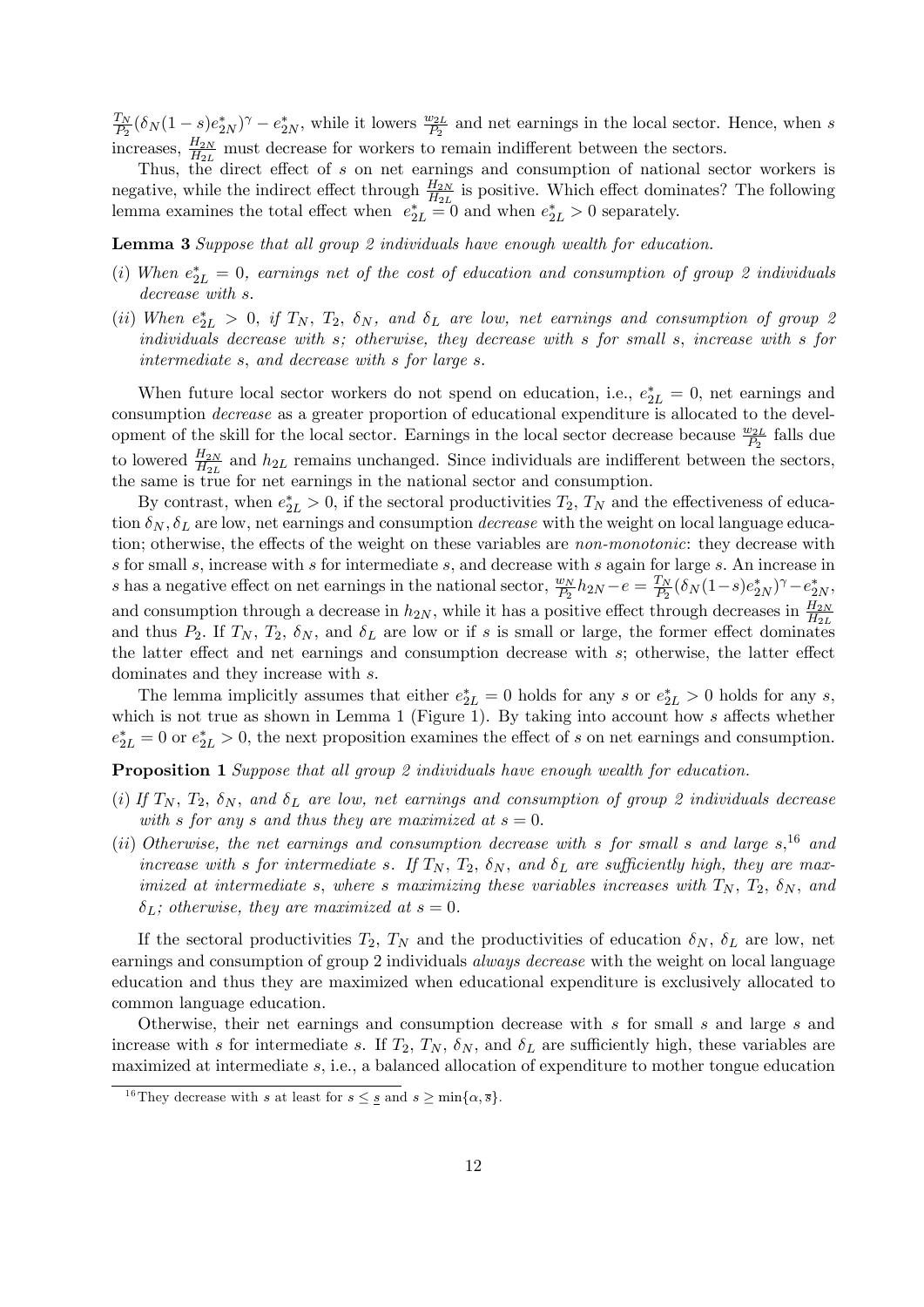$\frac{T_N}{P_2}(\delta_N(1-s)e^*_{2N})^\gamma - e^*_{2N}$, while it lowers $\frac{w_{2L}}{P_2}$ and net earnings in the local sector. Hence, when $s$ increases, $\frac{H_{2N}}{H_{2L}}$ must decrease for workers to remain indifferent between the sectors.

Thus, the direct effect of $s$ on net earnings and consumption of national sector workers is negative, while the indirect effect through $\frac{H_{2N}}{H_{2L}}$ is positive. Which effect dominates? The following lemma examines the total effect when $e^*_{2L} = 0$ and when $e^*_{2L} > 0$ separately.

**Lemma 3** *Suppose that all group 2 individuals have enough wealth for education.*

*(i) When $e^*_{2L} = 0$, earnings net of the cost of education and consumption of group 2 individuals decrease with $s$.*

*(ii) When $e^*_{2L} > 0$, if $T_N$, $T_2$, $\delta_N$, and $\delta_L$ are low, net earnings and consumption of group 2 individuals decrease with $s$; otherwise, they decrease with $s$ for small $s$, increase with $s$ for intermediate $s$, and decrease with $s$ for large $s$.*

When future local sector workers do not spend on education, i.e., $e^*_{2L} = 0$, net earnings and consumption *decrease* as a greater proportion of educational expenditure is allocated to the development of the skill for the local sector. Earnings in the local sector decrease because $\frac{w_{2L}}{P_2}$ falls due to lowered $\frac{H_{2N}}{H_{2L}}$ and $h_{2L}$ remains unchanged. Since individuals are indifferent between the sectors, the same is true for net earnings in the national sector and consumption.

By contrast, when $e^*_{2L} > 0$, if the sectoral productivities $T_2$, $T_N$ and the effectiveness of education $\delta_N, \delta_L$ are low, net earnings and consumption *decrease* with the weight on local language education; otherwise, the effects of the weight on these variables are *non-monotonic*: they decrease with $s$ for small $s$, increase with $s$ for intermediate $s$, and decrease with $s$ again for large $s$. An increase in $s$ has a negative effect on net earnings in the national sector, $\frac{w_N}{P_2}h_{2N} - e = \frac{T_N}{P_2}(\delta_N(1-s)e^*_{2N})^\gamma - e^*_{2N}$, and consumption through a decrease in $h_{2N}$, while it has a positive effect through decreases in $\frac{H_{2N}}{H_{2L}}$ and thus $P_2$. If $T_N$, $T_2$, $\delta_N$, and $\delta_L$ are low or if $s$ is small or large, the former effect dominates the latter effect and net earnings and consumption decrease with $s$; otherwise, the latter effect dominates and they increase with $s$.

The lemma implicitly assumes that either $e^*_{2L} = 0$ holds for any $s$ or $e^*_{2L} > 0$ holds for any $s$, which is not true as shown in Lemma 1 (Figure 1). By taking into account how $s$ affects whether $e^*_{2L} = 0$ or $e^*_{2L} > 0$, the next proposition examines the effect of $s$ on net earnings and consumption.

**Proposition 1** *Suppose that all group 2 individuals have enough wealth for education.*

*(i) If $T_N$, $T_2$, $\delta_N$, and $\delta_L$ are low, net earnings and consumption of group 2 individuals decrease with $s$ for any $s$ and thus they are maximized at $s = 0$.*

*(ii) Otherwise, the net earnings and consumption decrease with $s$ for small $s$ and large $s$,*[16] *and increase with $s$ for intermediate $s$. If $T_N$, $T_2$, $\delta_N$, and $\delta_L$ are sufficiently high, they are maximized at intermediate $s$, where $s$ maximizing these variables increases with $T_N$, $T_2$, $\delta_N$, and $\delta_L$; otherwise, they are maximized at $s = 0$.*

If the sectoral productivities $T_2$, $T_N$ and the productivities of education $\delta_N$, $\delta_L$ are low, net earnings and consumption of group 2 individuals *always decrease* with the weight on local language education and thus they are maximized when educational expenditure is exclusively allocated to common language education.

Otherwise, their net earnings and consumption decrease with $s$ for small $s$ and large $s$ and increase with $s$ for intermediate $s$. If $T_2$, $T_N$, $\delta_N$, and $\delta_L$ are sufficiently high, these variables are maximized at intermediate $s$, i.e., a balanced allocation of expenditure to mother tongue education

[16] They decrease with $s$ at least for $s \leq \underline{s}$ and $s \geq \min\{\alpha, \overline{s}\}$.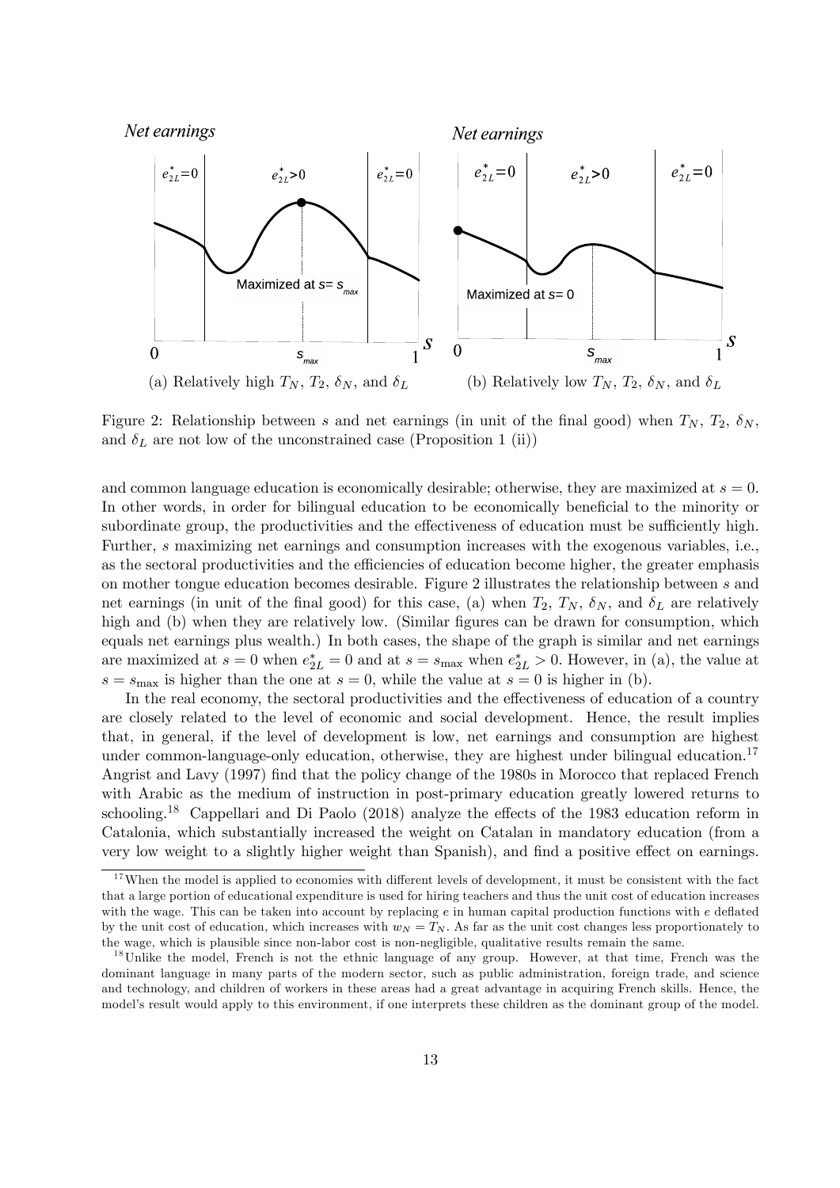Figure 2: Relationship between $s$ and net earnings (in unit of the final good) when $T_N$, $T_2$, $\delta_N$, and $\delta_L$ are not low of the unconstrained case (Proposition 1 (ii))

(a) Relatively high $T_N$, $T_2$, $\delta_N$, and $\delta_L$

(b) Relatively low $T_N$, $T_2$, $\delta_N$, and $\delta_L$

and common language education is economically desirable; otherwise, they are maximized at $s = 0$. In other words, in order for bilingual education to be economically beneficial to the minority or subordinate group, the productivities and the effectiveness of education must be sufficiently high. Further, $s$ maximizing net earnings and consumption increases with the exogenous variables, i.e., as the sectoral productivities and the efficiencies of education become higher, the greater emphasis on mother tongue education becomes desirable. Figure 2 illustrates the relationship between $s$ and net earnings (in unit of the final good) for this case, (a) when $T_2$, $T_N$, $\delta_N$, and $\delta_L$ are relatively high and (b) when they are relatively low. (Similar figures can be drawn for consumption, which equals net earnings plus wealth.) In both cases, the shape of the graph is similar and net earnings are maximized at $s = 0$ when $e^*_{2L} = 0$ and at $s = s_{\max}$ when $e^*_{2L} > 0$. However, in (a), the value at $s = s_{\max}$ is higher than the one at $s = 0$, while the value at $s = 0$ is higher in (b).

In the real economy, the sectoral productivities and the effectiveness of education of a country are closely related to the level of economic and social development. Hence, the result implies that, in general, if the level of development is low, net earnings and consumption are highest under common-language-only education, otherwise, they are highest under bilingual education.[17] Angrist and Lavy (1997) find that the policy change of the 1980s in Morocco that replaced French with Arabic as the medium of instruction in post-primary education greatly lowered returns to schooling.[18] Cappellari and Di Paolo (2018) analyze the effects of the 1983 education reform in Catalonia, which substantially increased the weight on Catalan in mandatory education (from a very low weight to a slightly higher weight than Spanish), and find a positive effect on earnings.

[17] When the model is applied to economies with different levels of development, it must be consistent with the fact that a large portion of educational expenditure is used for hiring teachers and thus the unit cost of education increases with the wage. This can be taken into account by replacing $e$ in human capital production functions with $e$ deflated by the unit cost of education, which increases with $w_N = T_N$. As far as the unit cost changes less proportionately to the wage, which is plausible since non-labor cost is non-negligible, qualitative results remain the same.

[18] Unlike the model, French is not the ethnic language of any group. However, at that time, French was the dominant language in many parts of the modern sector, such as public administration, foreign trade, and science and technology, and children of workers in these areas had a great advantage in acquiring French skills. Hence, the model's result would apply to this environment, if one interprets these children as the dominant group of the model.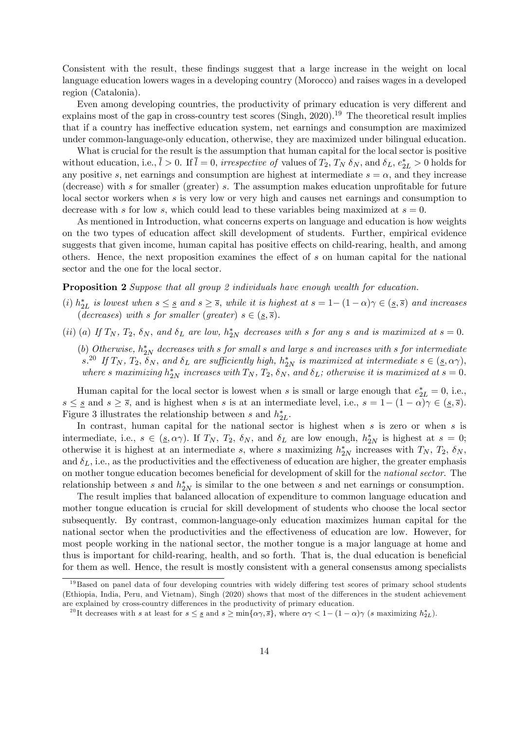Consistent with the result, these findings suggest that a large increase in the weight on local language education lowers wages in a developing country (Morocco) and raises wages in a developed region (Catalonia).

Even among developing countries, the productivity of primary education is very different and explains most of the gap in cross-country test scores (Singh, 2020).[19] The theoretical result implies that if a country has ineffective education system, net earnings and consumption are maximized under common-language-only education, otherwise, they are maximized under bilingual education.

What is crucial for the result is the assumption that human capital for the local sector is positive without education, i.e., $\bar{l} > 0$. If $\bar{l} = 0$, *irrespective of* values of $T_2$, $T_N$ $\delta_N$, and $\delta_L$, $e^*_{2L} > 0$ holds for any positive $s$, net earnings and consumption are highest at intermediate $s = \alpha$, and they increase (decrease) with $s$ for smaller (greater) $s$. The assumption makes education unprofitable for future local sector workers when $s$ is very low or very high and causes net earnings and consumption to decrease with $s$ for low $s$, which could lead to these variables being maximized at $s = 0$.

As mentioned in Introduction, what concerns experts on language and education is how weights on the two types of education affect skill development of students. Further, empirical evidence suggests that given income, human capital has positive effects on child-rearing, health, and among others. Hence, the next proposition examines the effect of $s$ on human capital for the national sector and the one for the local sector.

**Proposition 2** *Suppose that all group 2 individuals have enough wealth for education.*

(*i*) *$h^*_{2L}$ is lowest when $s \leq \underline{s}$ and $s \geq \bar{s}$, while it is highest at $s = 1-(1-\alpha)\gamma \in (\underline{s}, \bar{s})$ and increases (decreases) with $s$ for smaller (greater) $s \in (\underline{s}, \bar{s})$.*

(*ii*) (*a*) *If $T_N$, $T_2$, $\delta_N$, and $\delta_L$ are low, $h^*_{2N}$ decreases with $s$ for any $s$ and is maximized at $s = 0$.*

(*b*) *Otherwise, $h^*_{2N}$ decreases with $s$ for small $s$ and large $s$ and increases with $s$ for intermediate $s$.*[20] *If $T_N$, $T_2$, $\delta_N$, and $\delta_L$ are sufficiently high, $h^*_{2N}$ is maximized at intermediate $s \in (\underline{s}, \alpha\gamma)$, where $s$ maximizing $h^*_{2N}$ increases with $T_N$, $T_2$, $\delta_N$, and $\delta_L$; otherwise it is maximized at $s = 0$.*

Human capital for the local sector is lowest when $s$ is small or large enough that $e^*_{2L} = 0$, i.e., $s \leq \underline{s}$ and $s \geq \bar{s}$, and is highest when $s$ is at an intermediate level, i.e., $s = 1-(1-\alpha)\gamma \in (\underline{s}, \bar{s})$. Figure 3 illustrates the relationship between $s$ and $h^*_{2L}$.

In contrast, human capital for the national sector is highest when $s$ is zero or when $s$ is intermediate, i.e., $s \in (\underline{s}, \alpha\gamma)$. If $T_N$, $T_2$, $\delta_N$, and $\delta_L$ are low enough, $h^*_{2N}$ is highest at $s = 0$; otherwise it is highest at an intermediate $s$, where $s$ maximizing $h^*_{2N}$ increases with $T_N$, $T_2$, $\delta_N$, and $\delta_L$, i.e., as the productivities and the effectiveness of education are higher, the greater emphasis on mother tongue education becomes beneficial for development of skill for the *national sector*. The relationship between $s$ and $h^*_{2N}$ is similar to the one between $s$ and net earnings or consumption.

The result implies that balanced allocation of expenditure to common language education and mother tongue education is crucial for skill development of students who choose the local sector subsequently. By contrast, common-language-only education maximizes human capital for the national sector when the productivities and the effectiveness of education are low. However, for most people working in the national sector, the mother tongue is a major language at home and thus is important for child-rearing, health, and so forth. That is, the dual education is beneficial for them as well. Hence, the result is mostly consistent with a general consensus among specialists

[19] Based on panel data of four developing countries with widely differing test scores of primary school students (Ethiopia, India, Peru, and Vietnam), Singh (2020) shows that most of the differences in the student achievement are explained by cross-country differences in the productivity of primary education.

[20] It decreases with $s$ at least for $s \leq \underline{s}$ and $s \geq \min\{\alpha\gamma, \bar{s}\}$, where $\alpha\gamma < 1-(1-\alpha)\gamma$ ($s$ maximizing $h^*_{2L}$).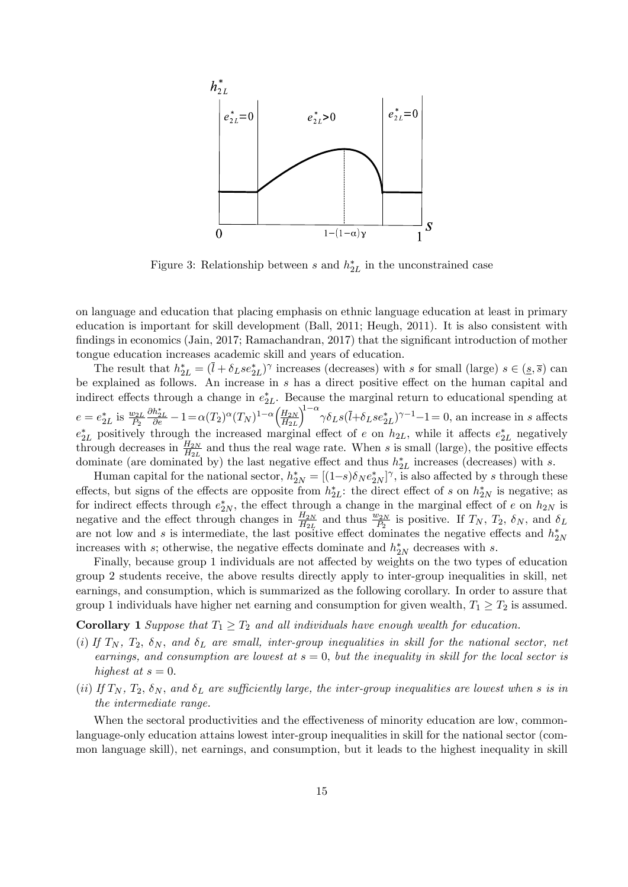Figure 3: Relationship between $s$ and $h^*_{2L}$ in the unconstrained case

on language and education that placing emphasis on ethnic language education at least in primary education is important for skill development (Ball, 2011; Heugh, 2011). It is also consistent with findings in economics (Jain, 2017; Ramachandran, 2017) that the significant introduction of mother tongue education increases academic skill and years of education.

The result that $h^*_{2L} = (\bar{l} + \delta_L s e^*_{2L})^\gamma$ increases (decreases) with $s$ for small (large) $s \in (\underline{s}, \overline{s})$ can be explained as follows. An increase in $s$ has a direct positive effect on the human capital and indirect effects through a change in $e^*_{2L}$. Because the marginal return to educational spending at $e = e^*_{2L}$ is $\frac{w_{2L}}{P_2}\frac{\partial h^*_{2L}}{\partial e} - 1 = \alpha(T_2)^\alpha(T_N)^{1-\alpha}\left(\frac{H_{2N}}{H_{2L}}\right)^{1-\alpha}\gamma\delta_L s(\bar{l}+\delta_L s e^*_{2L})^{\gamma-1} - 1 = 0$, an increase in $s$ affects $e^*_{2L}$ positively through the increased marginal effect of $e$ on $h_{2L}$, while it affects $e^*_{2L}$ negatively through decreases in $\frac{H_{2N}}{H_{2L}}$ and thus the real wage rate. When $s$ is small (large), the positive effects dominate (are dominated by) the last negative effect and thus $h^*_{2L}$ increases (decreases) with $s$.

Human capital for the national sector, $h^*_{2N} = [(1-s)\delta_N e^*_{2N}]^\gamma$, is also affected by $s$ through these effects, but signs of the effects are opposite from $h^*_{2L}$: the direct effect of $s$ on $h^*_{2N}$ is negative; as for indirect effects through $e^*_{2N}$, the effect through a change in the marginal effect of $e$ on $h_{2N}$ is negative and the effect through changes in $\frac{H_{2N}}{H_{2L}}$ and thus $\frac{w_{2N}}{P_2}$ is positive. If $T_N$, $T_2$, $\delta_N$, and $\delta_L$ are not low and $s$ is intermediate, the last positive effect dominates the negative effects and $h^*_{2N}$ increases with $s$; otherwise, the negative effects dominate and $h^*_{2N}$ decreases with $s$.

Finally, because group 1 individuals are not affected by weights on the two types of education group 2 students receive, the above results directly apply to inter-group inequalities in skill, net earnings, and consumption, which is summarized as the following corollary. In order to assure that group 1 individuals have higher net earning and consumption for given wealth, $T_1 \geq T_2$ is assumed.

**Corollary 1** *Suppose that $T_1 \geq T_2$ and all individuals have enough wealth for education.*

*(i) If $T_N$, $T_2$, $\delta_N$, and $\delta_L$ are small, inter-group inequalities in skill for the national sector, net earnings, and consumption are lowest at $s = 0$, but the inequality in skill for the local sector is highest at $s = 0$.*

*(ii) If $T_N$, $T_2$, $\delta_N$, and $\delta_L$ are sufficiently large, the inter-group inequalities are lowest when $s$ is in the intermediate range.*

When the sectoral productivities and the effectiveness of minority education are low, common-language-only education attains lowest inter-group inequalities in skill for the national sector (common language skill), net earnings, and consumption, but it leads to the highest inequality in skill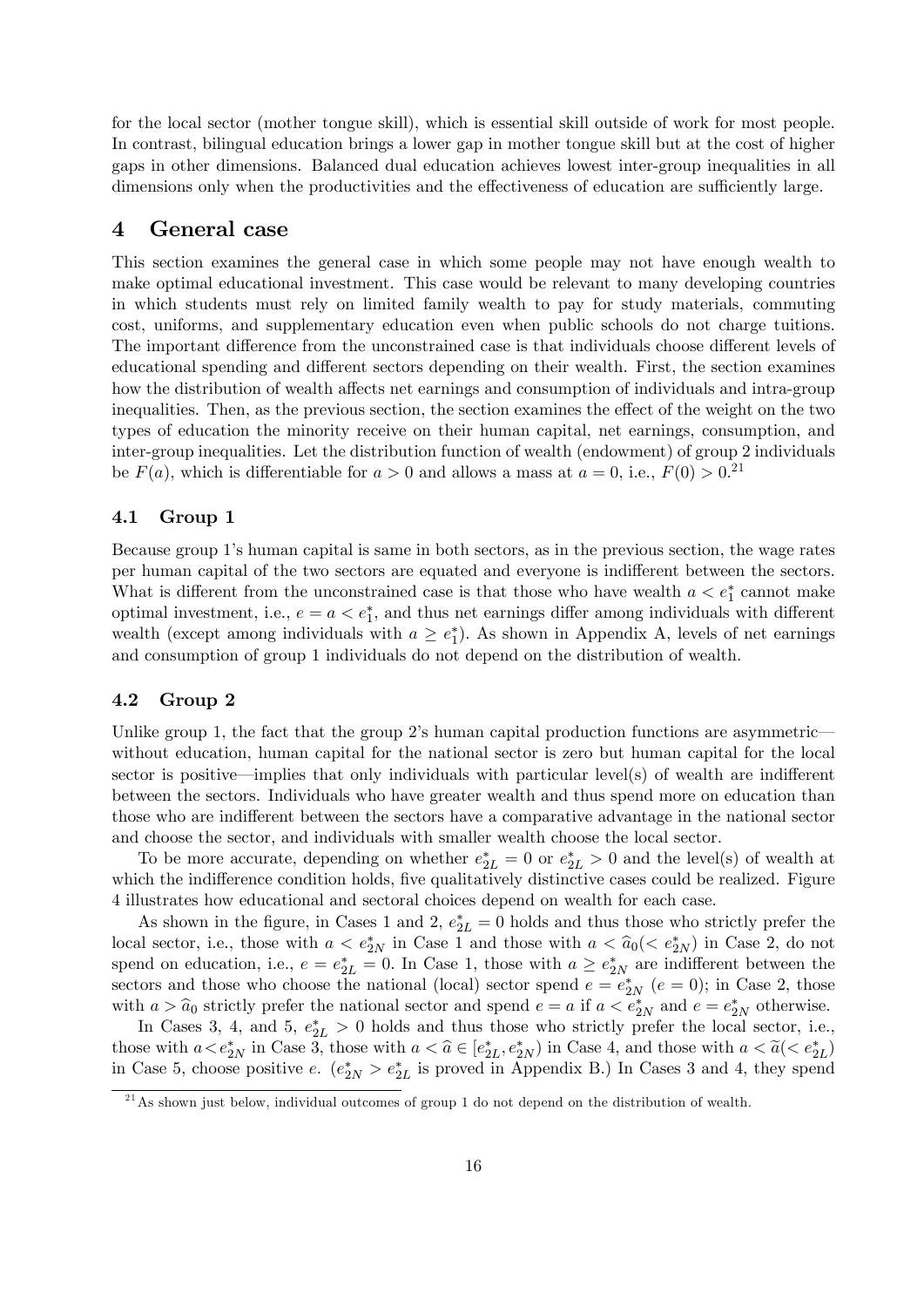for the local sector (mother tongue skill), which is essential skill outside of work for most people. In contrast, bilingual education brings a lower gap in mother tongue skill but at the cost of higher gaps in other dimensions. Balanced dual education achieves lowest inter-group inequalities in all dimensions only when the productivities and the effectiveness of education are sufficiently large.

## 4 General case

This section examines the general case in which some people may not have enough wealth to make optimal educational investment. This case would be relevant to many developing countries in which students must rely on limited family wealth to pay for study materials, commuting cost, uniforms, and supplementary education even when public schools do not charge tuitions. The important difference from the unconstrained case is that individuals choose different levels of educational spending and different sectors depending on their wealth. First, the section examines how the distribution of wealth affects net earnings and consumption of individuals and intra-group inequalities. Then, as the previous section, the section examines the effect of the weight on the two types of education the minority receive on their human capital, net earnings, consumption, and inter-group inequalities. Let the distribution function of wealth (endowment) of group 2 individuals be $F(a)$, which is differentiable for $a > 0$ and allows a mass at $a = 0$, i.e., $F(0) > 0$.[21]

### 4.1 Group 1

Because group 1's human capital is same in both sectors, as in the previous section, the wage rates per human capital of the two sectors are equated and everyone is indifferent between the sectors. What is different from the unconstrained case is that those who have wealth $a < e_1^*$ cannot make optimal investment, i.e., $e = a < e_1^*$, and thus net earnings differ among individuals with different wealth (except among individuals with $a \geq e_1^*$). As shown in Appendix A, levels of net earnings and consumption of group 1 individuals do not depend on the distribution of wealth.

### 4.2 Group 2

Unlike group 1, the fact that the group 2's human capital production functions are asymmetric—without education, human capital for the national sector is zero but human capital for the local sector is positive—implies that only individuals with particular level(s) of wealth are indifferent between the sectors. Individuals who have greater wealth and thus spend more on education than those who are indifferent between the sectors have a comparative advantage in the national sector and choose the sector, and individuals with smaller wealth choose the local sector.

To be more accurate, depending on whether $e_{2L}^* = 0$ or $e_{2L}^* > 0$ and the level(s) of wealth at which the indifference condition holds, five qualitatively distinctive cases could be realized. Figure 4 illustrates how educational and sectoral choices depend on wealth for each case.

As shown in the figure, in Cases 1 and 2, $e_{2L}^* = 0$ holds and thus those who strictly prefer the local sector, i.e., those with $a < e_{2N}^*$ in Case 1 and those with $a < \widehat{a}_0 (< e_{2N}^*)$ in Case 2, do not spend on education, i.e., $e = e_{2L}^* = 0$. In Case 1, those with $a \geq e_{2N}^*$ are indifferent between the sectors and those who choose the national (local) sector spend $e = e_{2N}^*$ ($e = 0$); in Case 2, those with $a > \widehat{a}_0$ strictly prefer the national sector and spend $e = a$ if $a < e_{2N}^*$ and $e = e_{2N}^*$ otherwise.

In Cases 3, 4, and 5, $e_{2L}^* > 0$ holds and thus those who strictly prefer the local sector, i.e., those with $a < e_{2N}^*$ in Case 3, those with $a < \widehat{a} \in [e_{2L}^*, e_{2N}^*)$ in Case 4, and those with $a < \widetilde{a} (< e_{2L}^*)$ in Case 5, choose positive $e$. ($e_{2N}^* > e_{2L}^*$ is proved in Appendix B.) In Cases 3 and 4, they spend

[21] As shown just below, individual outcomes of group 1 do not depend on the distribution of wealth.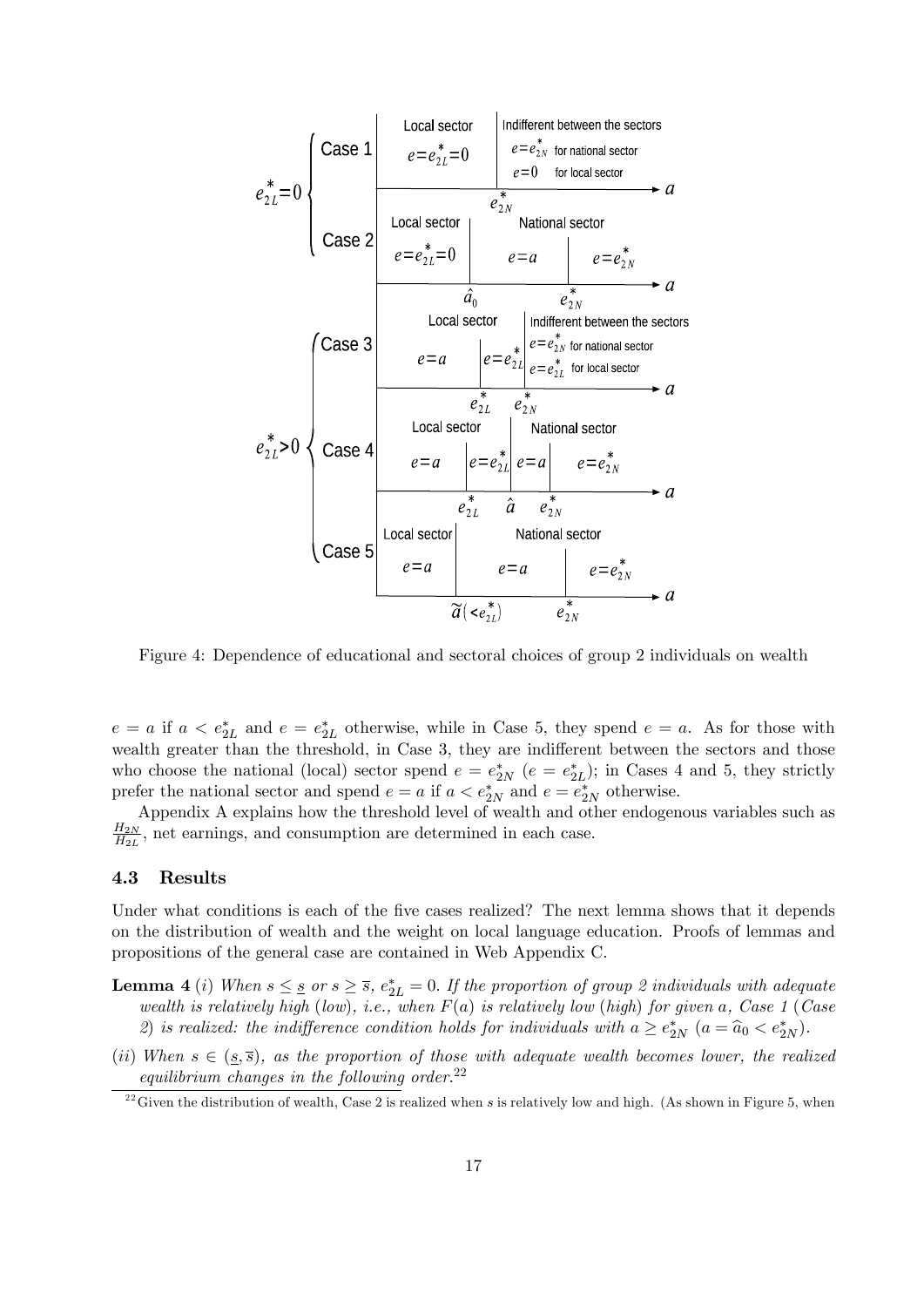Figure 4: Dependence of educational and sectoral choices of group 2 individuals on wealth

$e = a$ if $a < e^*_{2L}$ and $e = e^*_{2L}$ otherwise, while in Case 5, they spend $e = a$. As for those with wealth greater than the threshold, in Case 3, they are indifferent between the sectors and those who choose the national (local) sector spend $e = e^*_{2N}$ ($e = e^*_{2L}$); in Cases 4 and 5, they strictly prefer the national sector and spend $e = a$ if $a < e^*_{2N}$ and $e = e^*_{2N}$ otherwise.

Appendix A explains how the threshold level of wealth and other endogenous variables such as $\frac{H_{2N}}{H_{2L}}$, net earnings, and consumption are determined in each case.

### 4.3 Results

Under what conditions is each of the five cases realized? The next lemma shows that it depends on the distribution of wealth and the weight on local language education. Proofs of lemmas and propositions of the general case are contained in Web Appendix C.

**Lemma 4** (*i*) *When $s \leq \underline{s}$ or $s \geq \overline{s}$, $e^*_{2L} = 0$. If the proportion of group 2 individuals with adequate wealth is relatively high* (*low*)*, i.e., when $F(a)$ is relatively low* (*high*) *for given $a$, Case 1* (*Case 2*) *is realized: the indifference condition holds for individuals with $a \geq e^*_{2N}$* ($a = \widehat{a}_0 < e^*_{2N}$).

(*ii*) *When $s \in (\underline{s}, \overline{s})$, as the proportion of those with adequate wealth becomes lower, the realized equilibrium changes in the following order.*[22]

[22] Given the distribution of wealth, Case 2 is realized when $s$ is relatively low and high. (As shown in Figure 5, when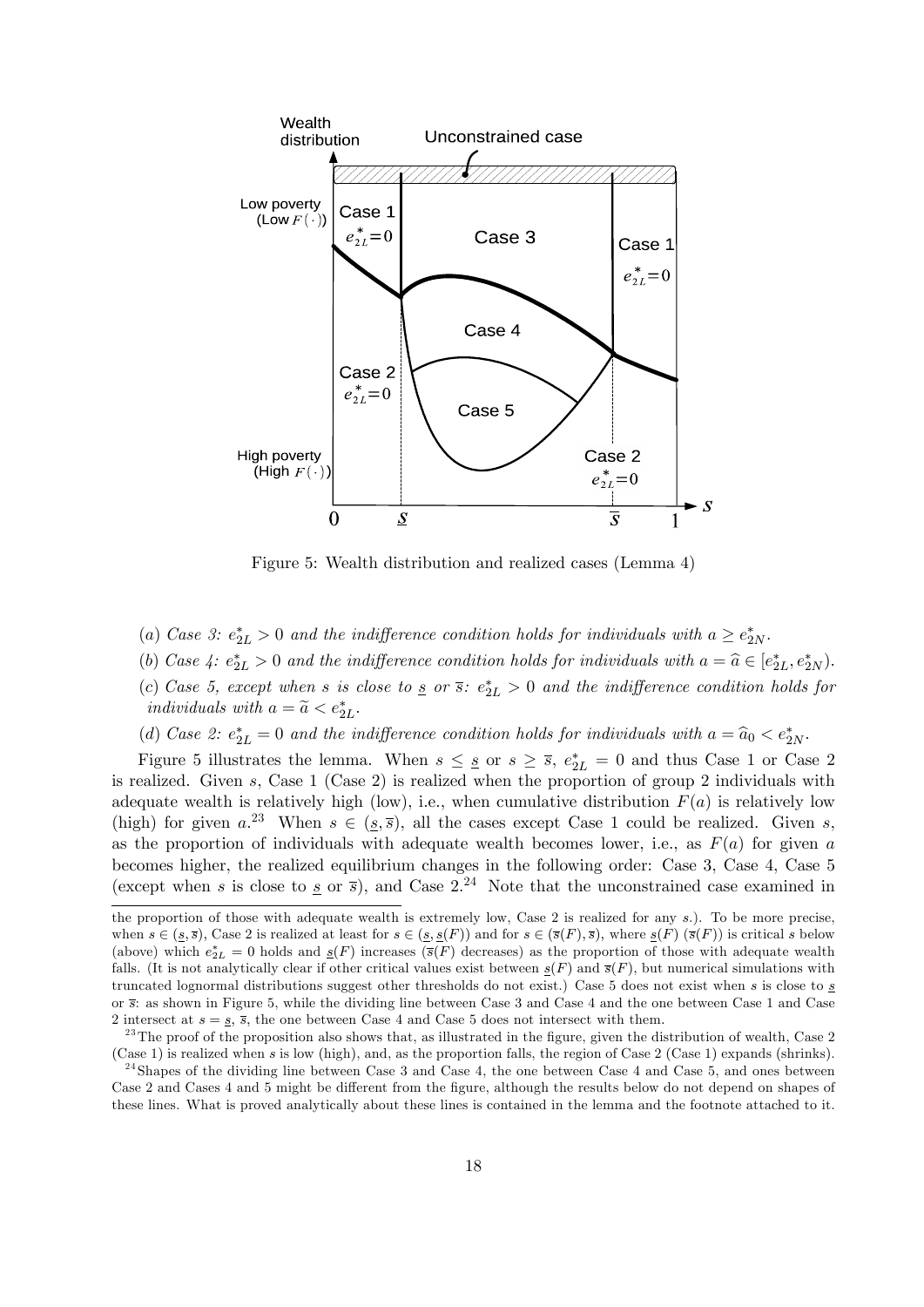Figure 5: Wealth distribution and realized cases (Lemma 4)

(*a*) *Case 3:* $e^*_{2L} > 0$ *and the indifference condition holds for individuals with* $a \geq e^*_{2N}$.

(*b*) *Case 4:* $e^*_{2L} > 0$ *and the indifference condition holds for individuals with* $a = \widehat{a} \in [e^*_{2L}, e^*_{2N})$.

(*c*) *Case 5, except when s is close to* $\underline{s}$ *or* $\overline{s}$*:* $e^*_{2L} > 0$ *and the indifference condition holds for individuals with* $a = \widetilde{a} < e^*_{2L}$.

(*d*) *Case 2:* $e^*_{2L} = 0$ *and the indifference condition holds for individuals with* $a = \widehat{a}_0 < e^*_{2N}$.

Figure 5 illustrates the lemma. When $s \leq \underline{s}$ or $s \geq \overline{s}$, $e^*_{2L} = 0$ and thus Case 1 or Case 2 is realized. Given $s$, Case 1 (Case 2) is realized when the proportion of group 2 individuals with adequate wealth is relatively high (low), i.e., when cumulative distribution $F(a)$ is relatively low (high) for given $a$.[23] When $s \in (\underline{s}, \overline{s})$, all the cases except Case 1 could be realized. Given $s$, as the proportion of individuals with adequate wealth becomes lower, i.e., as $F(a)$ for given $a$ becomes higher, the realized equilibrium changes in the following order: Case 3, Case 4, Case 5 (except when $s$ is close to $\underline{s}$ or $\overline{s}$), and Case 2.[24] Note that the unconstrained case examined in

---

the proportion of those with adequate wealth is extremely low, Case 2 is realized for any $s$.). To be more precise, when $s \in (\underline{s}, \overline{s})$, Case 2 is realized at least for $s \in (\underline{s}, \underline{s}(F))$ and for $s \in (\overline{s}(F), \overline{s})$, where $\underline{s}(F)$ ($\overline{s}(F)$) is critical $s$ below (above) which $e^*_{2L} = 0$ holds and $\underline{s}(F)$ increases ($\overline{s}(F)$ decreases) as the proportion of those with adequate wealth falls. (It is not analytically clear if other critical values exist between $\underline{s}(F)$ and $\overline{s}(F)$, but numerical simulations with truncated lognormal distributions suggest other thresholds do not exist.) Case 5 does not exist when $s$ is close to $\underline{s}$ or $\overline{s}$: as shown in Figure 5, while the dividing line between Case 3 and Case 4 and the one between Case 1 and Case 2 intersect at $s = \underline{s}$, $\overline{s}$, the one between Case 4 and Case 5 does not intersect with them.

[23] The proof of the proposition also shows that, as illustrated in the figure, given the distribution of wealth, Case 2 (Case 1) is realized when $s$ is low (high), and, as the proportion falls, the region of Case 2 (Case 1) expands (shrinks).

[24] Shapes of the dividing line between Case 3 and Case 4, the one between Case 4 and Case 5, and ones between Case 2 and Cases 4 and 5 might be different from the figure, although the results below do not depend on shapes of these lines. What is proved analytically about these lines is contained in the lemma and the footnote attached to it.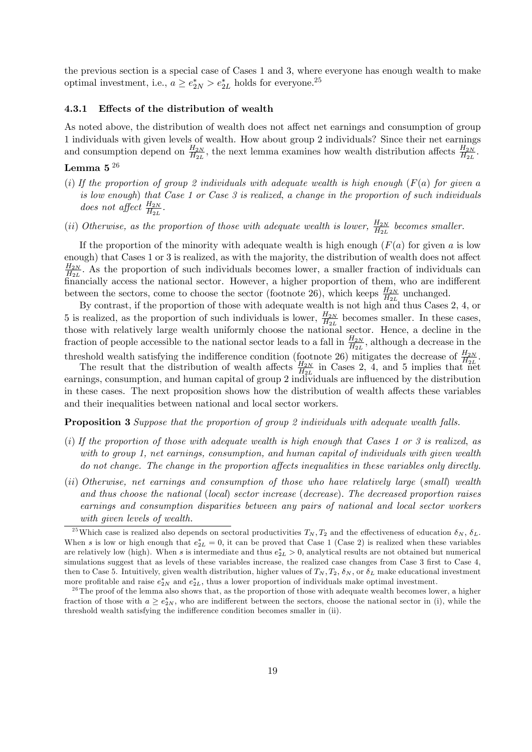the previous section is a special case of Cases 1 and 3, where everyone has enough wealth to make optimal investment, i.e., $a \geq e^*_{2N} > e^*_{2L}$ holds for everyone.[25]

#### 4.3.1 Effects of the distribution of wealth

As noted above, the distribution of wealth does not affect net earnings and consumption of group 1 individuals with given levels of wealth. How about group 2 individuals? Since their net earnings and consumption depend on $\frac{H_{2N}}{H_{2L}}$, the next lemma examines how wealth distribution affects $\frac{H_{2N}}{H_{2L}}$.

**Lemma 5** [26]

(*i*) *If the proportion of group 2 individuals with adequate wealth is high enough ($F(a)$ for given $a$ is low enough) that Case 1 or Case 3 is realized, a change in the proportion of such individuals does not affect $\frac{H_{2N}}{H_{2L}}$.*

(*ii*) *Otherwise, as the proportion of those with adequate wealth is lower, $\frac{H_{2N}}{H_{2L}}$ becomes smaller.*

If the proportion of the minority with adequate wealth is high enough ($F(a)$ for given $a$ is low enough) that Cases 1 or 3 is realized, as with the majority, the distribution of wealth does not affect $\frac{H_{2N}}{H_{2L}}$. As the proportion of such individuals becomes lower, a smaller fraction of individuals can financially access the national sector. However, a higher proportion of them, who are indifferent between the sectors, come to choose the sector (footnote 26), which keeps $\frac{H_{2N}}{H_{2L}}$ unchanged.

By contrast, if the proportion of those with adequate wealth is not high and thus Cases 2, 4, or 5 is realized, as the proportion of such individuals is lower, $\frac{H_{2N}}{H_{2L}}$ becomes smaller. In these cases, those with relatively large wealth uniformly choose the national sector. Hence, a decline in the fraction of people accessible to the national sector leads to a fall in $\frac{H_{2N}}{H_{2L}}$, although a decrease in the threshold wealth satisfying the indifference condition (footnote 26) mitigates the decrease of $\frac{H_{2N}}{H_{2L}}$.

The result that the distribution of wealth affects $\frac{H_{2N}}{H_{2L}}$ in Cases 2, 4, and 5 implies that net earnings, consumption, and human capital of group 2 individuals are influenced by the distribution in these cases. The next proposition shows how the distribution of wealth affects these variables and their inequalities between national and local sector workers.

**Proposition 3** *Suppose that the proportion of group 2 individuals with adequate wealth falls.*

(*i*) *If the proportion of those with adequate wealth is high enough that Cases 1 or 3 is realized, as with to group 1, net earnings, consumption, and human capital of individuals with given wealth do not change. The change in the proportion affects inequalities in these variables only directly.*

(*ii*) *Otherwise, net earnings and consumption of those who have relatively large (small) wealth and thus choose the national (local) sector increase (decrease). The decreased proportion raises earnings and consumption disparities between any pairs of national and local sector workers with given levels of wealth.*

[25] Which case is realized also depends on sectoral productivities $T_N, T_2$ and the effectiveness of education $\delta_N$, $\delta_L$. When $s$ is low or high enough that $e^*_{2L} = 0$, it can be proved that Case 1 (Case 2) is realized when these variables are relatively low (high). When $s$ is intermediate and thus $e^*_{2L} > 0$, analytical results are not obtained but numerical simulations suggest that as levels of these variables increase, the realized case changes from Case 3 first to Case 4, then to Case 5. Intuitively, given wealth distribution, higher values of $T_N, T_2$, $\delta_N$, or $\delta_L$ make educational investment more profitable and raise $e^*_{2N}$ and $e^*_{2L}$, thus a lower proportion of individuals make optimal investment.

[26] The proof of the lemma also shows that, as the proportion of those with adequate wealth becomes lower, a higher fraction of those with $a \geq e^*_{2N}$, who are indifferent between the sectors, choose the national sector in (i), while the threshold wealth satisfying the indifference condition becomes smaller in (ii).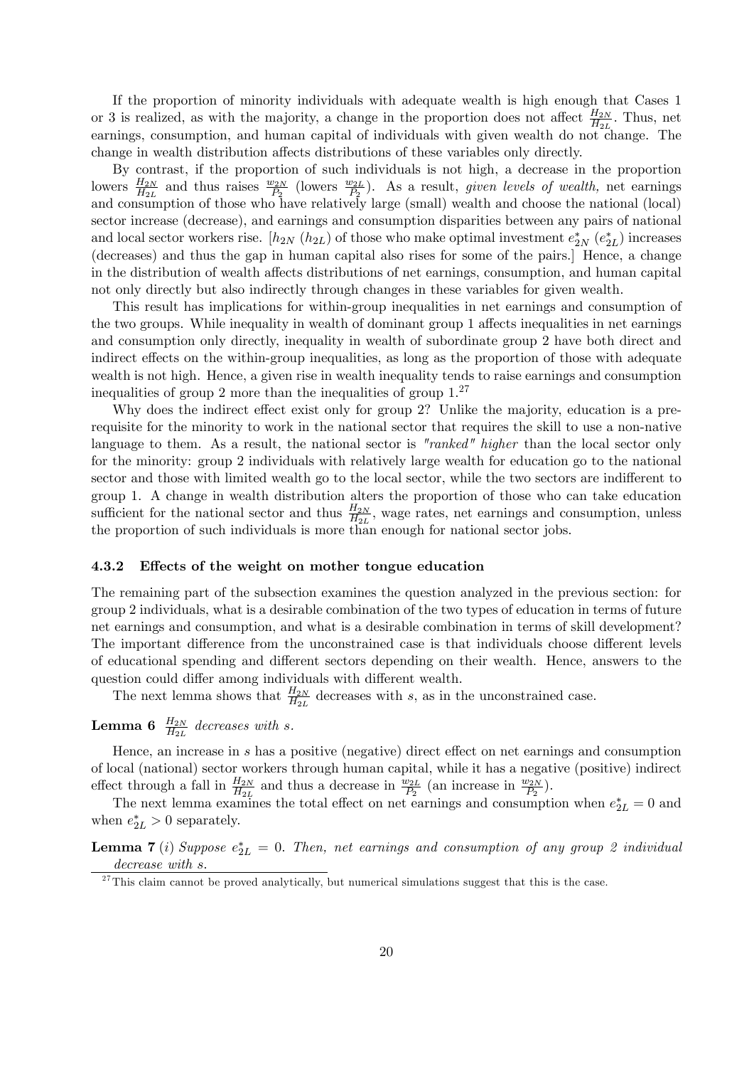If the proportion of minority individuals with adequate wealth is high enough that Cases 1 or 3 is realized, as with the majority, a change in the proportion does not affect $\frac{H_{2N}}{H_{2L}}$. Thus, net earnings, consumption, and human capital of individuals with given wealth do not change. The change in wealth distribution affects distributions of these variables only directly.

By contrast, if the proportion of such individuals is not high, a decrease in the proportion lowers $\frac{H_{2N}}{H_{2L}}$ and thus raises $\frac{w_{2N}}{P_2}$ (lowers $\frac{w_{2L}}{P_2}$). As a result, *given levels of wealth,* net earnings and consumption of those who have relatively large (small) wealth and choose the national (local) sector increase (decrease), and earnings and consumption disparities between any pairs of national and local sector workers rise. [$h_{2N}$ ($h_{2L}$) of those who make optimal investment $e^*_{2N}$ ($e^*_{2L}$) increases (decreases) and thus the gap in human capital also rises for some of the pairs.] Hence, a change in the distribution of wealth affects distributions of net earnings, consumption, and human capital not only directly but also indirectly through changes in these variables for given wealth.

This result has implications for within-group inequalities in net earnings and consumption of the two groups. While inequality in wealth of dominant group 1 affects inequalities in net earnings and consumption only directly, inequality in wealth of subordinate group 2 have both direct and indirect effects on the within-group inequalities, as long as the proportion of those with adequate wealth is not high. Hence, a given rise in wealth inequality tends to raise earnings and consumption inequalities of group 2 more than the inequalities of group 1.[27]

Why does the indirect effect exist only for group 2? Unlike the majority, education is a prerequisite for the minority to work in the national sector that requires the skill to use a non-native language to them. As a result, the national sector is *"ranked" higher* than the local sector only for the minority: group 2 individuals with relatively large wealth for education go to the national sector and those with limited wealth go to the local sector, while the two sectors are indifferent to group 1. A change in wealth distribution alters the proportion of those who can take education sufficient for the national sector and thus $\frac{H_{2N}}{H_{2L}}$, wage rates, net earnings and consumption, unless the proportion of such individuals is more than enough for national sector jobs.

### 4.3.2 Effects of the weight on mother tongue education

The remaining part of the subsection examines the question analyzed in the previous section: for group 2 individuals, what is a desirable combination of the two types of education in terms of future net earnings and consumption, and what is a desirable combination in terms of skill development? The important difference from the unconstrained case is that individuals choose different levels of educational spending and different sectors depending on their wealth. Hence, answers to the question could differ among individuals with different wealth.

The next lemma shows that $\frac{H_{2N}}{H_{2L}}$ decreases with $s$, as in the unconstrained case.

**Lemma 6** *$\frac{H_{2N}}{H_{2L}}$ decreases with $s$.*

Hence, an increase in $s$ has a positive (negative) direct effect on net earnings and consumption of local (national) sector workers through human capital, while it has a negative (positive) indirect effect through a fall in $\frac{H_{2N}}{H_{2L}}$ and thus a decrease in $\frac{w_{2L}}{P_2}$ (an increase in $\frac{w_{2N}}{P_2}$).

The next lemma examines the total effect on net earnings and consumption when $e^*_{2L} = 0$ and when $e^*_{2L} > 0$ separately.

**Lemma 7** (*i*) *Suppose $e^*_{2L} = 0$. Then, net earnings and consumption of any group 2 individual decrease with $s$.*

[27] This claim cannot be proved analytically, but numerical simulations suggest that this is the case.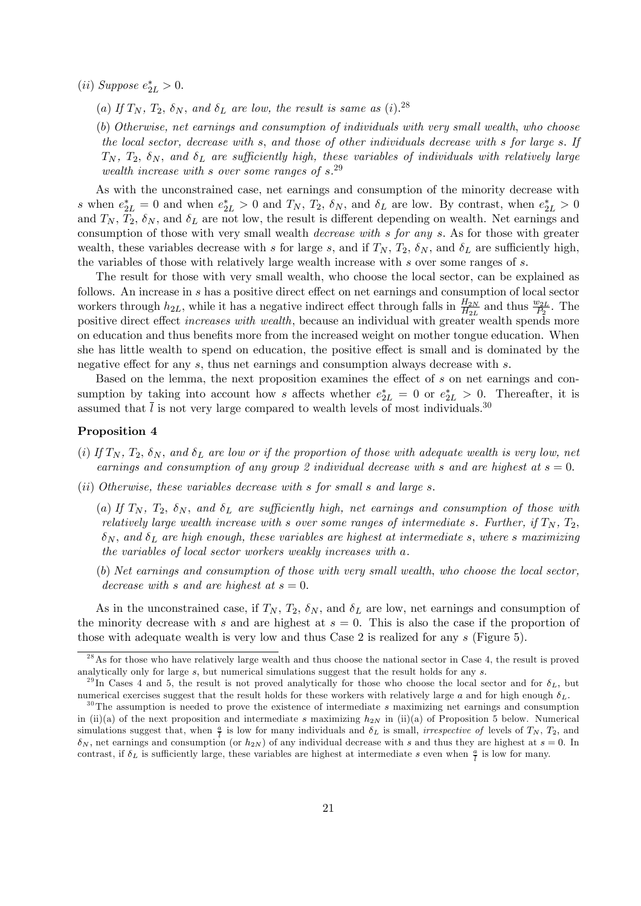(*ii*) *Suppose* $e^*_{2L} > 0$.

(*a*) *If* $T_N$*,* $T_2$*,* $\delta_N$*, and* $\delta_L$ *are low, the result is same as* (*i*).[28]

(*b*) *Otherwise, net earnings and consumption of individuals with very small wealth, who choose the local sector, decrease with* $s$*, and those of other individuals decrease with* $s$ *for large* $s$*. If* $T_N$*,* $T_2$*,* $\delta_N$*, and* $\delta_L$ *are sufficiently high, these variables of individuals with relatively large wealth increase with* $s$ *over some ranges of* $s$*.*[29]

As with the unconstrained case, net earnings and consumption of the minority decrease with $s$ when $e^*_{2L} = 0$ and when $e^*_{2L} > 0$ and $T_N$, $T_2$, $\delta_N$, and $\delta_L$ are low. By contrast, when $e^*_{2L} > 0$ and $T_N$, $T_2$, $\delta_N$, and $\delta_L$ are not low, the result is different depending on wealth. Net earnings and consumption of those with very small wealth *decrease with s for any s*. As for those with greater wealth, these variables decrease with $s$ for large $s$, and if $T_N$, $T_2$, $\delta_N$, and $\delta_L$ are sufficiently high, the variables of those with relatively large wealth increase with $s$ over some ranges of $s$.

The result for those with very small wealth, who choose the local sector, can be explained as follows. An increase in $s$ has a positive direct effect on net earnings and consumption of local sector workers through $h_{2L}$, while it has a negative indirect effect through falls in $\frac{H_{2N}}{H_{2L}}$ and thus $\frac{w_{2L}}{P_2}$. The positive direct effect *increases with wealth*, because an individual with greater wealth spends more on education and thus benefits more from the increased weight on mother tongue education. When she has little wealth to spend on education, the positive effect is small and is dominated by the negative effect for any $s$, thus net earnings and consumption always decrease with $s$.

Based on the lemma, the next proposition examines the effect of $s$ on net earnings and consumption by taking into account how $s$ affects whether $e^*_{2L} = 0$ or $e^*_{2L} > 0$. Thereafter, it is assumed that $\bar{l}$ is not very large compared to wealth levels of most individuals.[30]

**Proposition 4**

(*i*) *If* $T_N$*,* $T_2$*,* $\delta_N$*, and* $\delta_L$ *are low or if the proportion of those with adequate wealth is very low, net earnings and consumption of any group 2 individual decrease with* $s$ *and are highest at* $s = 0$*.*

(*ii*) *Otherwise, these variables decrease with* $s$ *for small* $s$ *and large* $s$*.*

(*a*) *If* $T_N$*,* $T_2$*,* $\delta_N$*, and* $\delta_L$ *are sufficiently high, net earnings and consumption of those with relatively large wealth increase with* $s$ *over some ranges of intermediate* $s$*. Further, if* $T_N$*,* $T_2$*,* $\delta_N$*, and* $\delta_L$ *are high enough, these variables are highest at intermediate* $s$*, where* $s$ *maximizing the variables of local sector workers weakly increases with* $a$*.*

(*b*) *Net earnings and consumption of those with very small wealth, who choose the local sector, decrease with* $s$ *and are highest at* $s = 0$*.*

As in the unconstrained case, if $T_N$, $T_2$, $\delta_N$, and $\delta_L$ are low, net earnings and consumption of the minority decrease with $s$ and are highest at $s = 0$. This is also the case if the proportion of those with adequate wealth is very low and thus Case 2 is realized for any $s$ (Figure 5).

---

[28] As for those who have relatively large wealth and thus choose the national sector in Case 4, the result is proved analytically only for large $s$, but numerical simulations suggest that the result holds for any $s$.

[29] In Cases 4 and 5, the result is not proved analytically for those who choose the local sector and for $\delta_L$, but numerical exercises suggest that the result holds for these workers with relatively large $a$ and for high enough $\delta_L$.

[30] The assumption is needed to prove the existence of intermediate $s$ maximizing net earnings and consumption in (ii)(a) of the next proposition and intermediate $s$ maximizing $h_{2N}$ in (ii)(a) of Proposition 5 below. Numerical simulations suggest that, when $\frac{a}{\bar{l}}$ is low for many individuals and $\delta_L$ is small, *irrespective of* levels of $T_N$, $T_2$, and $\delta_N$, net earnings and consumption (or $h_{2N}$) of any individual decrease with $s$ and thus they are highest at $s = 0$. In contrast, if $\delta_L$ is sufficiently large, these variables are highest at intermediate $s$ even when $\frac{a}{\bar{l}}$ is low for many.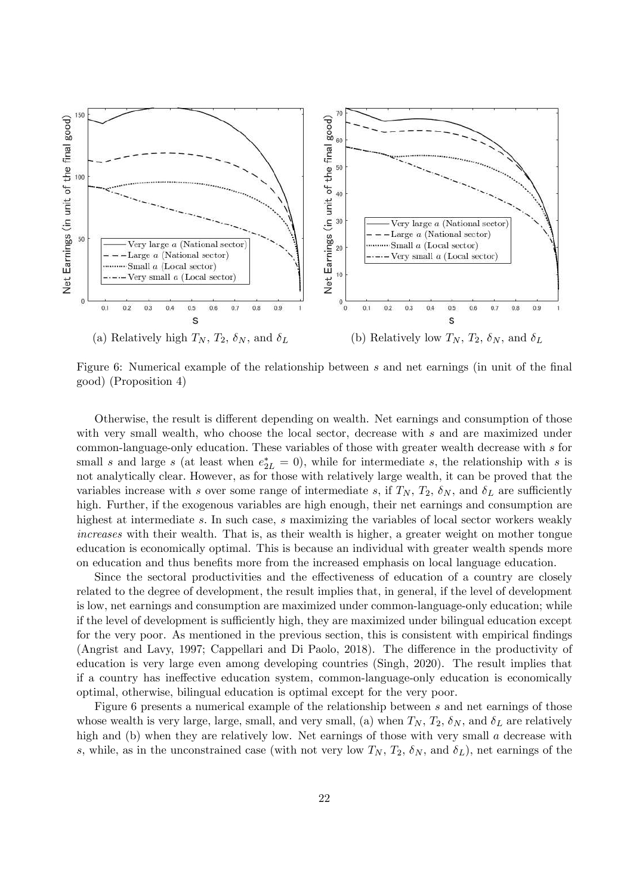(a) Relatively high $T_N$, $T_2$, $\delta_N$, and $\delta_L$

(b) Relatively low $T_N$, $T_2$, $\delta_N$, and $\delta_L$

Figure 6: Numerical example of the relationship between $s$ and net earnings (in unit of the final good) (Proposition 4)

Otherwise, the result is different depending on wealth. Net earnings and consumption of those with very small wealth, who choose the local sector, decrease with $s$ and are maximized under common-language-only education. These variables of those with greater wealth decrease with $s$ for small $s$ and large $s$ (at least when $e^*_{2L} = 0$), while for intermediate $s$, the relationship with $s$ is not analytically clear. However, as for those with relatively large wealth, it can be proved that the variables increase with $s$ over some range of intermediate $s$, if $T_N$, $T_2$, $\delta_N$, and $\delta_L$ are sufficiently high. Further, if the exogenous variables are high enough, their net earnings and consumption are highest at intermediate $s$. In such case, $s$ maximizing the variables of local sector workers weakly *increases* with their wealth. That is, as their wealth is higher, a greater weight on mother tongue education is economically optimal. This is because an individual with greater wealth spends more on education and thus benefits more from the increased emphasis on local language education.

Since the sectoral productivities and the effectiveness of education of a country are closely related to the degree of development, the result implies that, in general, if the level of development is low, net earnings and consumption are maximized under common-language-only education; while if the level of development is sufficiently high, they are maximized under bilingual education except for the very poor. As mentioned in the previous section, this is consistent with empirical findings (Angrist and Lavy, 1997; Cappellari and Di Paolo, 2018). The difference in the productivity of education is very large even among developing countries (Singh, 2020). The result implies that if a country has ineffective education system, common-language-only education is economically optimal, otherwise, bilingual education is optimal except for the very poor.

Figure 6 presents a numerical example of the relationship between $s$ and net earnings of those whose wealth is very large, large, small, and very small, (a) when $T_N$, $T_2$, $\delta_N$, and $\delta_L$ are relatively high and (b) when they are relatively low. Net earnings of those with very small $a$ decrease with $s$, while, as in the unconstrained case (with not very low $T_N$, $T_2$, $\delta_N$, and $\delta_L$), net earnings of the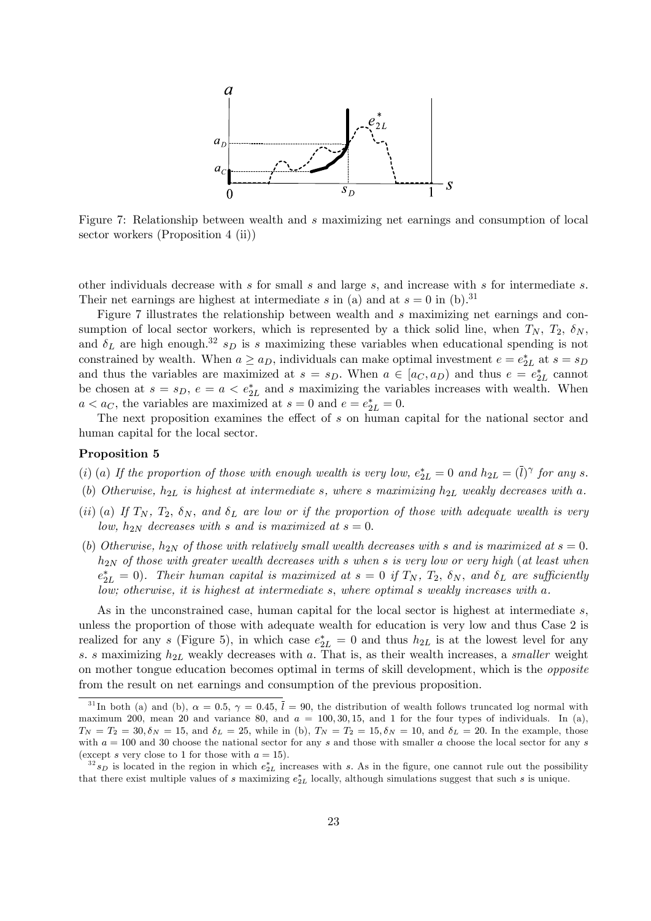Figure 7: Relationship between wealth and $s$ maximizing net earnings and consumption of local sector workers (Proposition 4 (ii))

other individuals decrease with $s$ for small $s$ and large $s$, and increase with $s$ for intermediate $s$. Their net earnings are highest at intermediate $s$ in (a) and at $s = 0$ in (b).[31]

Figure 7 illustrates the relationship between wealth and $s$ maximizing net earnings and consumption of local sector workers, which is represented by a thick solid line, when $T_N$, $T_2$, $\delta_N$, and $\delta_L$ are high enough.[32] $s_D$ is $s$ maximizing these variables when educational spending is not constrained by wealth. When $a \geq a_D$, individuals can make optimal investment $e = e^*_{2L}$ at $s = s_D$ and thus the variables are maximized at $s = s_D$. When $a \in [a_C, a_D)$ and thus $e = e^*_{2L}$ cannot be chosen at $s = s_D$, $e = a < e^*_{2L}$ and $s$ maximizing the variables increases with wealth. When $a < a_C$, the variables are maximized at $s = 0$ and $e = e^*_{2L} = 0$.

The next proposition examines the effect of $s$ on human capital for the national sector and human capital for the local sector.

**Proposition 5**

*(i) (a) If the proportion of those with enough wealth is very low,* $e^*_{2L} = 0$ *and* $h_{2L} = (\bar{l})^\gamma$ *for any* $s$.

*(b) Otherwise,* $h_{2L}$ *is highest at intermediate* $s$*, where* $s$ *maximizing* $h_{2L}$ *weakly decreases with* $a$.

*(ii) (a) If* $T_N$*,* $T_2$*,* $\delta_N$*, and* $\delta_L$ *are low or if the proportion of those with adequate wealth is very low,* $h_{2N}$ *decreases with* $s$ *and is maximized at* $s = 0$.

*(b) Otherwise,* $h_{2N}$ *of those with relatively small wealth decreases with* $s$ *and is maximized at* $s = 0$. $h_{2N}$ *of those with greater wealth decreases with* $s$ *when* $s$ *is very low or very high (at least when* $e^*_{2L} = 0$*). Their human capital is maximized at* $s = 0$ *if* $T_N$*,* $T_2$*,* $\delta_N$*, and* $\delta_L$ *are sufficiently low; otherwise, it is highest at intermediate* $s$*, where optimal* $s$ *weakly increases with* $a$.

As in the unconstrained case, human capital for the local sector is highest at intermediate $s$, unless the proportion of those with adequate wealth for education is very low and thus Case 2 is realized for any $s$ (Figure 5), in which case $e^*_{2L} = 0$ and thus $h_{2L}$ is at the lowest level for any $s$. $s$ maximizing $h_{2L}$ weakly decreases with $a$. That is, as their wealth increases, a *smaller* weight on mother tongue education becomes optimal in terms of skill development, which is the *opposite* from the result on net earnings and consumption of the previous proposition.

[31] In both (a) and (b), $\alpha = 0.5$, $\gamma = 0.45$, $\bar{l} = 90$, the distribution of wealth follows truncated log normal with maximum 200, mean 20 and variance 80, and $a = 100, 30, 15$, and 1 for the four types of individuals. In (a), $T_N = T_2 = 30, \delta_N = 15$, and $\delta_L = 25$, while in (b), $T_N = T_2 = 15, \delta_N = 10$, and $\delta_L = 20$. In the example, those with $a = 100$ and 30 choose the national sector for any $s$ and those with smaller $a$ choose the local sector for any $s$ (except $s$ very close to 1 for those with $a = 15$).

[32] $s_D$ is located in the region in which $e^*_{2L}$ increases with $s$. As in the figure, one cannot rule out the possibility that there exist multiple values of $s$ maximizing $e^*_{2L}$ locally, although simulations suggest that such $s$ is unique.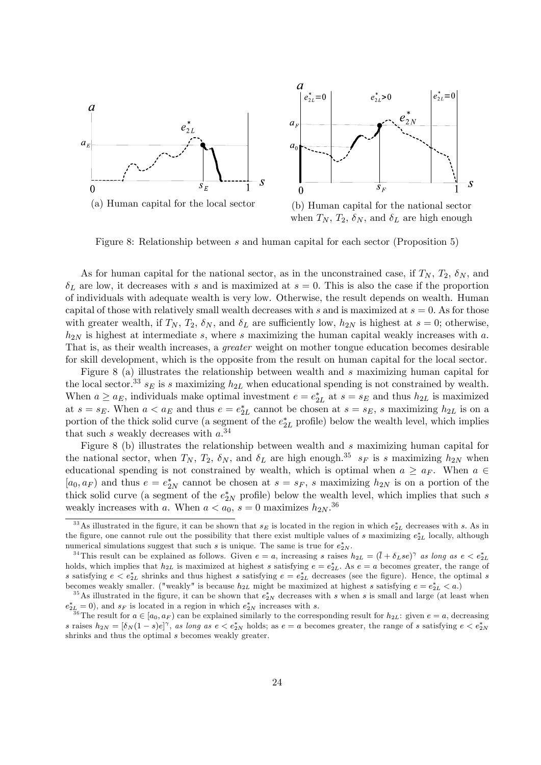(a) Human capital for the local sector

(b) Human capital for the national sector when $T_N$, $T_2$, $\delta_N$, and $\delta_L$ are high enough

Figure 8: Relationship between $s$ and human capital for each sector (Proposition 5)

As for human capital for the national sector, as in the unconstrained case, if $T_N$, $T_2$, $\delta_N$, and $\delta_L$ are low, it decreases with $s$ and is maximized at $s = 0$. This is also the case if the proportion of individuals with adequate wealth is very low. Otherwise, the result depends on wealth. Human capital of those with relatively small wealth decreases with $s$ and is maximized at $s = 0$. As for those with greater wealth, if $T_N$, $T_2$, $\delta_N$, and $\delta_L$ are sufficiently low, $h_{2N}$ is highest at $s = 0$; otherwise, $h_{2N}$ is highest at intermediate $s$, where $s$ maximizing the human capital weakly increases with $a$. That is, as their wealth increases, a *greater* weight on mother tongue education becomes desirable for skill development, which is the opposite from the result on human capital for the local sector.

Figure 8 (a) illustrates the relationship between wealth and $s$ maximizing human capital for the local sector.[33] $s_E$ is $s$ maximizing $h_{2L}$ when educational spending is not constrained by wealth. When $a \geq a_E$, individuals make optimal investment $e = e^*_{2L}$ at $s = s_E$ and thus $h_{2L}$ is maximized at $s = s_E$. When $a < a_E$ and thus $e = e^*_{2L}$ cannot be chosen at $s = s_E$, $s$ maximizing $h_{2L}$ is on a portion of the thick solid curve (a segment of the $e^*_{2L}$ profile) below the wealth level, which implies that such $s$ weakly decreases with $a$.[34]

Figure 8 (b) illustrates the relationship between wealth and $s$ maximizing human capital for the national sector, when $T_N$, $T_2$, $\delta_N$, and $\delta_L$ are high enough.[35] $s_F$ is $s$ maximizing $h_{2N}$ when educational spending is not constrained by wealth, which is optimal when $a \geq a_F$. When $a \in [a_0, a_F)$ and thus $e = e^*_{2N}$ cannot be chosen at $s = s_F$, $s$ maximizing $h_{2N}$ is on a portion of the thick solid curve (a segment of the $e^*_{2N}$ profile) below the wealth level, which implies that such $s$ weakly increases with $a$. When $a < a_0$, $s = 0$ maximizes $h_{2N}$.[36]

---

[33] As illustrated in the figure, it can be shown that $s_E$ is located in the region in which $e^*_{2L}$ decreases with $s$. As in the figure, one cannot rule out the possibility that there exist multiple values of $s$ maximizing $e^*_{2L}$ locally, although numerical simulations suggest that such $s$ is unique. The same is true for $e^*_{2N}$.

[34] This result can be explained as follows. Given $e = a$, increasing $s$ raises $h_{2L} = (\bar{l} + \delta_L se)^\gamma$ *as long as* $e < e^*_{2L}$ holds, which implies that $h_{2L}$ is maximized at highest $s$ satisfying $e = e^*_{2L}$. As $e = a$ becomes greater, the range of $s$ satisfying $e < e^*_{2L}$ shrinks and thus highest $s$ satisfying $e = e^*_{2L}$ decreases (see the figure). Hence, the optimal $s$ becomes weakly smaller. ("weakly" is because $h_{2L}$ might be maximized at highest $s$ satisfying $e = e^*_{2L} < a$.)

[35] As illustrated in the figure, it can be shown that $e^*_{2N}$ decreases with $s$ when $s$ is small and large (at least when $e^*_{2L} = 0$), and $s_F$ is located in a region in which $e^*_{2N}$ increases with $s$.

[36] The result for $a \in [a_0, a_F)$ can be explained similarly to the corresponding result for $h_{2L}$: given $e = a$, decreasing $s$ raises $h_{2N} = [\delta_N(1-s)e]^\gamma$, *as long as* $e < e^*_{2N}$ holds; as $e = a$ becomes greater, the range of $s$ satisfying $e < e^*_{2N}$ shrinks and thus the optimal $s$ becomes weakly greater.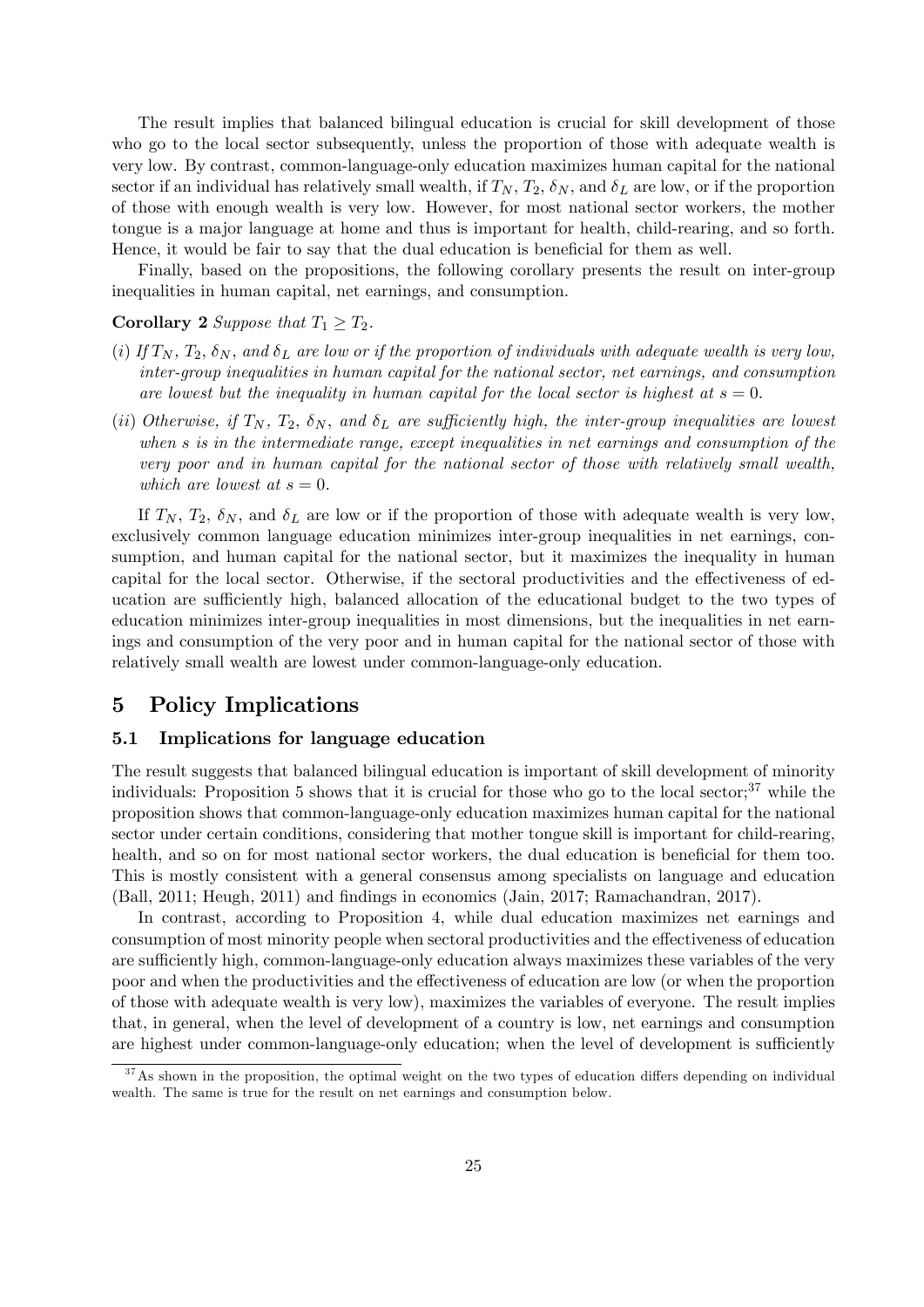The result implies that balanced bilingual education is crucial for skill development of those who go to the local sector subsequently, unless the proportion of those with adequate wealth is very low. By contrast, common-language-only education maximizes human capital for the national sector if an individual has relatively small wealth, if $T_N$, $T_2$, $\delta_N$, and $\delta_L$ are low, or if the proportion of those with enough wealth is very low. However, for most national sector workers, the mother tongue is a major language at home and thus is important for health, child-rearing, and so forth. Hence, it would be fair to say that the dual education is beneficial for them as well.

Finally, based on the propositions, the following corollary presents the result on inter-group inequalities in human capital, net earnings, and consumption.

**Corollary 2** *Suppose that $T_1 \geq T_2$.*

*(i) If $T_N$, $T_2$, $\delta_N$, and $\delta_L$ are low or if the proportion of individuals with adequate wealth is very low, inter-group inequalities in human capital for the national sector, net earnings, and consumption are lowest but the inequality in human capital for the local sector is highest at $s = 0$.*

*(ii) Otherwise, if $T_N$, $T_2$, $\delta_N$, and $\delta_L$ are sufficiently high, the inter-group inequalities are lowest when $s$ is in the intermediate range, except inequalities in net earnings and consumption of the very poor and in human capital for the national sector of those with relatively small wealth, which are lowest at $s = 0$.*

If $T_N$, $T_2$, $\delta_N$, and $\delta_L$ are low or if the proportion of those with adequate wealth is very low, exclusively common language education minimizes inter-group inequalities in net earnings, consumption, and human capital for the national sector, but it maximizes the inequality in human capital for the local sector. Otherwise, if the sectoral productivities and the effectiveness of education are sufficiently high, balanced allocation of the educational budget to the two types of education minimizes inter-group inequalities in most dimensions, but the inequalities in net earnings and consumption of the very poor and in human capital for the national sector of those with relatively small wealth are lowest under common-language-only education.

## 5 Policy Implications

### 5.1 Implications for language education

The result suggests that balanced bilingual education is important of skill development of minority individuals: Proposition 5 shows that it is crucial for those who go to the local sector;[37] while the proposition shows that common-language-only education maximizes human capital for the national sector under certain conditions, considering that mother tongue skill is important for child-rearing, health, and so on for most national sector workers, the dual education is beneficial for them too. This is mostly consistent with a general consensus among specialists on language and education (Ball, 2011; Heugh, 2011) and findings in economics (Jain, 2017; Ramachandran, 2017).

In contrast, according to Proposition 4, while dual education maximizes net earnings and consumption of most minority people when sectoral productivities and the effectiveness of education are sufficiently high, common-language-only education always maximizes these variables of the very poor and when the productivities and the effectiveness of education are low (or when the proportion of those with adequate wealth is very low), maximizes the variables of everyone. The result implies that, in general, when the level of development of a country is low, net earnings and consumption are highest under common-language-only education; when the level of development is sufficiently

[37] As shown in the proposition, the optimal weight on the two types of education differs depending on individual wealth. The same is true for the result on net earnings and consumption below.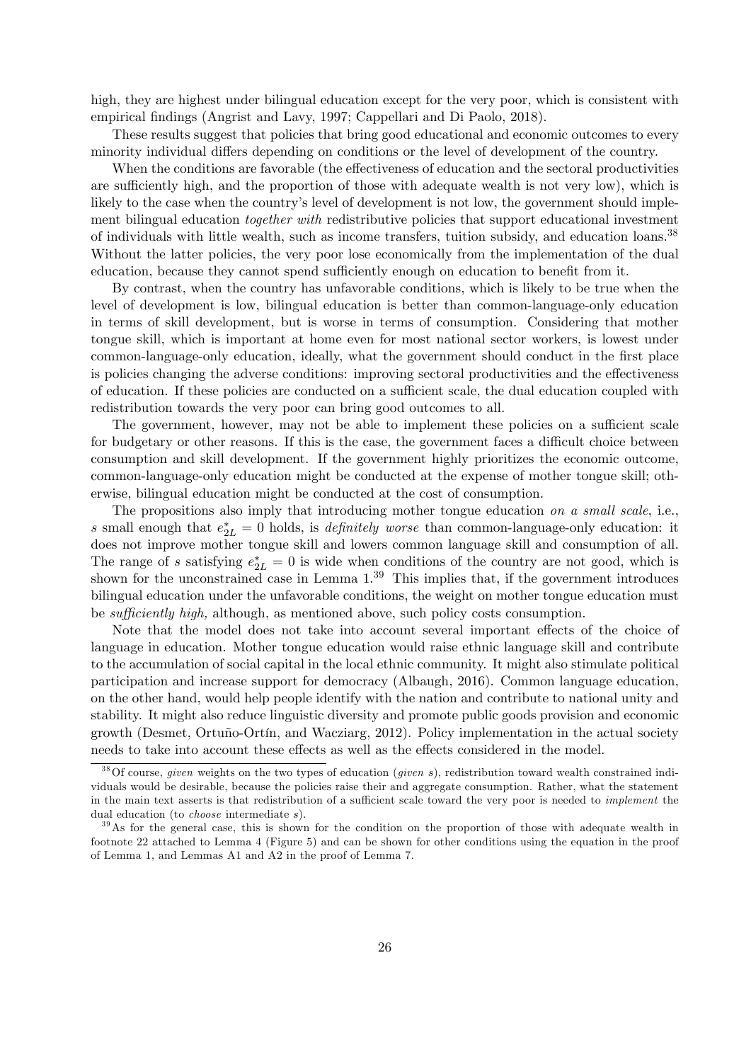high, they are highest under bilingual education except for the very poor, which is consistent with empirical findings (Angrist and Lavy, 1997; Cappellari and Di Paolo, 2018).

These results suggest that policies that bring good educational and economic outcomes to every minority individual differs depending on conditions or the level of development of the country.

When the conditions are favorable (the effectiveness of education and the sectoral productivities are sufficiently high, and the proportion of those with adequate wealth is not very low), which is likely to be the case when the country's level of development is not low, the government should implement bilingual education *together with* redistributive policies that support educational investment of individuals with little wealth, such as income transfers, tuition subsidy, and education loans.[38] Without the latter policies, the very poor lose economically from the implementation of the dual education, because they cannot spend sufficiently enough on education to benefit from it.

By contrast, when the country has unfavorable conditions, which is likely to be true when the level of development is low, bilingual education is better than common-language-only education in terms of skill development, but is worse in terms of consumption. Considering that mother tongue skill, which is important at home even for most national sector workers, is lowest under common-language-only education, ideally, what the government should conduct in the first place is policies changing the adverse conditions: improving sectoral productivities and the effectiveness of education. If these policies are conducted on a sufficient scale, the dual education coupled with redistribution towards the very poor can bring good outcomes to all.

The government, however, may not be able to implement these policies on a sufficient scale for budgetary or other reasons. If this is the case, the government faces a difficult choice between consumption and skill development. If the government highly prioritizes the economic outcome, common-language-only education might be conducted at the expense of mother tongue skill; otherwise, bilingual education might be conducted at the cost of consumption.

The propositions also imply that introducing mother tongue education *on a small scale*, i.e., $s$ small enough that $e_{2L}^{*} = 0$ holds, is *definitely worse* than common-language-only education: it does not improve mother tongue skill and lowers common language skill and consumption of all. The range of $s$ satisfying $e_{2L}^{*} = 0$ is wide when conditions of the country are not good, which is shown for the unconstrained case in Lemma 1.[39] This implies that, if the government introduces bilingual education under the unfavorable conditions, the weight on mother tongue education must be *sufficiently high,* although, as mentioned above, such policy costs consumption.

Note that the model does not take into account several important effects of the choice of language in education. Mother tongue education would raise ethnic language skill and contribute to the accumulation of social capital in the local ethnic community. It might also stimulate political participation and increase support for democracy (Albaugh, 2016). Common language education, on the other hand, would help people identify with the nation and contribute to national unity and stability. It might also reduce linguistic diversity and promote public goods provision and economic growth (Desmet, Ortuño-Ortín, and Wacziarg, 2012). Policy implementation in the actual society needs to take into account these effects as well as the effects considered in the model.

---

[38] Of course, *given* weights on the two types of education (*given* $s$), redistribution toward wealth constrained individuals would be desirable, because the policies raise their and aggregate consumption. Rather, what the statement in the main text asserts is that redistribution of a sufficient scale toward the very poor is needed to *implement* the dual education (to *choose* intermediate $s$).

[39] As for the general case, this is shown for the condition on the proportion of those with adequate wealth in footnote 22 attached to Lemma 4 (Figure 5) and can be shown for other conditions using the equation in the proof of Lemma 1, and Lemmas A1 and A2 in the proof of Lemma 7.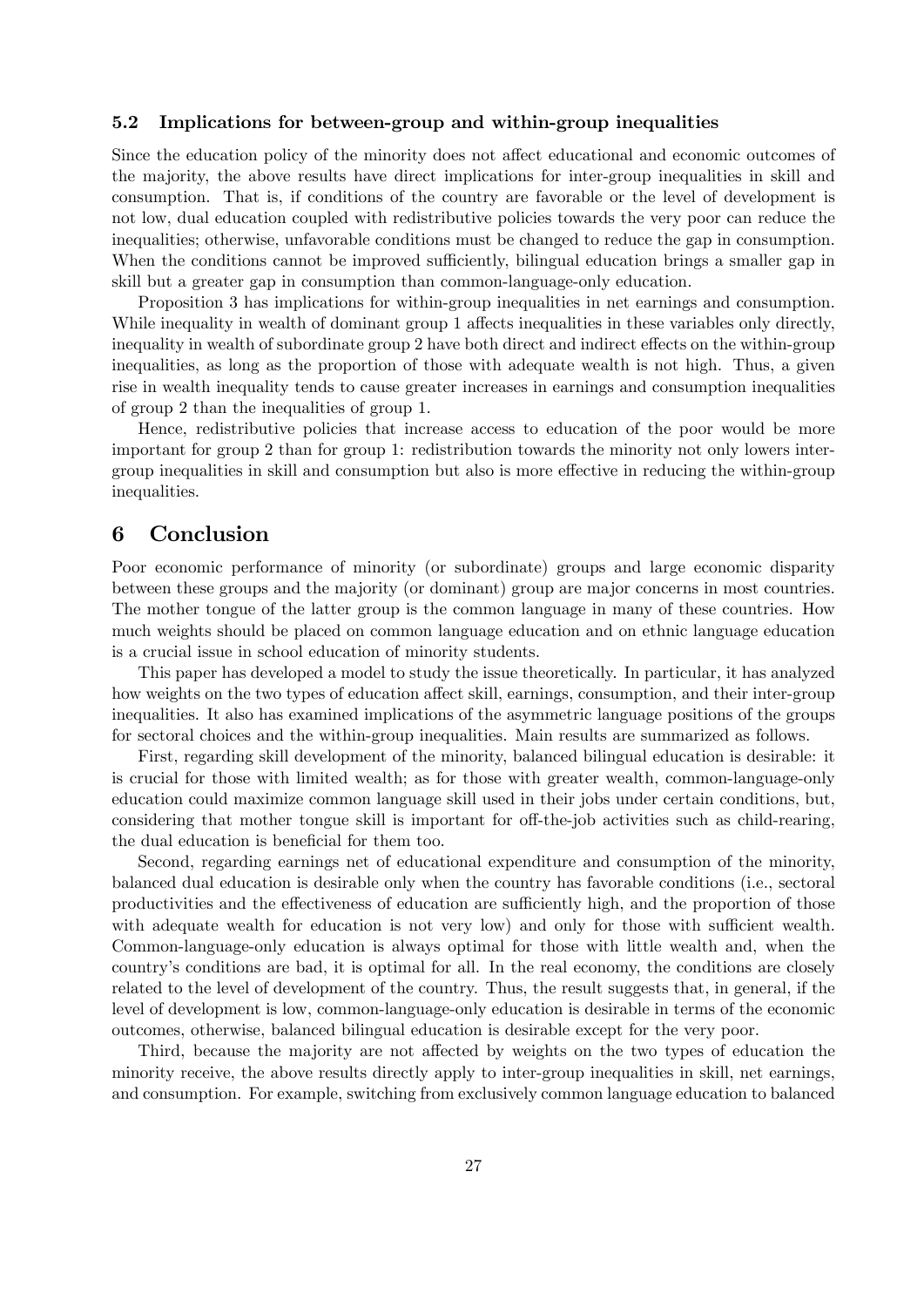### 5.2 Implications for between-group and within-group inequalities

Since the education policy of the minority does not affect educational and economic outcomes of the majority, the above results have direct implications for inter-group inequalities in skill and consumption. That is, if conditions of the country are favorable or the level of development is not low, dual education coupled with redistributive policies towards the very poor can reduce the inequalities; otherwise, unfavorable conditions must be changed to reduce the gap in consumption. When the conditions cannot be improved sufficiently, bilingual education brings a smaller gap in skill but a greater gap in consumption than common-language-only education.

Proposition 3 has implications for within-group inequalities in net earnings and consumption. While inequality in wealth of dominant group 1 affects inequalities in these variables only directly, inequality in wealth of subordinate group 2 have both direct and indirect effects on the within-group inequalities, as long as the proportion of those with adequate wealth is not high. Thus, a given rise in wealth inequality tends to cause greater increases in earnings and consumption inequalities of group 2 than the inequalities of group 1.

Hence, redistributive policies that increase access to education of the poor would be more important for group 2 than for group 1: redistribution towards the minority not only lowers inter-group inequalities in skill and consumption but also is more effective in reducing the within-group inequalities.

## 6 Conclusion

Poor economic performance of minority (or subordinate) groups and large economic disparity between these groups and the majority (or dominant) group are major concerns in most countries. The mother tongue of the latter group is the common language in many of these countries. How much weights should be placed on common language education and on ethnic language education is a crucial issue in school education of minority students.

This paper has developed a model to study the issue theoretically. In particular, it has analyzed how weights on the two types of education affect skill, earnings, consumption, and their inter-group inequalities. It also has examined implications of the asymmetric language positions of the groups for sectoral choices and the within-group inequalities. Main results are summarized as follows.

First, regarding skill development of the minority, balanced bilingual education is desirable: it is crucial for those with limited wealth; as for those with greater wealth, common-language-only education could maximize common language skill used in their jobs under certain conditions, but, considering that mother tongue skill is important for off-the-job activities such as child-rearing, the dual education is beneficial for them too.

Second, regarding earnings net of educational expenditure and consumption of the minority, balanced dual education is desirable only when the country has favorable conditions (i.e., sectoral productivities and the effectiveness of education are sufficiently high, and the proportion of those with adequate wealth for education is not very low) and only for those with sufficient wealth. Common-language-only education is always optimal for those with little wealth and, when the country's conditions are bad, it is optimal for all. In the real economy, the conditions are closely related to the level of development of the country. Thus, the result suggests that, in general, if the level of development is low, common-language-only education is desirable in terms of the economic outcomes, otherwise, balanced bilingual education is desirable except for the very poor.

Third, because the majority are not affected by weights on the two types of education the minority receive, the above results directly apply to inter-group inequalities in skill, net earnings, and consumption. For example, switching from exclusively common language education to balanced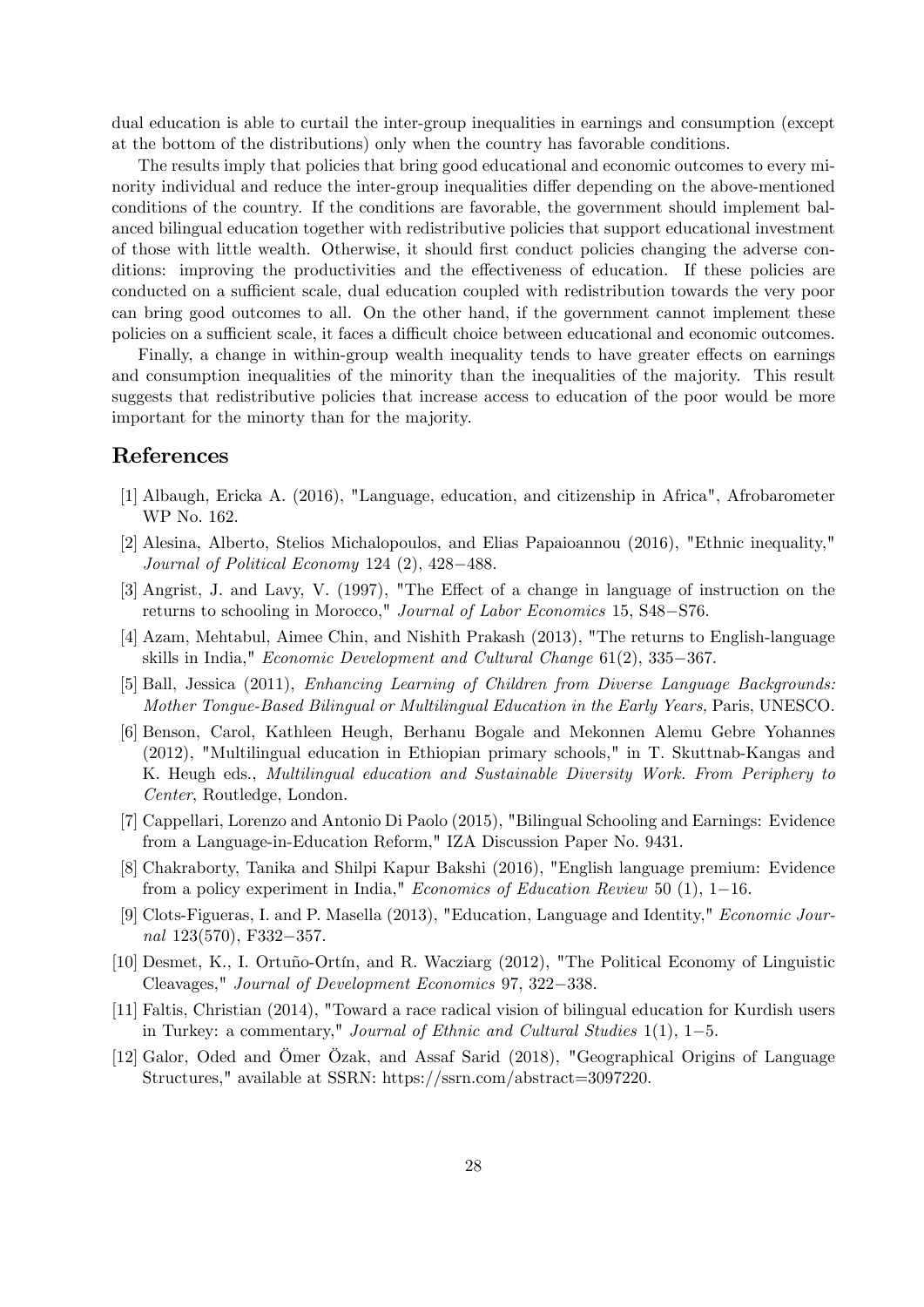dual education is able to curtail the inter-group inequalities in earnings and consumption (except at the bottom of the distributions) only when the country has favorable conditions.

The results imply that policies that bring good educational and economic outcomes to every minority individual and reduce the inter-group inequalities differ depending on the above-mentioned conditions of the country. If the conditions are favorable, the government should implement balanced bilingual education together with redistributive policies that support educational investment of those with little wealth. Otherwise, it should first conduct policies changing the adverse conditions: improving the productivities and the effectiveness of education. If these policies are conducted on a sufficient scale, dual education coupled with redistribution towards the very poor can bring good outcomes to all. On the other hand, if the government cannot implement these policies on a sufficient scale, it faces a difficult choice between educational and economic outcomes.

Finally, a change in within-group wealth inequality tends to have greater effects on earnings and consumption inequalities of the minority than the inequalities of the majority. This result suggests that redistributive policies that increase access to education of the poor would be more important for the minorty than for the majority.

## References

[1] Albaugh, Ericka A. (2016), "Language, education, and citizenship in Africa", Afrobarometer WP No. 162.

[2] Alesina, Alberto, Stelios Michalopoulos, and Elias Papaioannou (2016), "Ethnic inequality," *Journal of Political Economy* 124 (2), 428−488.

[3] Angrist, J. and Lavy, V. (1997), "The Effect of a change in language of instruction on the returns to schooling in Morocco," *Journal of Labor Economics* 15, S48−S76.

[4] Azam, Mehtabul, Aimee Chin, and Nishith Prakash (2013), "The returns to English-language skills in India," *Economic Development and Cultural Change* 61(2), 335−367.

[5] Ball, Jessica (2011), *Enhancing Learning of Children from Diverse Language Backgrounds: Mother Tongue-Based Bilingual or Multilingual Education in the Early Years,* Paris, UNESCO.

[6] Benson, Carol, Kathleen Heugh, Berhanu Bogale and Mekonnen Alemu Gebre Yohannes (2012), "Multilingual education in Ethiopian primary schools," in T. Skuttnab-Kangas and K. Heugh eds., *Multilingual education and Sustainable Diversity Work. From Periphery to Center*, Routledge, London.

[7] Cappellari, Lorenzo and Antonio Di Paolo (2015), "Bilingual Schooling and Earnings: Evidence from a Language-in-Education Reform," IZA Discussion Paper No. 9431.

[8] Chakraborty, Tanika and Shilpi Kapur Bakshi (2016), "English language premium: Evidence from a policy experiment in India," *Economics of Education Review* 50 (1), 1−16.

[9] Clots-Figueras, I. and P. Masella (2013), "Education, Language and Identity," *Economic Journal* 123(570), F332−357.

[10] Desmet, K., I. Ortuño-Ortín, and R. Wacziarg (2012), "The Political Economy of Linguistic Cleavages," *Journal of Development Economics* 97, 322−338.

[11] Faltis, Christian (2014), "Toward a race radical vision of bilingual education for Kurdish users in Turkey: a commentary," *Journal of Ethnic and Cultural Studies* 1(1), 1−5.

[12] Galor, Oded and Ömer Özak, and Assaf Sarid (2018), "Geographical Origins of Language Structures," available at SSRN: https://ssrn.com/abstract=3097220.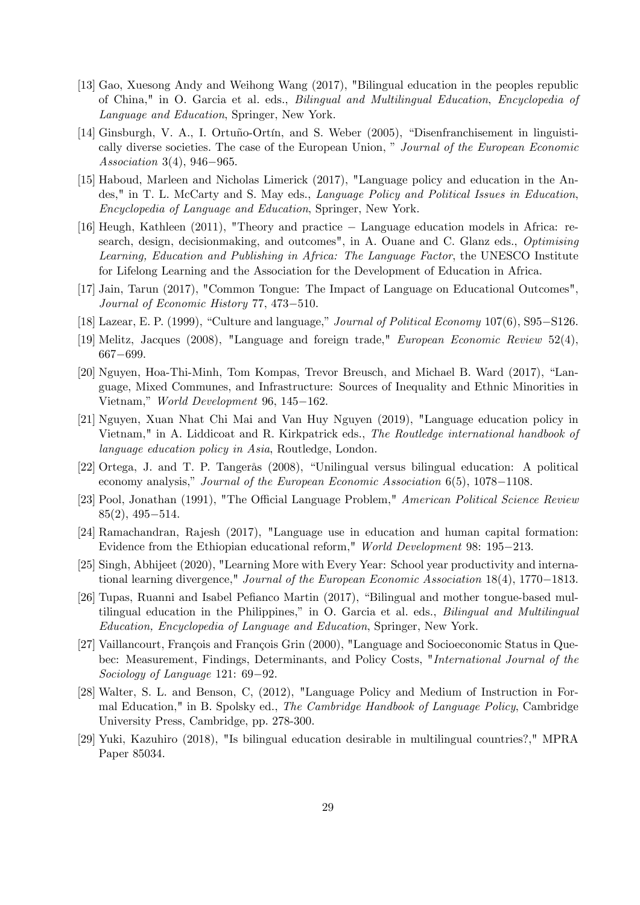[13] Gao, Xuesong Andy and Weihong Wang (2017), "Bilingual education in the peoples republic of China," in O. Garcia et al. eds., *Bilingual and Multilingual Education*, *Encyclopedia of Language and Education*, Springer, New York.

[14] Ginsburgh, V. A., I. Ortuño-Ortín, and S. Weber (2005), "Disenfranchisement in linguistically diverse societies. The case of the European Union, " *Journal of the European Economic Association* 3(4), 946−965.

[15] Haboud, Marleen and Nicholas Limerick (2017), "Language policy and education in the Andes," in T. L. McCarty and S. May eds., *Language Policy and Political Issues in Education*, *Encyclopedia of Language and Education*, Springer, New York.

[16] Heugh, Kathleen (2011), "Theory and practice − Language education models in Africa: research, design, decisionmaking, and outcomes", in A. Ouane and C. Glanz eds., *Optimising Learning, Education and Publishing in Africa: The Language Factor*, the UNESCO Institute for Lifelong Learning and the Association for the Development of Education in Africa.

[17] Jain, Tarun (2017), "Common Tongue: The Impact of Language on Educational Outcomes", *Journal of Economic History* 77, 473−510.

[18] Lazear, E. P. (1999), "Culture and language," *Journal of Political Economy* 107(6), S95−S126.

[19] Melitz, Jacques (2008), "Language and foreign trade," *European Economic Review* 52(4), 667−699.

[20] Nguyen, Hoa-Thi-Minh, Tom Kompas, Trevor Breusch, and Michael B. Ward (2017), "Language, Mixed Communes, and Infrastructure: Sources of Inequality and Ethnic Minorities in Vietnam," *World Development* 96, 145−162.

[21] Nguyen, Xuan Nhat Chi Mai and Van Huy Nguyen (2019), "Language education policy in Vietnam," in A. Liddicoat and R. Kirkpatrick eds., *The Routledge international handbook of language education policy in Asia*, Routledge, London.

[22] Ortega, J. and T. P. Tangerås (2008), "Unilingual versus bilingual education: A political economy analysis," *Journal of the European Economic Association* 6(5), 1078−1108.

[23] Pool, Jonathan (1991), "The Official Language Problem," *American Political Science Review* 85(2), 495−514.

[24] Ramachandran, Rajesh (2017), "Language use in education and human capital formation: Evidence from the Ethiopian educational reform," *World Development* 98: 195−213.

[25] Singh, Abhijeet (2020), "Learning More with Every Year: School year productivity and international learning divergence," *Journal of the European Economic Association* 18(4), 1770−1813.

[26] Tupas, Ruanni and Isabel Pefianco Martin (2017), "Bilingual and mother tongue-based multilingual education in the Philippines," in O. Garcia et al. eds., *Bilingual and Multilingual Education, Encyclopedia of Language and Education*, Springer, New York.

[27] Vaillancourt, François and François Grin (2000), "Language and Socioeconomic Status in Quebec: Measurement, Findings, Determinants, and Policy Costs, "*International Journal of the Sociology of Language* 121: 69−92.

[28] Walter, S. L. and Benson, C, (2012), "Language Policy and Medium of Instruction in Formal Education," in B. Spolsky ed., *The Cambridge Handbook of Language Policy*, Cambridge University Press, Cambridge, pp. 278-300.

[29] Yuki, Kazuhiro (2018), "Is bilingual education desirable in multilingual countries?," MPRA Paper 85034.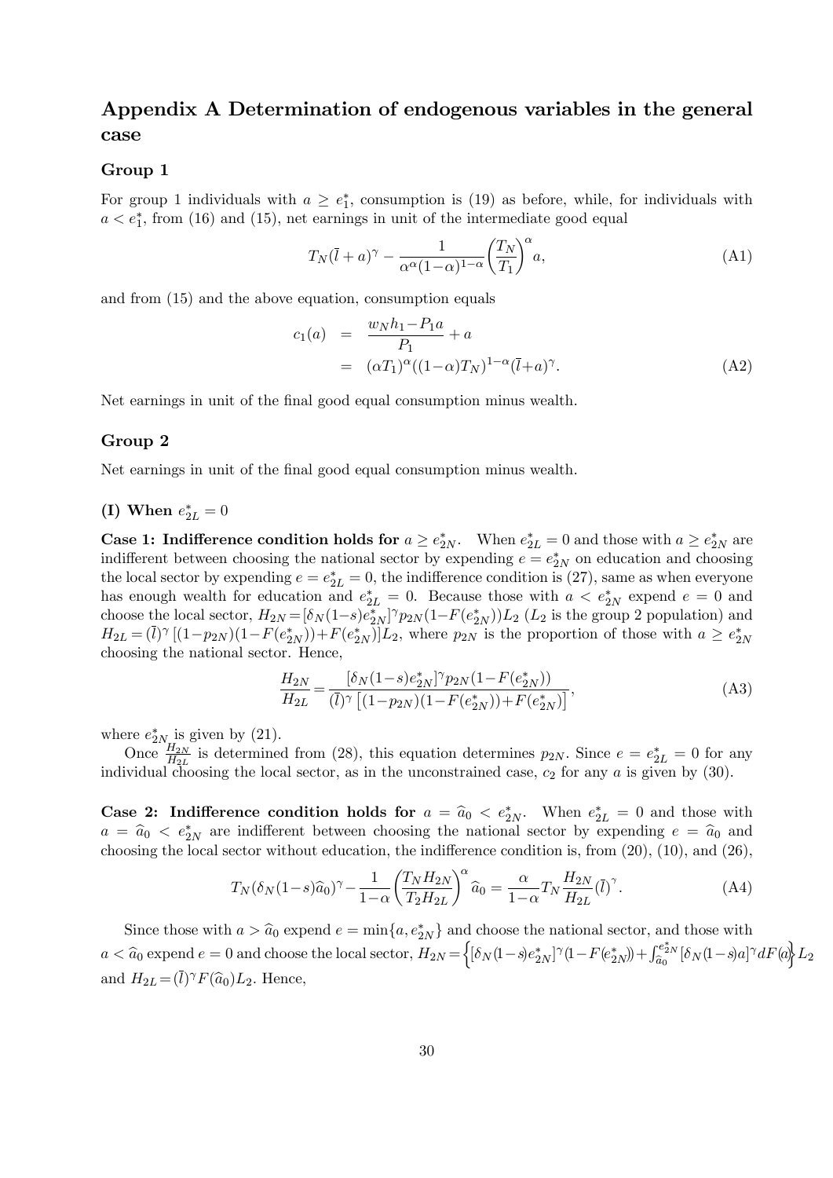# Appendix A Determination of endogenous variables in the general case

## Group 1

For group 1 individuals with $a \geq e_1^*$, consumption is (19) as before, while, for individuals with $a < e_1^*$, from (16) and (15), net earnings in unit of the intermediate good equal

$$T_N(\bar{l}+a)^\gamma - \frac{1}{\alpha^\alpha(1-\alpha)^{1-\alpha}}\left(\frac{T_N}{T_1}\right)^\alpha a, \tag{A1}$$

and from (15) and the above equation, consumption equals

$$\begin{aligned} c_1(a) &= \frac{w_N h_1 - P_1 a}{P_1} + a \\ &= (\alpha T_1)^\alpha ((1-\alpha)T_N)^{1-\alpha}(\bar{l}+a)^\gamma. \end{aligned} \tag{A2}$$

Net earnings in unit of the final good equal consumption minus wealth.

## Group 2

Net earnings in unit of the final good equal consumption minus wealth.

### (I) When $e_{2L}^* = 0$

**Case 1: Indifference condition holds for $a \geq e_{2N}^*$.** When $e_{2L}^* = 0$ and those with $a \geq e_{2N}^*$ are indifferent between choosing the national sector by expending $e = e_{2N}^*$ on education and choosing the local sector by expending $e = e_{2L}^* = 0$, the indifference condition is (27), same as when everyone has enough wealth for education and $e_{2L}^* = 0$. Because those with $a < e_{2N}^*$ expend $e = 0$ and choose the local sector, $H_{2N} = [\delta_N(1-s)e_{2N}^*]^\gamma p_{2N}(1-F(e_{2N}^*))L_2$ ($L_2$ is the group 2 population) and $H_{2L} = (\bar{l})^\gamma\left[(1-p_{2N})(1-F(e_{2N}^*))+F(e_{2N}^*)\right]L_2$, where $p_{2N}$ is the proportion of those with $a \geq e_{2N}^*$ choosing the national sector. Hence,

$$\frac{H_{2N}}{H_{2L}} = \frac{[\delta_N(1-s)e_{2N}^*]^\gamma p_{2N}(1-F(e_{2N}^*))}{(\bar{l})^\gamma\left[(1-p_{2N})(1-F(e_{2N}^*))+F(e_{2N}^*)\right]}, \tag{A3}$$

where $e_{2N}^*$ is given by (21).

Once $\frac{H_{2N}}{H_{2L}}$ is determined from (28), this equation determines $p_{2N}$. Since $e = e_{2L}^* = 0$ for any individual choosing the local sector, as in the unconstrained case, $c_2$ for any $a$ is given by (30).

**Case 2: Indifference condition holds for $a = \widehat{a}_0 < e_{2N}^*$.** When $e_{2L}^* = 0$ and those with $a = \widehat{a}_0 < e_{2N}^*$ are indifferent between choosing the national sector by expending $e = \widehat{a}_0$ and choosing the local sector without education, the indifference condition is, from (20), (10), and (26),

$$T_N(\delta_N(1-s)\widehat{a}_0)^\gamma - \frac{1}{1-\alpha}\left(\frac{T_N H_{2N}}{T_2 H_{2L}}\right)^\alpha \widehat{a}_0 = \frac{\alpha}{1-\alpha}T_N\frac{H_{2N}}{H_{2L}}(\bar{l})^\gamma. \tag{A4}$$

Since those with $a > \widehat{a}_0$ expend $e = \min\{a, e_{2N}^*\}$ and choose the national sector, and those with $a < \widehat{a}_0$ expend $e = 0$ and choose the local sector, $H_{2N} = \left\{[\delta_N(1-s)e_{2N}^*]^\gamma(1-F(e_{2N}^*)) + \int_{\widehat{a}_0}^{e_{2N}^*}[\delta_N(1-s)a]^\gamma dF(a)\right\}L_2$ and $H_{2L} = (\bar{l})^\gamma F(\widehat{a}_0)L_2$. Hence,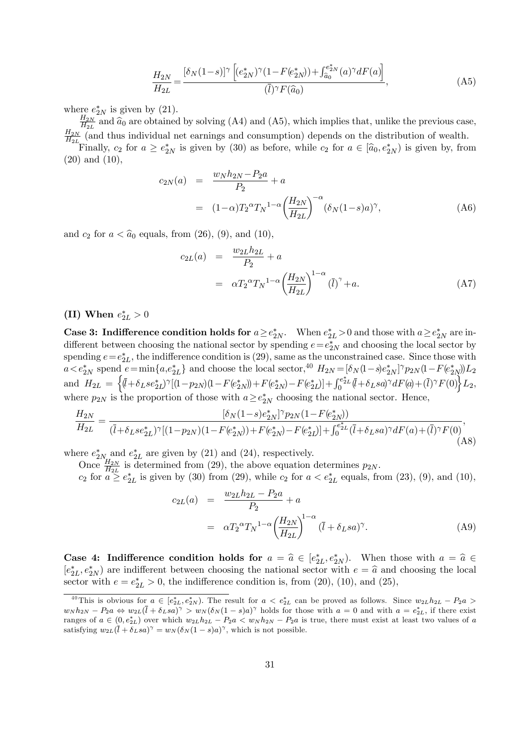$$\frac{H_{2N}}{H_{2L}} = \frac{[\delta_N(1-s)]^{\gamma}\left[(e_{2N}^*)^{\gamma}(1-F(e_{2N}^*)) + \int_{\widehat{a}_0}^{e_{2N}^*}(a)^{\gamma}dF(a)\right]}{(\bar{l})^{\gamma}F(\widehat{a}_0)}, \tag{A5}$$

where $e_{2N}^*$ is given by (21).

$\frac{H_{2N}}{H_{2L}}$ and $\widehat{a}_0$ are obtained by solving (A4) and (A5), which implies that, unlike the previous case, $\frac{H_{2N}}{H_{2L}}$ (and thus individual net earnings and consumption) depends on the distribution of wealth.

Finally, $c_2$ for $a \geq e_{2N}^*$ is given by (30) as before, while $c_2$ for $a \in [\widehat{a}_0, e_{2N}^*)$ is given by, from (20) and (10),

$$\begin{aligned} c_{2N}(a) &= \frac{w_N h_{2N} - P_2 a}{P_2} + a \\ &= (1-\alpha) T_2{}^{\alpha} T_N{}^{1-\alpha} \left(\frac{H_{2N}}{H_{2L}}\right)^{-\alpha} (\delta_N(1-s)a)^{\gamma}, \end{aligned} \tag{A6}$$

and $c_2$ for $a < \widehat{a}_0$ equals, from (26), (9), and (10),

$$\begin{aligned} c_{2L}(a) &= \frac{w_{2L} h_{2L}}{P_2} + a \\ &= \alpha T_2{}^{\alpha} T_N{}^{1-\alpha} \left(\frac{H_{2N}}{H_{2L}}\right)^{1-\alpha} (\bar{l})^{\gamma} + a. \end{aligned} \tag{A7}$$

**(II) When $e_{2L}^* > 0$**

**Case 3: Indifference condition holds for $a \geq e_{2N}^*$.** When $e_{2L}^* > 0$ and those with $a \geq e_{2N}^*$ are indifferent between choosing the national sector by spending $e = e_{2N}^*$ and choosing the local sector by spending $e = e_{2L}^*$, the indifference condition is (29), same as the unconstrained case. Since those with $a < e_{2N}^*$ spend $e = \min\{a, e_{2L}^*\}$ and choose the local sector,[40] $H_{2N} = [\delta_N(1-s)e_{2N}^*]^{\gamma} p_{2N}(1-F(e_{2N}^*))L_2$ and $H_{2L} = \left\{(\bar{l} + \delta_L s e_{2L}^*)^{\gamma}[(1-p_{2N})(1-F(e_{2N}^*)) + F(e_{2N}^*) - F(e_{2L}^*)] + \int_0^{e_{2L}^*}(\bar{l} + \delta_L s a)^{\gamma} dF(a) + (\bar{l})^{\gamma} F(0)\right\} L_2$, where $p_{2N}$ is the proportion of those with $a \geq e_{2N}^*$ choosing the national sector. Hence,

$$\frac{H_{2N}}{H_{2L}} = \frac{[\delta_N(1-s)e_{2N}^*]^{\gamma} p_{2N}(1-F(e_{2N}^*))}{(\bar{l} + \delta_L s e_{2L}^*)^{\gamma}[(1-p_{2N})(1-F(e_{2N}^*)) + F(e_{2N}^*) - F(e_{2L}^*)] + \int_0^{e_{2L}^*}(\bar{l} + \delta_L s a)^{\gamma} dF(a) + (\bar{l})^{\gamma} F(0)}, \tag{A8}$$

where $e_{2N}^*$ and $e_{2L}^*$ are given by (21) and (24), respectively.

Once $\frac{H_{2N}}{H_{2L}}$ is determined from (29), the above equation determines $p_{2N}$.

$c_2$ for $a \geq e_{2L}^*$ is given by (30) from (29), while $c_2$ for $a < e_{2L}^*$ equals, from (23), (9), and (10),

$$\begin{aligned} c_{2L}(a) &= \frac{w_{2L} h_{2L} - P_2 a}{P_2} + a \\ &= \alpha T_2{}^{\alpha} T_N{}^{1-\alpha} \left(\frac{H_{2N}}{H_{2L}}\right)^{1-\alpha} (\bar{l} + \delta_L s a)^{\gamma}. \end{aligned} \tag{A9}$$

**Case 4: Indifference condition holds for $a = \widehat{a} \in [e_{2L}^*, e_{2N}^*)$.** When those with $a = \widehat{a} \in [e_{2L}^*, e_{2N}^*)$ are indifferent between choosing the national sector with $e = \widehat{a}$ and choosing the local sector with $e = e_{2L}^* > 0$, the indifference condition is, from (20), (10), and (25),

---

[40] This is obvious for $a \in [e_{2L}^*, e_{2N}^*)$. The result for $a < e_{2L}^*$ can be proved as follows. Since $w_{2L}h_{2L} - P_2 a > w_N h_{2N} - P_2 a \Leftrightarrow w_{2L}(\bar{l} + \delta_L s a)^{\gamma} > w_N(\delta_N(1-s)a)^{\gamma}$ holds for those with $a = 0$ and with $a = e_{2L}^*$, if there exist ranges of $a \in (0, e_{2L}^*)$ over which $w_{2L}h_{2L} - P_2 a < w_N h_{2N} - P_2 a$ is true, there must exist at least two values of $a$ satisfying $w_{2L}(\bar{l} + \delta_L s a)^{\gamma} = w_N(\delta_N(1-s)a)^{\gamma}$, which is not possible.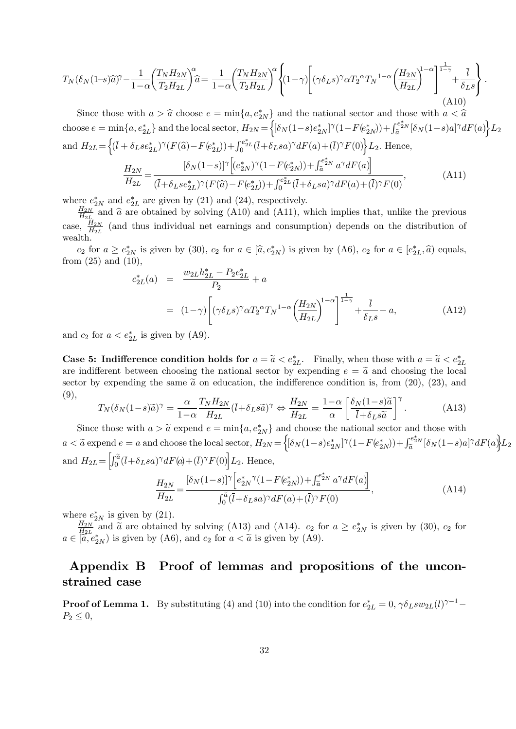$$T_N(\delta_N(1-s)\widehat{a})^{\gamma} - \frac{1}{1-\alpha}\left(\frac{T_N H_{2N}}{T_2 H_{2L}}\right)^{\alpha}\widehat{a} = \frac{1}{1-\alpha}\left(\frac{T_N H_{2N}}{T_2 H_{2L}}\right)^{\alpha}\left\{(1-\gamma)\left[(\gamma\delta_L s)^{\gamma}\alpha T_2{}^{\alpha} T_N{}^{1-\alpha}\left(\frac{H_{2N}}{H_{2L}}\right)^{1-\alpha}\right]^{\frac{1}{1-\gamma}} + \frac{\bar{l}}{\delta_L s}\right\}. \tag{A10}$$

Since those with $a > \widehat{a}$ choose $e = \min\{a, e^*_{2N}\}$ and the national sector and those with $a < \widehat{a}$ choose $e = \min\{a, e^*_{2L}\}$ and the local sector, $H_{2N} = \left\{[\delta_N(1-s)e^*_{2N}]^{\gamma}(1-F(e^*_{2N})) + \int_{\widehat{a}}^{e^*_{2N}}[\delta_N(1-s)a]^{\gamma}dF(a)\right\}L_2$ and $H_{2L} = \left\{(\bar{l} + \delta_L s e^*_{2L})^{\gamma}(F(\widehat{a}) - F(e^*_{2L})) + \int_0^{e^*_{2L}}(\bar{l} + \delta_L s a)^{\gamma}dF(a) + (\bar{l})^{\gamma}F(0)\right\}L_2$. Hence,

$$\frac{H_{2N}}{H_{2L}} = \frac{[\delta_N(1-s)]^{\gamma}\left[(e^*_{2N})^{\gamma}(1-F(e^*_{2N})) + \int_{\widehat{a}}^{e^*_{2N}} a^{\gamma}dF(a)\right]}{(\bar{l} + \delta_L s e^*_{2L})^{\gamma}(F(\widehat{a}) - F(e^*_{2L})) + \int_0^{e^*_{2L}}(\bar{l} + \delta_L s a)^{\gamma}dF(a) + (\bar{l})^{\gamma}F(0)}, \tag{A11}$$

where $e^*_{2N}$ and $e^*_{2L}$ are given by (21) and (24), respectively.

$\frac{H_{2N}}{H_{2L}}$ and $\widehat{a}$ are obtained by solving (A10) and (A11), which implies that, unlike the previous case, $\frac{H_{2N}}{H_{2L}}$ (and thus individual net earnings and consumption) depends on the distribution of wealth.

$c_2$ for $a \geq e^*_{2N}$ is given by (30), $c_2$ for $a \in [\widehat{a}, e^*_{2N})$ is given by (A6), $c_2$ for $a \in [e^*_{2L}, \widehat{a})$ equals, from (25) and (10),

$$\begin{aligned} c^*_{2L}(a) &= \frac{w_{2L}h^*_{2L} - P_2 e^*_{2L}}{P_2} + a \\ &= (1-\gamma)\left[(\gamma\delta_L s)^{\gamma}\alpha T_2{}^{\alpha} T_N{}^{1-\alpha}\left(\frac{H_{2N}}{H_{2L}}\right)^{1-\alpha}\right]^{\frac{1}{1-\gamma}} + \frac{\bar{l}}{\delta_L s} + a, \end{aligned} \tag{A12}$$

and $c_2$ for $a < e^*_{2L}$ is given by (A9).

**Case 5: Indifference condition holds for** $a = \widetilde{a} < e^*_{2L}$. Finally, when those with $a = \widetilde{a} < e^*_{2L}$ are indifferent between choosing the national sector by expending $e = \widetilde{a}$ and choosing the local sector by expending the same $\widetilde{a}$ on education, the indifference condition is, from (20), (23), and (9),

$$T_N(\delta_N(1-s)\widetilde{a})^{\gamma} = \frac{\alpha}{1-\alpha}\frac{T_N H_{2N}}{H_{2L}}(\bar{l} + \delta_L s\widetilde{a})^{\gamma} \Leftrightarrow \frac{H_{2N}}{H_{2L}} = \frac{1-\alpha}{\alpha}\left[\frac{\delta_N(1-s)\widetilde{a}}{\bar{l} + \delta_L s\widetilde{a}}\right]^{\gamma}. \tag{A13}$$

Since those with $a > \widetilde{a}$ expend $e = \min\{a, e^*_{2N}\}$ and choose the national sector and those with $a < \widetilde{a}$ expend $e = a$ and choose the local sector, $H_{2N} = \left\{[\delta_N(1-s)e^*_{2N}]^{\gamma}(1-F(e^*_{2N})) + \int_{\widetilde{a}}^{e^*_{2N}}[\delta_N(1-s)a]^{\gamma}dF(a)\right\}L_2$ and $H_{2L} = \left[\int_0^{\widetilde{a}}(\bar{l} + \delta_L s a)^{\gamma}dF(a) + (\bar{l})^{\gamma}F(0)\right]L_2$. Hence,

$$\frac{H_{2N}}{H_{2L}} = \frac{[\delta_N(1-s)]^{\gamma}\left[e^{*\gamma}_{2N}(1-F(e^*_{2N})) + \int_{\widetilde{a}}^{e^*_{2N}} a^{\gamma}dF(a)\right]}{\int_0^{\widetilde{a}}(\bar{l} + \delta_L s a)^{\gamma}dF(a) + (\bar{l})^{\gamma}F(0)}, \tag{A14}$$

where $e^*_{2N}$ is given by (21).

$\frac{H_{2N}}{H_{2L}}$ and $\widetilde{a}$ are obtained by solving (A13) and (A14). $c_2$ for $a \geq e^*_{2N}$ is given by (30), $c_2$ for $a \in [\widetilde{a}, e^*_{2N})$ is given by (A6), and $c_2$ for $a < \widetilde{a}$ is given by (A9).

## Appendix B Proof of lemmas and propositions of the unconstrained case

**Proof of Lemma 1.** By substituting (4) and (10) into the condition for $e^*_{2L} = 0$, $\gamma\delta_L s w_{2L}(\bar{l})^{\gamma-1} - P_2 \leq 0$,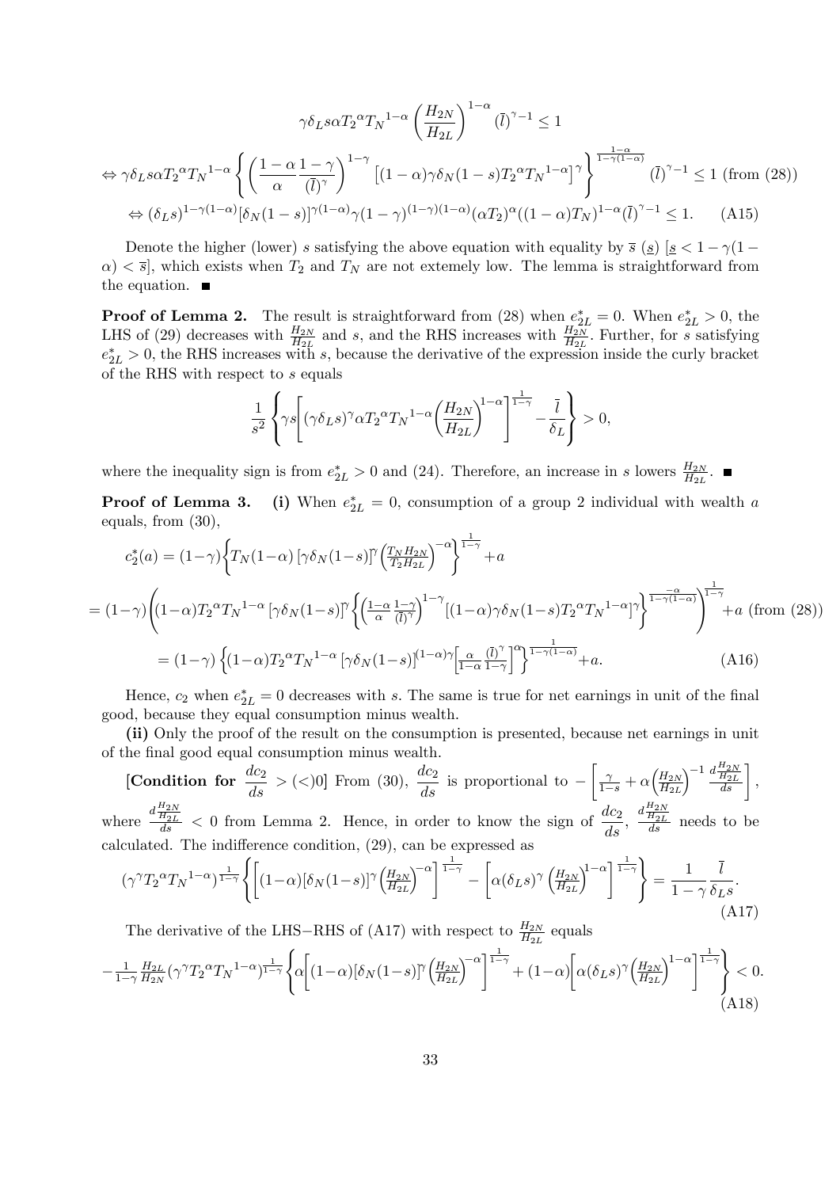$$\gamma\delta_L s\alpha {T_2}^{\alpha}{T_N}^{1-\alpha}\left(\frac{H_{2N}}{H_{2L}}\right)^{1-\alpha}(\bar{l})^{\gamma-1} \le 1$$

$$\Leftrightarrow \gamma\delta_L s\alpha {T_2}^{\alpha}{T_N}^{1-\alpha}\left\{\left(\frac{1-\alpha}{\alpha}\frac{1-\gamma}{(\bar{l})^{\gamma}}\right)^{1-\gamma}\left[(1-\alpha)\gamma\delta_N(1-s){T_2}^{\alpha}{T_N}^{1-\alpha}\right]^{\gamma}\right\}^{\frac{1-\alpha}{1-\gamma(1-\alpha)}}(\bar{l})^{\gamma-1} \le 1 \text{ (from (28))}$$

$$\Leftrightarrow (\delta_L s)^{1-\gamma(1-\alpha)}[\delta_N(1-s)]^{\gamma(1-\alpha)}\gamma(1-\gamma)^{(1-\gamma)(1-\alpha)}(\alpha T_2)^{\alpha}((1-\alpha)T_N)^{1-\alpha}(\bar{l})^{\gamma-1} \le 1. \quad \text{(A15)}$$

Denote the higher (lower) $s$ satisfying the above equation with equality by $\bar{s}$ ($\underline{s}$) [$\underline{s} < 1-\gamma(1-\alpha) < \bar{s}$], which exists when $T_2$ and $T_N$ are not extemely low. The lemma is straightforward from the equation. ■

**Proof of Lemma 2.** The result is straightforward from (28) when $e^*_{2L} = 0$. When $e^*_{2L} > 0$, the LHS of (29) decreases with $\frac{H_{2N}}{H_{2L}}$ and $s$, and the RHS increases with $\frac{H_{2N}}{H_{2L}}$. Further, for $s$ satisfying $e^*_{2L} > 0$, the RHS increases with $s$, because the derivative of the expression inside the curly bracket of the RHS with respect to $s$ equals

$$\frac{1}{s^2}\left\{\gamma s\left[(\gamma\delta_L s)^{\gamma}\alpha {T_2}^{\alpha}{T_N}^{1-\alpha}\left(\frac{H_{2N}}{H_{2L}}\right)^{1-\alpha}\right]^{\frac{1}{1-\gamma}} - \frac{\bar{l}}{\delta_L}\right\} > 0,$$

where the inequality sign is from $e^*_{2L} > 0$ and (24). Therefore, an increase in $s$ lowers $\frac{H_{2N}}{H_{2L}}$. ■

**Proof of Lemma 3.** **(i)** When $e^*_{2L} = 0$, consumption of a group 2 individual with wealth $a$ equals, from (30),

$$c^*_2(a) = (1-\gamma)\left\{T_N(1-\alpha)\left[\gamma\delta_N(1-s)\right]^{\gamma}\left(\frac{T_N H_{2N}}{T_2 H_{2L}}\right)^{-\alpha}\right\}^{\frac{1}{1-\gamma}} + a$$

$$= (1-\gamma)\left((1-\alpha){T_2}^{\alpha}{T_N}^{1-\alpha}\left[\gamma\delta_N(1-s)\right]^{\gamma}\left\{\left(\frac{1-\alpha}{\alpha}\frac{1-\gamma}{(\bar{l})^{\gamma}}\right)^{1-\gamma}\left[(1-\alpha)\gamma\delta_N(1-s){T_2}^{\alpha}{T_N}^{1-\alpha}\right]^{\gamma}\right\}^{\frac{-\alpha}{1-\gamma(1-\alpha)}}\right)^{\frac{1}{1-\gamma}} + a \text{ (from (28))}$$

$$= (1-\gamma)\left\{(1-\alpha){T_2}^{\alpha}{T_N}^{1-\alpha}\left[\gamma\delta_N(1-s)\right]^{(1-\alpha)\gamma}\left[\frac{\alpha}{1-\alpha}\frac{(\bar{l})^{\gamma}}{1-\gamma}\right]^{\alpha}\right\}^{\frac{1}{1-\gamma(1-\alpha)}} + a. \quad \text{(A16)}$$

Hence, $c_2$ when $e^*_{2L} = 0$ decreases with $s$. The same is true for net earnings in unit of the final good, because they equal consumption minus wealth.

**(ii)** Only the proof of the result on the consumption is presented, because net earnings in unit of the final good equal consumption minus wealth.

**[Condition for $\frac{dc_2}{ds} > (<) 0$]** From (30), $\frac{dc_2}{ds}$ is proportional to $-\left[\frac{\gamma}{1-s} + \alpha\left(\frac{H_{2N}}{H_{2L}}\right)^{-1}\frac{d\frac{H_{2N}}{H_{2L}}}{ds}\right]$, where $\frac{d\frac{H_{2N}}{H_{2L}}}{ds} < 0$ from Lemma 2. Hence, in order to know the sign of $\frac{dc_2}{ds}$, $\frac{d\frac{H_{2N}}{H_{2L}}}{ds}$ needs to be calculated. The indifference condition, (29), can be expressed as

$$(\gamma^{\gamma}{T_2}^{\alpha}{T_N}^{1-\alpha})^{\frac{1}{1-\gamma}}\left\{\left[(1-\alpha)[\delta_N(1-s)]^{\gamma}\left(\frac{H_{2N}}{H_{2L}}\right)^{-\alpha}\right]^{\frac{1}{1-\gamma}} - \left[\alpha(\delta_L s)^{\gamma}\left(\frac{H_{2N}}{H_{2L}}\right)^{1-\alpha}\right]^{\frac{1}{1-\gamma}}\right\} = \frac{1}{1-\gamma}\frac{\bar{l}}{\delta_L s}. \quad \text{(A17)}$$

The derivative of the LHS$-$RHS of (A17) with respect to $\frac{H_{2N}}{H_{2L}}$ equals

$$-\frac{1}{1-\gamma}\frac{H_{2L}}{H_{2N}}(\gamma^{\gamma}{T_2}^{\alpha}{T_N}^{1-\alpha})^{\frac{1}{1-\gamma}}\left\{\alpha\left[(1-\alpha)[\delta_N(1-s)]^{\gamma}\left(\frac{H_{2N}}{H_{2L}}\right)^{-\alpha}\right]^{\frac{1}{1-\gamma}} + (1-\alpha)\left[\alpha(\delta_L s)^{\gamma}\left(\frac{H_{2N}}{H_{2L}}\right)^{1-\alpha}\right]^{\frac{1}{1-\gamma}}\right\} < 0. \quad \text{(A18)}$$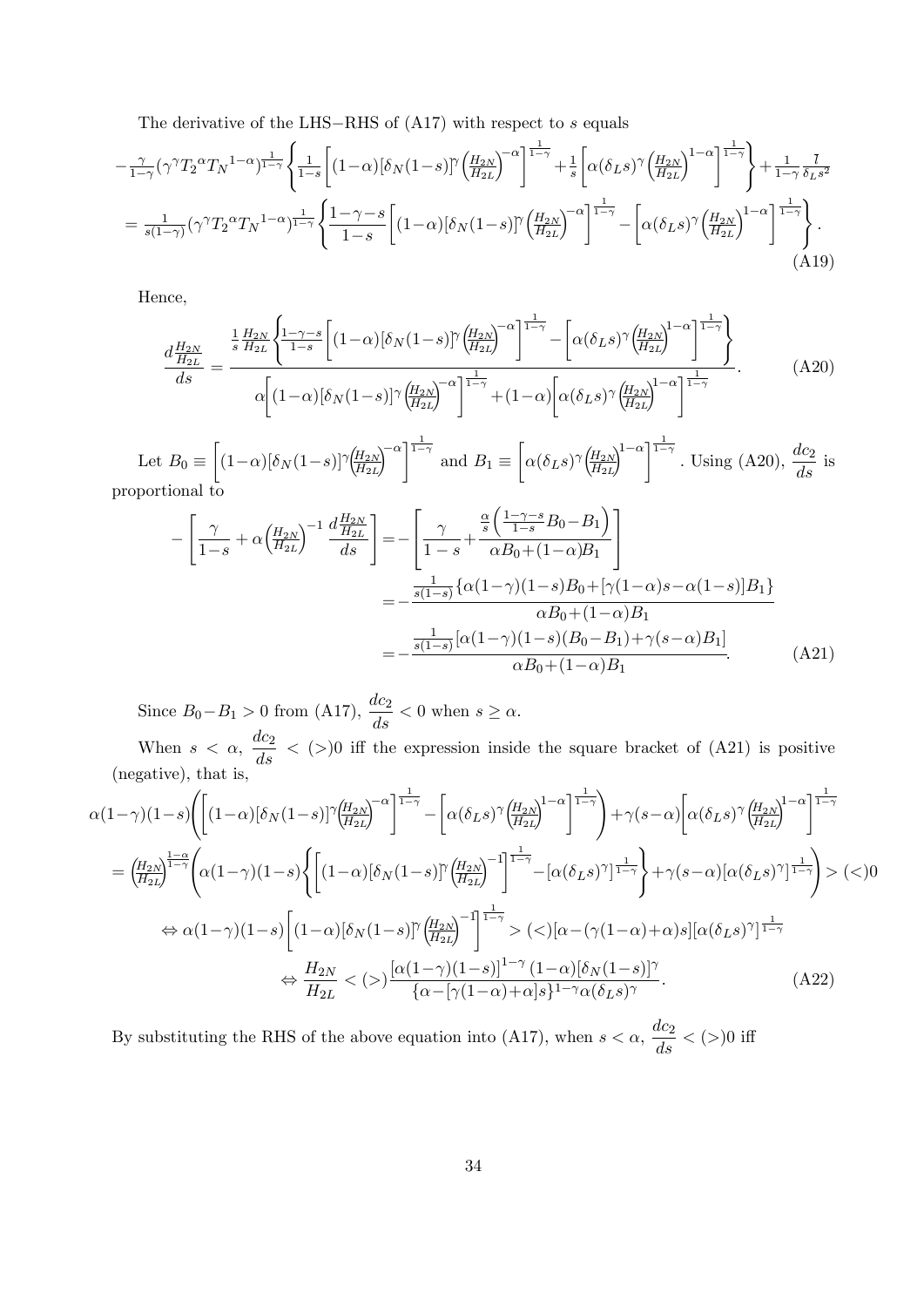The derivative of the LHS−RHS of (A17) with respect to $s$ equals

$$
\begin{aligned}
&-\tfrac{\gamma}{1-\gamma}(\gamma^{\gamma}T_2{}^{\alpha}T_N{}^{1-\alpha})^{\frac{1}{1-\gamma}}\left\{\tfrac{1}{1-s}\left[(1-\alpha)[\delta_N(1-s)]^{\gamma}\left(\tfrac{H_{2N}}{H_{2L}}\right)^{-\alpha}\right]^{\frac{1}{1-\gamma}}+\tfrac{1}{s}\left[\alpha(\delta_L s)^{\gamma}\left(\tfrac{H_{2N}}{H_{2L}}\right)^{1-\alpha}\right]^{\frac{1}{1-\gamma}}\right\}+\tfrac{1}{1-\gamma}\tfrac{l}{\delta_L s^2}\\
&=\tfrac{1}{s(1-\gamma)}(\gamma^{\gamma}T_2{}^{\alpha}T_N{}^{1-\alpha})^{\frac{1}{1-\gamma}}\left\{\frac{1-\gamma-s}{1-s}\left[(1-\alpha)[\delta_N(1-s)]^{\gamma}\left(\tfrac{H_{2N}}{H_{2L}}\right)^{-\alpha}\right]^{\frac{1}{1-\gamma}}-\left[\alpha(\delta_L s)^{\gamma}\left(\tfrac{H_{2N}}{H_{2L}}\right)^{1-\alpha}\right]^{\frac{1}{1-\gamma}}\right\}.
\end{aligned}
\tag{A19}
$$

Hence,

$$
\frac{d\frac{H_{2N}}{H_{2L}}}{ds}=\frac{\frac{1}{s}\frac{H_{2N}}{H_{2L}}\left\{\frac{1-\gamma-s}{1-s}\left[(1-\alpha)[\delta_N(1-s)]^{\gamma}\left(\frac{H_{2N}}{H_{2L}}\right)^{-\alpha}\right]^{\frac{1}{1-\gamma}}-\left[\alpha(\delta_L s)^{\gamma}\left(\frac{H_{2N}}{H_{2L}}\right)^{1-\alpha}\right]^{\frac{1}{1-\gamma}}\right\}}{\alpha\left[(1-\alpha)[\delta_N(1-s)]^{\gamma}\left(\frac{H_{2N}}{H_{2L}}\right)^{-\alpha}\right]^{\frac{1}{1-\gamma}}+(1-\alpha)\left[\alpha(\delta_L s)^{\gamma}\left(\frac{H_{2N}}{H_{2L}}\right)^{1-\alpha}\right]^{\frac{1}{1-\gamma}}}.
\tag{A20}
$$

Let $B_0\equiv\left[(1-\alpha)[\delta_N(1-s)]^{\gamma}\left(\frac{H_{2N}}{H_{2L}}\right)^{-\alpha}\right]^{\frac{1}{1-\gamma}}$ and $B_1\equiv\left[\alpha(\delta_L s)^{\gamma}\left(\frac{H_{2N}}{H_{2L}}\right)^{1-\alpha}\right]^{\frac{1}{1-\gamma}}$. Using (A20), $\dfrac{dc_2}{ds}$ is proportional to

$$
\begin{aligned}
-\left[\frac{\gamma}{1-s}+\alpha\left(\tfrac{H_{2N}}{H_{2L}}\right)^{-1}\frac{d\frac{H_{2N}}{H_{2L}}}{ds}\right]&=-\left[\frac{\gamma}{1-s}+\frac{\frac{\alpha}{s}\left(\frac{1-\gamma-s}{1-s}B_0-B_1\right)}{\alpha B_0+(1-\alpha)B_1}\right]\\
&=-\frac{\frac{1}{s(1-s)}\{\alpha(1-\gamma)(1-s)B_0+[\gamma(1-\alpha)s-\alpha(1-s)]B_1\}}{\alpha B_0+(1-\alpha)B_1}\\
&=-\frac{\frac{1}{s(1-s)}[\alpha(1-\gamma)(1-s)(B_0-B_1)+\gamma(s-\alpha)B_1]}{\alpha B_0+(1-\alpha)B_1}.
\end{aligned}
\tag{A21}
$$

Since $B_0-B_1>0$ from (A17), $\dfrac{dc_2}{ds}<0$ when $s\geq\alpha$.

When $s<\alpha$, $\dfrac{dc_2}{ds}<(>)0$ iff the expression inside the square bracket of (A21) is positive (negative), that is,

$$
\begin{aligned}
&\alpha(1-\gamma)(1-s)\left(\left[(1-\alpha)[\delta_N(1-s)]^{\gamma}\left(\tfrac{H_{2N}}{H_{2L}}\right)^{-\alpha}\right]^{\frac{1}{1-\gamma}}-\left[\alpha(\delta_L s)^{\gamma}\left(\tfrac{H_{2N}}{H_{2L}}\right)^{1-\alpha}\right]^{\frac{1}{1-\gamma}}\right)+\gamma(s-\alpha)\left[\alpha(\delta_L s)^{\gamma}\left(\tfrac{H_{2N}}{H_{2L}}\right)^{1-\alpha}\right]^{\frac{1}{1-\gamma}}\\
&=\left(\tfrac{H_{2N}}{H_{2L}}\right)^{\frac{1-\alpha}{1-\gamma}}\left(\alpha(1-\gamma)(1-s)\left\{\left[(1-\alpha)[\delta_N(1-s)]^{\gamma}\left(\tfrac{H_{2N}}{H_{2L}}\right)^{-1}\right]^{\frac{1}{1-\gamma}}-[\alpha(\delta_L s)^{\gamma}]^{\frac{1}{1-\gamma}}\right\}+\gamma(s-\alpha)[\alpha(\delta_L s)^{\gamma}]^{\frac{1}{1-\gamma}}\right)>(<)0\\
&\Leftrightarrow\alpha(1-\gamma)(1-s)\left[(1-\alpha)[\delta_N(1-s)]^{\gamma}\left(\tfrac{H_{2N}}{H_{2L}}\right)^{-1}\right]^{\frac{1}{1-\gamma}}>(<)[\alpha-(\gamma(1-\alpha)+\alpha)s][\alpha(\delta_L s)^{\gamma}]^{\frac{1}{1-\gamma}}\\
&\Leftrightarrow\frac{H_{2N}}{H_{2L}}<(>)\frac{[\alpha(1-\gamma)(1-s)]^{1-\gamma}(1-\alpha)[\delta_N(1-s)]^{\gamma}}{\{\alpha-[\gamma(1-\alpha)+\alpha]s\}^{1-\gamma}\alpha(\delta_L s)^{\gamma}}.
\end{aligned}
\tag{A22}
$$

By substituting the RHS of the above equation into (A17), when $s<\alpha$, $\dfrac{dc_2}{ds}<(>)0$ iff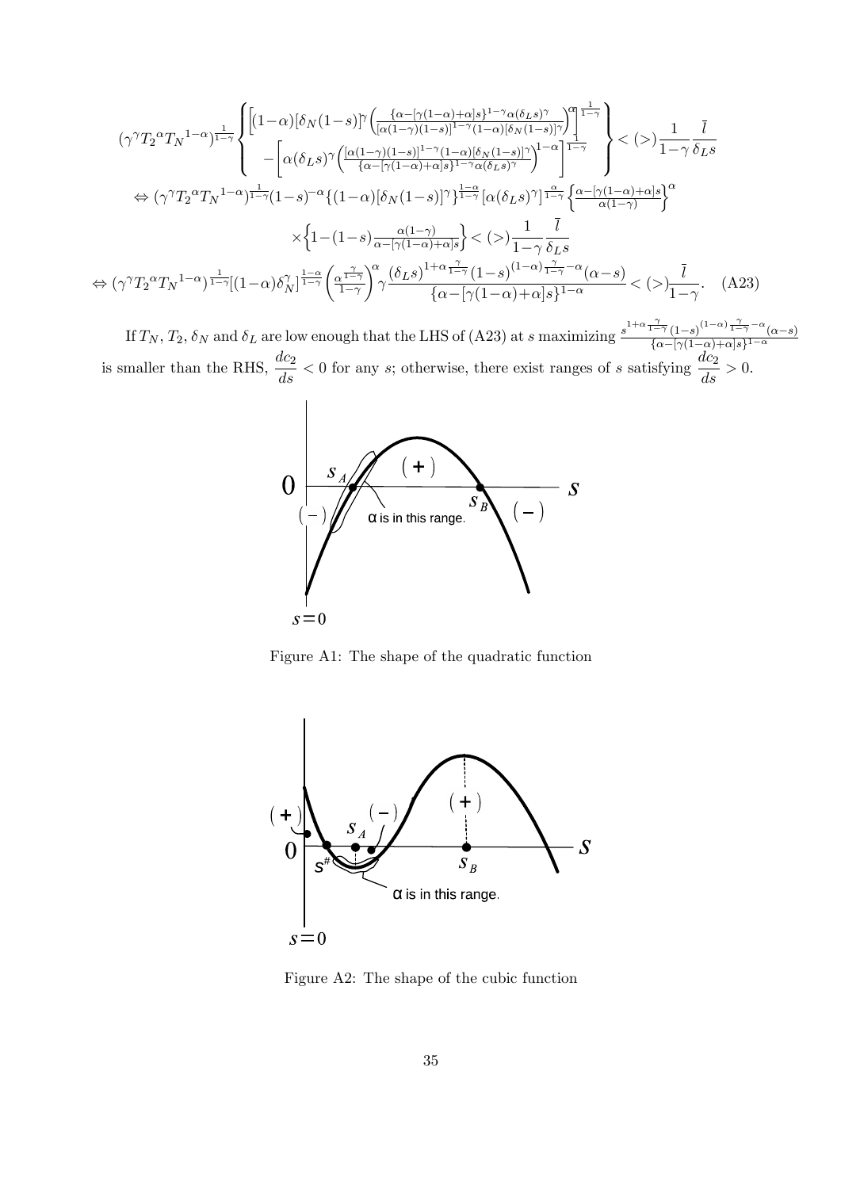$$
\begin{aligned}
&(\gamma^{\gamma} T_2{}^{\alpha} T_N{}^{1-\alpha})^{\frac{1}{1-\gamma}} \left\{ \begin{aligned} &\left[ (1-\alpha)[\delta_N(1-s)]^{\gamma} \left( \tfrac{\{\alpha-[\gamma(1-\alpha)+\alpha]s\}^{1-\gamma}\alpha(\delta_L s)^{\gamma}}{[\alpha(1-\gamma)(1-s)]^{1-\gamma}(1-\alpha)[\delta_N(1-s)]^{\gamma}} \right)^{\alpha} \right]^{\frac{1}{1-\gamma}} \\ &- \left[ \alpha(\delta_L s)^{\gamma} \left( \tfrac{[\alpha(1-\gamma)(1-s)]^{1-\gamma}(1-\alpha)[\delta_N(1-s)]^{\gamma}}{\{\alpha-[\gamma(1-\alpha)+\alpha]s\}^{1-\gamma}\alpha(\delta_L s)^{\gamma}} \right)^{1-\alpha} \right]^{\frac{1}{1-\gamma}} \end{aligned} \right\} < (>) \frac{1}{1-\gamma}\frac{\bar{l}}{\delta_L s} \\
&\Leftrightarrow (\gamma^{\gamma} T_2{}^{\alpha} T_N{}^{1-\alpha})^{\frac{1}{1-\gamma}} (1-s)^{-\alpha} \{(1-\alpha)[\delta_N(1-s)]^{\gamma}\}^{\frac{1-\alpha}{1-\gamma}} [\alpha(\delta_L s)^{\gamma}]^{\frac{\alpha}{1-\gamma}} \left\{ \tfrac{\alpha-[\gamma(1-\alpha)+\alpha]s}{\alpha(1-\gamma)} \right\}^{\alpha} \\
&\qquad \times \left\{ 1-(1-s)\tfrac{\alpha(1-\gamma)}{\alpha-[\gamma(1-\alpha)+\alpha]s} \right\} < (>) \frac{1}{1-\gamma}\frac{\bar{l}}{\delta_L s} \\
&\Leftrightarrow (\gamma^{\gamma} T_2{}^{\alpha} T_N{}^{1-\alpha})^{\frac{1}{1-\gamma}} [(1-\alpha)\delta_N^{\gamma}]^{\frac{1-\alpha}{1-\gamma}} \left( \tfrac{\alpha^{\frac{\gamma}{1-\gamma}}}{1-\gamma} \right)^{\alpha} \gamma \frac{(\delta_L s)^{1+\alpha\frac{\gamma}{1-\gamma}} (1-s)^{(1-\alpha)\frac{\gamma}{1-\gamma}-\alpha} (\alpha-s)}{\{\alpha-[\gamma(1-\alpha)+\alpha]s\}^{1-\alpha}} < (>) \frac{\bar{l}}{1-\gamma}. \qquad \text{(A23)}
\end{aligned}
$$

If $T_N$, $T_2$, $\delta_N$ and $\delta_L$ are low enough that the LHS of (A23) at $s$ maximizing $\frac{s^{1+\alpha\frac{\gamma}{1-\gamma}}(1-s)^{(1-\alpha)\frac{\gamma}{1-\gamma}-\alpha}(\alpha-s)}{\{\alpha-[\gamma(1-\alpha)+\alpha]s\}^{1-\alpha}}$ is smaller than the RHS, $\frac{dc_2}{ds} < 0$ for any $s$; otherwise, there exist ranges of $s$ satisfying $\frac{dc_2}{ds} > 0$.

Figure A1: The shape of the quadratic function

Figure A2: The shape of the cubic function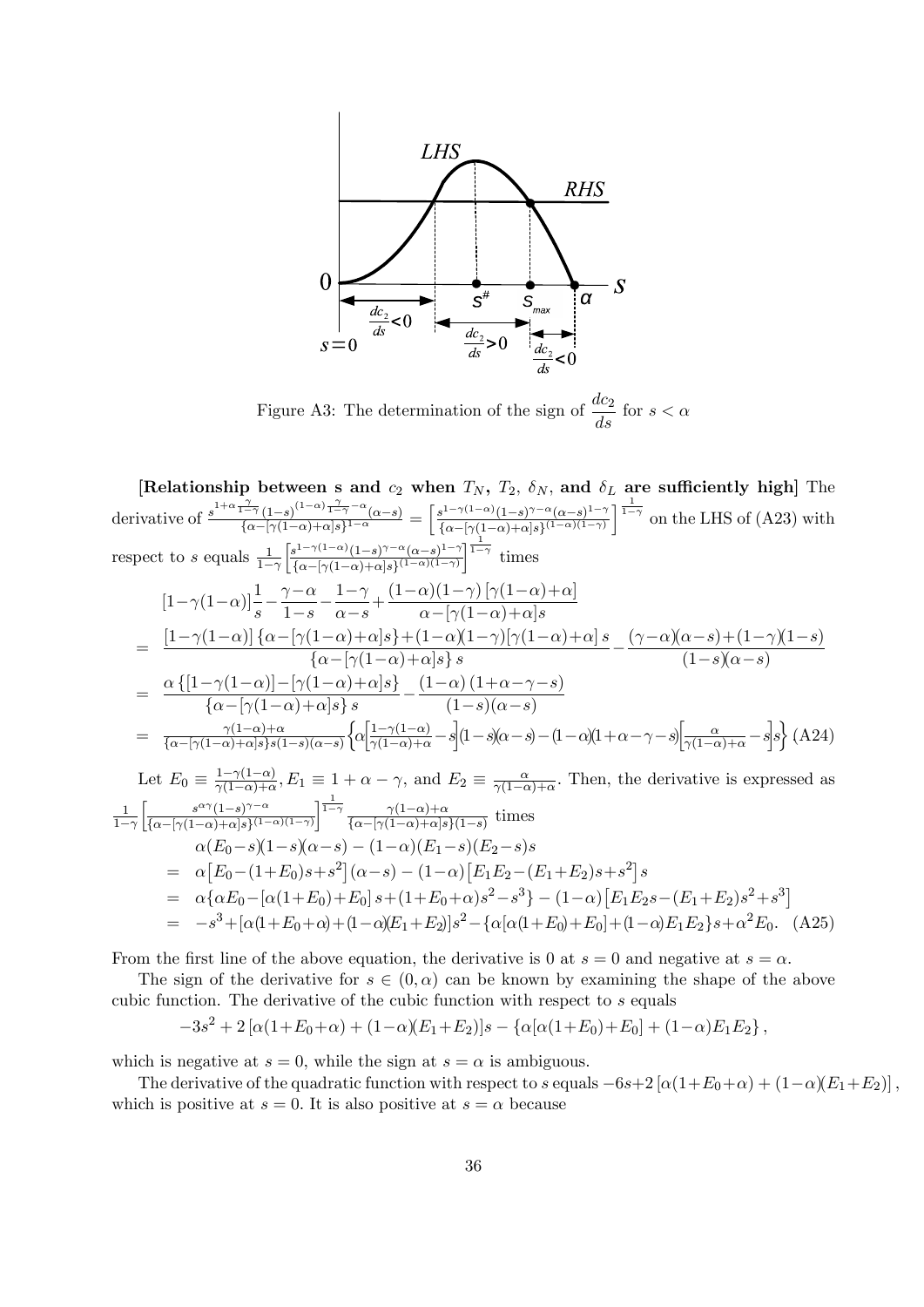Figure A3: The determination of the sign of $\dfrac{dc_2}{ds}$ for $s < \alpha$

**[Relationship between s and $c_2$ when $T_N$, $T_2$, $\delta_N$, and $\delta_L$ are sufficiently high]** The derivative of $\frac{s^{1+\alpha\frac{\gamma}{1-\gamma}}(1-s)^{(1-\alpha)\frac{\gamma}{1-\gamma}-\alpha}(\alpha-s)}{\{\alpha-[\gamma(1-\alpha)+\alpha]s\}^{1-\alpha}} = \left[\frac{s^{1-\gamma(1-\alpha)}(1-s)^{\gamma-\alpha}(\alpha-s)^{1-\gamma}}{\{\alpha-[\gamma(1-\alpha)+\alpha]s\}^{(1-\alpha)(1-\gamma)}}\right]^{\frac{1}{1-\gamma}}$ on the LHS of (A23) with respect to $s$ equals $\frac{1}{1-\gamma}\left[\frac{s^{1-\gamma(1-\alpha)}(1-s)^{\gamma-\alpha}(\alpha-s)^{1-\gamma}}{\{\alpha-[\gamma(1-\alpha)+\alpha]s\}^{(1-\alpha)(1-\gamma)}}\right]^{\frac{1}{1-\gamma}}$ times

$$
\begin{aligned}
& [1-\gamma(1-\alpha)]\frac{1}{s}-\frac{\gamma-\alpha}{1-s}-\frac{1-\gamma}{\alpha-s}+\frac{(1-\alpha)(1-\gamma)\,[\gamma(1-\alpha)+\alpha]}{\alpha-[\gamma(1-\alpha)+\alpha]s} \\
= \;& \frac{[1-\gamma(1-\alpha)]\,\{\alpha-[\gamma(1-\alpha)+\alpha]s\}+(1-\alpha)(1-\gamma)[\gamma(1-\alpha)+\alpha]\,s}{\{\alpha-[\gamma(1-\alpha)+\alpha]s\}\,s}-\frac{(\gamma-\alpha)(\alpha-s)+(1-\gamma)(1-s)}{(1-s)(\alpha-s)} \\
= \;& \frac{\alpha\,\{[1-\gamma(1-\alpha)]-[\gamma(1-\alpha)+\alpha]s\}}{\{\alpha-[\gamma(1-\alpha)+\alpha]s\}\,s}-\frac{(1-\alpha)\,(1+\alpha-\gamma-s)}{(1-s)(\alpha-s)} \\
= \;& \frac{\gamma(1-\alpha)+\alpha}{\{\alpha-[\gamma(1-\alpha)+\alpha]s\}s(1-s)(\alpha-s)}\left\{\alpha\left[\frac{1-\gamma(1-\alpha)}{\gamma(1-\alpha)+\alpha}-s\right](1-s)(\alpha-s)-(1-\alpha)(1+\alpha-\gamma-s)\left[\frac{\alpha}{\gamma(1-\alpha)+\alpha}-s\right]s\right\} \quad \text{(A24)}
\end{aligned}
$$

Let $E_0 \equiv \frac{1-\gamma(1-\alpha)}{\gamma(1-\alpha)+\alpha}$, $E_1 \equiv 1+\alpha-\gamma$, and $E_2 \equiv \frac{\alpha}{\gamma(1-\alpha)+\alpha}$. Then, the derivative is expressed as $\frac{1}{1-\gamma}\left[\frac{s^{\alpha\gamma}(1-s)^{\gamma-\alpha}}{\{\alpha-[\gamma(1-\alpha)+\alpha]s\}^{(1-\alpha)(1-\gamma)}}\right]^{\frac{1}{1-\gamma}}\frac{\gamma(1-\alpha)+\alpha}{\{\alpha-[\gamma(1-\alpha)+\alpha]s\}(1-s)}$ times

$$
\begin{aligned}
& \alpha(E_0-s)(1-s)(\alpha-s)-(1-\alpha)(E_1-s)(E_2-s)s \\
= \;& \alpha\left[E_0-(1+E_0)s+s^2\right](\alpha-s)-(1-\alpha)\left[E_1E_2-(E_1+E_2)s+s^2\right]s \\
= \;& \alpha\{\alpha E_0-[\alpha(1+E_0)+E_0]\,s+(1+E_0+\alpha)s^2-s^3\}-(1-\alpha)\left[E_1E_2s-(E_1+E_2)s^2+s^3\right] \\
= \;& -s^3+[\alpha(1+E_0+\alpha)+(1-\alpha)(E_1+E_2)]s^2-\{\alpha[\alpha(1+E_0)+E_0]+(1-\alpha)E_1E_2\}s+\alpha^2E_0. \quad \text{(A25)}
\end{aligned}
$$

From the first line of the above equation, the derivative is 0 at $s=0$ and negative at $s=\alpha$.

The sign of the derivative for $s \in (0,\alpha)$ can be known by examining the shape of the above cubic function. The derivative of the cubic function with respect to $s$ equals

$$
-3s^2+2\,[\alpha(1+E_0+\alpha)+(1-\alpha)(E_1+E_2)]s-\{\alpha[\alpha(1+E_0)+E_0]+(1-\alpha)E_1E_2\},
$$

which is negative at $s=0$, while the sign at $s=\alpha$ is ambiguous.

The derivative of the quadratic function with respect to $s$ equals $-6s+2\,[\alpha(1+E_0+\alpha)+(1-\alpha)(E_1+E_2)]$, which is positive at $s=0$. It is also positive at $s=\alpha$ because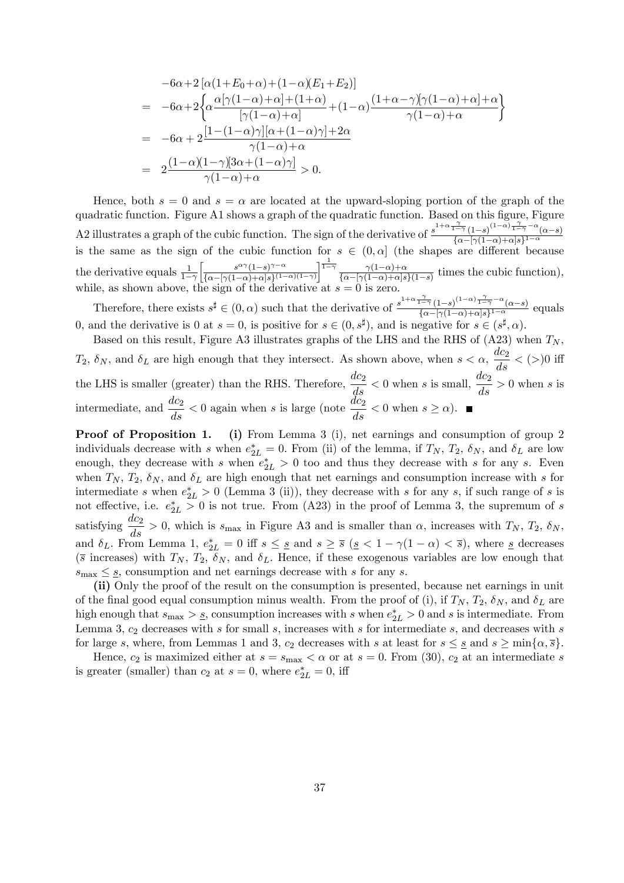$$
\begin{aligned}
& -6\alpha+2\left[\alpha(1+E_0+\alpha)+(1-\alpha)(E_1+E_2)\right] \\
= \; & -6\alpha+2\left\{\alpha\frac{\alpha[\gamma(1-\alpha)+\alpha]+(1+\alpha)}{[\gamma(1-\alpha)+\alpha]}+(1-\alpha)\frac{(1+\alpha-\gamma)[\gamma(1-\alpha)+\alpha]+\alpha}{\gamma(1-\alpha)+\alpha}\right\} \\
= \; & -6\alpha+2\frac{[1-(1-\alpha)\gamma][\alpha+(1-\alpha)\gamma]+2\alpha}{\gamma(1-\alpha)+\alpha} \\
= \; & 2\frac{(1-\alpha)(1-\gamma)[3\alpha+(1-\alpha)\gamma]}{\gamma(1-\alpha)+\alpha}>0.
\end{aligned}
$$

Hence, both $s=0$ and $s=\alpha$ are located at the upward-sloping portion of the graph of the quadratic function. Figure A1 shows a graph of the quadratic function. Based on this figure, Figure A2 illustrates a graph of the cubic function. The sign of the derivative of $\frac{s^{1+\alpha\frac{\gamma}{1-\gamma}}(1-s)^{(1-\alpha)\frac{\gamma}{1-\gamma}-\alpha}(\alpha-s)}{\{\alpha-[\gamma(1-\alpha)+\alpha]s\}^{1-\alpha}}$ is the same as the sign of the cubic function for $s\in(0,\alpha]$ (the shapes are different because the derivative equals $\frac{1}{1-\gamma}\left[\frac{s^{\alpha\gamma}(1-s)^{\gamma-\alpha}}{\{\alpha-[\gamma(1-\alpha)+\alpha]s\}^{(1-\alpha)(1-\gamma)}}\right]^{\frac{1}{1-\gamma}}\frac{\gamma(1-\alpha)+\alpha}{\{\alpha-[\gamma(1-\alpha)+\alpha]s\}(1-s)}$ times the cubic function), while, as shown above, the sign of the derivative at $s=0$ is zero.

Therefore, there exists $s^\sharp\in(0,\alpha)$ such that the derivative of $\frac{s^{1+\alpha\frac{\gamma}{1-\gamma}}(1-s)^{(1-\alpha)\frac{\gamma}{1-\gamma}-\alpha}(\alpha-s)}{\{\alpha-[\gamma(1-\alpha)+\alpha]s\}^{1-\alpha}}$ equals 0, and the derivative is 0 at $s=0$, is positive for $s\in(0,s^\sharp)$, and is negative for $s\in(s^\sharp,\alpha)$.

Based on this result, Figure A3 illustrates graphs of the LHS and the RHS of (A23) when $T_N$, $T_2$, $\delta_N$, and $\delta_L$ are high enough that they intersect. As shown above, when $s<\alpha$, $\frac{dc_2}{ds}<(>)0$ iff the LHS is smaller (greater) than the RHS. Therefore, $\frac{dc_2}{ds}<0$ when $s$ is small, $\frac{dc_2}{ds}>0$ when $s$ is intermediate, and $\frac{dc_2}{ds}<0$ again when $s$ is large (note $\frac{dc_2}{ds}<0$ when $s\geq\alpha$). ■

**Proof of Proposition 1.** **(i)** From Lemma 3 (i), net earnings and consumption of group 2 individuals decrease with $s$ when $e^*_{2L}=0$. From (ii) of the lemma, if $T_N$, $T_2$, $\delta_N$, and $\delta_L$ are low enough, they decrease with $s$ when $e^*_{2L}>0$ too and thus they decrease with $s$ for any $s$. Even when $T_N$, $T_2$, $\delta_N$, and $\delta_L$ are high enough that net earnings and consumption increase with $s$ for intermediate $s$ when $e^*_{2L}>0$ (Lemma 3 (ii)), they decrease with $s$ for any $s$, if such range of $s$ is not effective, i.e. $e^*_{2L}>0$ is not true. From (A23) in the proof of Lemma 3, the supremum of $s$ satisfying $\frac{dc_2}{ds}>0$, which is $s_{\max}$ in Figure A3 and is smaller than $\alpha$, increases with $T_N$, $T_2$, $\delta_N$, and $\delta_L$. From Lemma 1, $e^*_{2L}=0$ iff $s\leq\underline{s}$ and $s\geq\overline{s}$ ($\underline{s}<1-\gamma(1-\alpha)<\overline{s}$), where $\underline{s}$ decreases ($\overline{s}$ increases) with $T_N$, $T_2$, $\delta_N$, and $\delta_L$. Hence, if these exogenous variables are low enough that $s_{\max}\leq\underline{s}$, consumption and net earnings decrease with $s$ for any $s$.

**(ii)** Only the proof of the result on the consumption is presented, because net earnings in unit of the final good equal consumption minus wealth. From the proof of (i), if $T_N$, $T_2$, $\delta_N$, and $\delta_L$ are high enough that $s_{\max}>\underline{s}$, consumption increases with $s$ when $e^*_{2L}>0$ and $s$ is intermediate. From Lemma 3, $c_2$ decreases with $s$ for small $s$, increases with $s$ for intermediate $s$, and decreases with $s$ for large $s$, where, from Lemmas 1 and 3, $c_2$ decreases with $s$ at least for $s\leq\underline{s}$ and $s\geq\min\{\alpha,\overline{s}\}$.

Hence, $c_2$ is maximized either at $s=s_{\max}<\alpha$ or at $s=0$. From (30), $c_2$ at an intermediate $s$ is greater (smaller) than $c_2$ at $s=0$, where $e^*_{2L}=0$, iff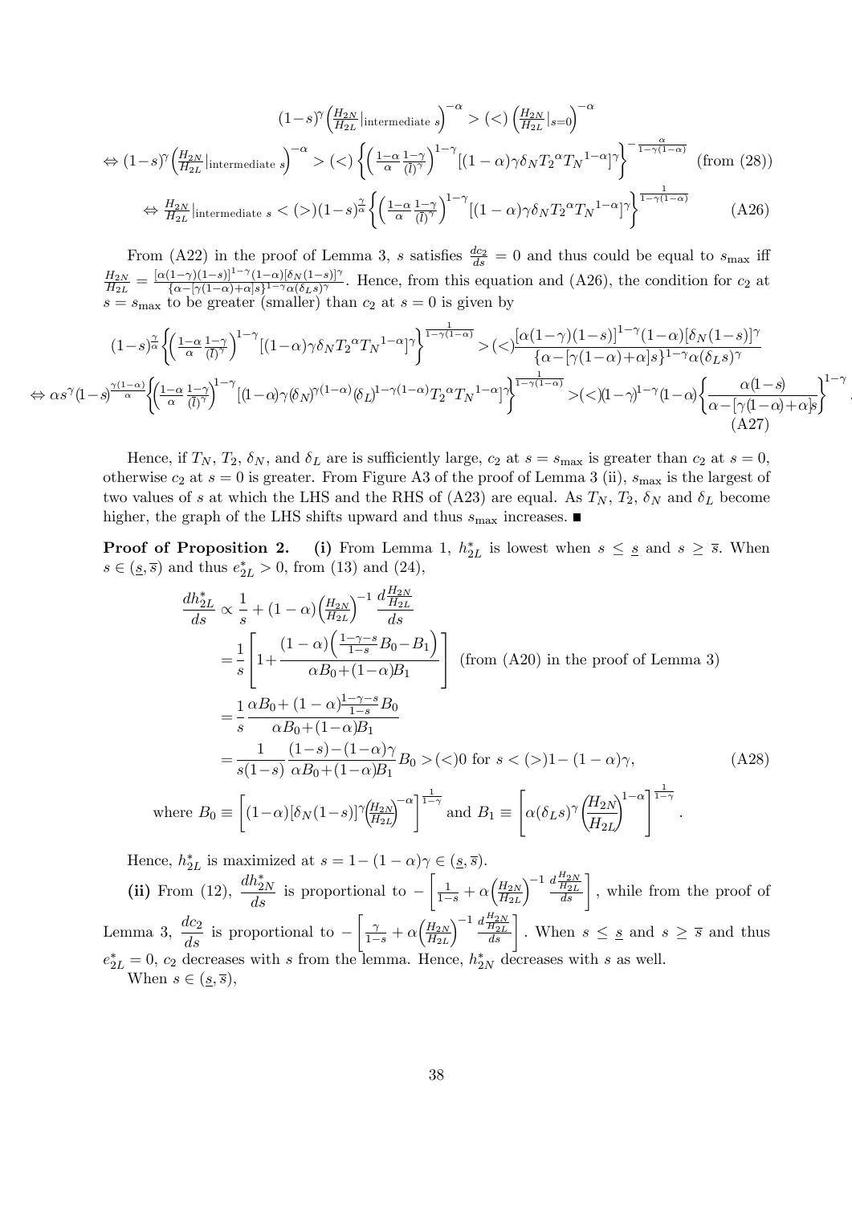$$(1-s)^{\gamma}\left(\frac{H_{2N}}{H_{2L}}|_{\text{intermediate } s}\right)^{-\alpha} > (<) \left(\frac{H_{2N}}{H_{2L}}|_{s=0}\right)^{-\alpha}$$

$$\Leftrightarrow (1-s)^{\gamma}\left(\frac{H_{2N}}{H_{2L}}|_{\text{intermediate } s}\right)^{-\alpha} > (<) \left\{\left(\frac{1-\alpha}{\alpha}\frac{1-\gamma}{(\bar{l})^{\gamma}}\right)^{1-\gamma}[(1-\alpha)\gamma\delta_N T_2{}^{\alpha} T_N{}^{1-\alpha}]^{\gamma}\right\}^{-\frac{\alpha}{1-\gamma(1-\alpha)}} \text{ (from (28))}$$

$$\Leftrightarrow \frac{H_{2N}}{H_{2L}}|_{\text{intermediate } s} < (>) (1-s)^{\frac{\gamma}{\alpha}}\left\{\left(\frac{1-\alpha}{\alpha}\frac{1-\gamma}{(\bar{l})^{\gamma}}\right)^{1-\gamma}[(1-\alpha)\gamma\delta_N T_2{}^{\alpha} T_N{}^{1-\alpha}]^{\gamma}\right\}^{\frac{1}{1-\gamma(1-\alpha)}} \quad \text{(A26)}$$

From (A22) in the proof of Lemma 3, $s$ satisfies $\frac{dc_2}{ds} = 0$ and thus could be equal to $s_{\max}$ iff $\frac{H_{2N}}{H_{2L}} = \frac{[\alpha(1-\gamma)(1-s)]^{1-\gamma}(1-\alpha)[\delta_N(1-s)]^{\gamma}}{\{\alpha-[\gamma(1-\alpha)+\alpha]s\}^{1-\gamma}\alpha(\delta_L s)^{\gamma}}$. Hence, from this equation and (A26), the condition for $c_2$ at $s = s_{\max}$ to be greater (smaller) than $c_2$ at $s = 0$ is given by

$$(1-s)^{\frac{\gamma}{\alpha}}\left\{\left(\frac{1-\alpha}{\alpha}\frac{1-\gamma}{(\bar{l})^{\gamma}}\right)^{1-\gamma}[(1-\alpha)\gamma\delta_N T_2{}^{\alpha} T_N{}^{1-\alpha}]^{\gamma}\right\}^{\frac{1}{1-\gamma(1-\alpha)}} > (<) \frac{[\alpha(1-\gamma)(1-s)]^{1-\gamma}(1-\alpha)[\delta_N(1-s)]^{\gamma}}{\{\alpha-[\gamma(1-\alpha)+\alpha]s\}^{1-\gamma}\alpha(\delta_L s)^{\gamma}}$$

$$\Leftrightarrow \alpha s^{\gamma}(1-s)^{\frac{\gamma(1-\alpha)}{\alpha}}\left\{\left(\frac{1-\alpha}{\alpha}\frac{1-\gamma}{(\bar{l})^{\gamma}}\right)^{1-\gamma}[(1-\alpha)\gamma(\delta_N)^{\gamma(1-\alpha)}(\delta_L)^{1-\gamma(1-\alpha)}T_2{}^{\alpha}T_N{}^{1-\alpha}]^{\gamma}\right\}^{\frac{1}{1-\gamma(1-\alpha)}} > (<) (1-\gamma)^{1-\gamma}(1-\alpha)\left\{\frac{\alpha(1-s)}{\alpha-[\gamma(1-\alpha)+\alpha]s}\right\}^{1-\gamma}. \quad \text{(A27)}$$

Hence, if $T_N$, $T_2$, $\delta_N$, and $\delta_L$ are is sufficiently large, $c_2$ at $s = s_{\max}$ is greater than $c_2$ at $s = 0$, otherwise $c_2$ at $s = 0$ is greater. From Figure A3 of the proof of Lemma 3 (ii), $s_{\max}$ is the largest of two values of $s$ at which the LHS and the RHS of (A23) are equal. As $T_N$, $T_2$, $\delta_N$ and $\delta_L$ become higher, the graph of the LHS shifts upward and thus $s_{\max}$ increases. ■

**Proof of Proposition 2.** **(i)** From Lemma 1, $h^*_{2L}$ is lowest when $s \leq \underline{s}$ and $s \geq \overline{s}$. When $s \in (\underline{s}, \overline{s})$ and thus $e^*_{2L} > 0$, from (13) and (24),

$$\begin{aligned}
\frac{dh^*_{2L}}{ds} &\propto \frac{1}{s} + (1-\alpha)\left(\frac{H_{2N}}{H_{2L}}\right)^{-1}\frac{d\frac{H_{2N}}{H_{2L}}}{ds} \\
&= \frac{1}{s}\left[1 + \frac{(1-\alpha)\left(\frac{1-\gamma-s}{1-s}B_0 - B_1\right)}{\alpha B_0 + (1-\alpha)B_1}\right] \quad \text{(from (A20) in the proof of Lemma 3)} \\
&= \frac{1}{s}\frac{\alpha B_0 + (1-\alpha)\frac{1-\gamma-s}{1-s}B_0}{\alpha B_0 + (1-\alpha)B_1} \\
&= \frac{1}{s(1-s)}\frac{(1-s)-(1-\alpha)\gamma}{\alpha B_0 + (1-\alpha)B_1}B_0 > (<) 0 \text{ for } s < (>) 1-(1-\alpha)\gamma, \quad \text{(A28)}
\end{aligned}$$

where $B_0 \equiv \left[(1-\alpha)[\delta_N(1-s)]^{\gamma}\left(\frac{H_{2N}}{H_{2L}}\right)^{-\alpha}\right]^{\frac{1}{1-\gamma}}$ and $B_1 \equiv \left[\alpha(\delta_L s)^{\gamma}\left(\frac{H_{2N}}{H_{2L}}\right)^{1-\alpha}\right]^{\frac{1}{1-\gamma}}$.

Hence, $h^*_{2L}$ is maximized at $s = 1-(1-\alpha)\gamma \in (\underline{s}, \overline{s})$.

**(ii)** From (12), $\frac{dh^*_{2N}}{ds}$ is proportional to $-\left[\frac{1}{1-s} + \alpha\left(\frac{H_{2N}}{H_{2L}}\right)^{-1}\frac{d\frac{H_{2N}}{H_{2L}}}{ds}\right]$, while from the proof of Lemma 3, $\frac{dc_2}{ds}$ is proportional to $-\left[\frac{\gamma}{1-s} + \alpha\left(\frac{H_{2N}}{H_{2L}}\right)^{-1}\frac{d\frac{H_{2N}}{H_{2L}}}{ds}\right]$. When $s \leq \underline{s}$ and $s \geq \overline{s}$ and thus $e^*_{2L} = 0$, $c_2$ decreases with $s$ from the lemma. Hence, $h^*_{2N}$ decreases with $s$ as well.

When $s \in (\underline{s}, \overline{s})$,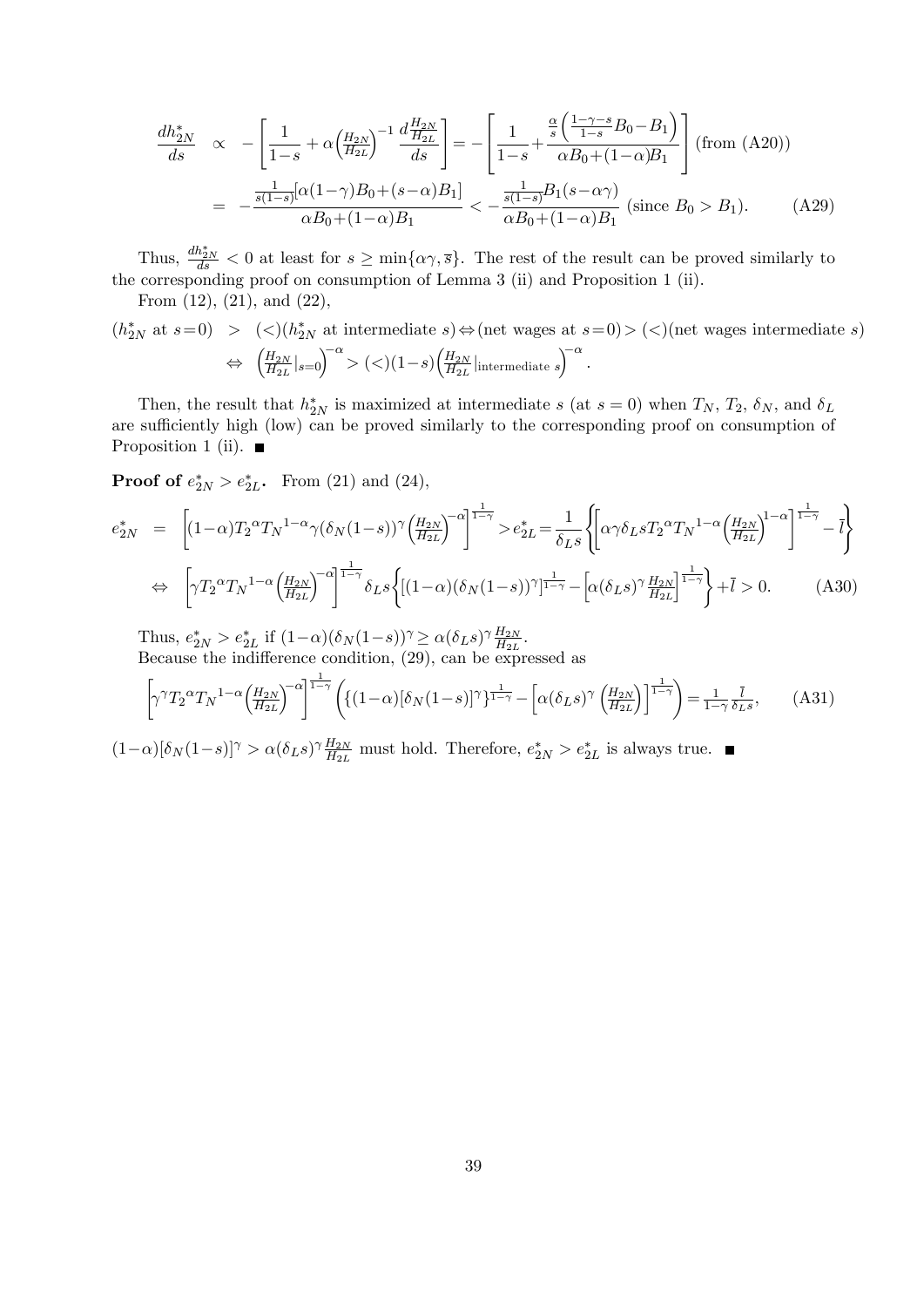$$
\begin{aligned}
\frac{dh_{2N}^*}{ds} &\propto -\left[\frac{1}{1-s}+\alpha\Big(\tfrac{H_{2N}}{H_{2L}}\Big)^{-1}\frac{d\frac{H_{2N}}{H_{2L}}}{ds}\right] = -\left[\frac{1}{1-s}+\frac{\frac{\alpha}{s}\Big(\frac{1-\gamma-s}{1-s}B_0-B_1\Big)}{\alpha B_0+(1-\alpha)B_1}\right] \text{ (from (A20))} \\
&= -\frac{\frac{1}{s(1-s)}[\alpha(1-\gamma)B_0+(s-\alpha)B_1]}{\alpha B_0+(1-\alpha)B_1} < -\frac{\frac{1}{s(1-s)}B_1(s-\alpha\gamma)}{\alpha B_0+(1-\alpha)B_1} \text{ (since } B_0 > B_1\text{).} \qquad \text{(A29)}
\end{aligned}
$$

Thus, $\frac{dh_{2N}^*}{ds} < 0$ at least for $s \geq \min\{\alpha\gamma, \overline{s}\}$. The rest of the result can be proved similarly to the corresponding proof on consumption of Lemma 3 (ii) and Proposition 1 (ii).

From (12), (21), and (22),

$$
\begin{aligned}
(h_{2N}^* \text{ at } s=0) &> (<)(h_{2N}^* \text{ at intermediate } s) \Leftrightarrow (\text{net wages at } s=0) > (<)(\text{net wages intermediate } s) \\
&\Leftrightarrow \Big(\tfrac{H_{2N}}{H_{2L}}|_{s=0}\Big)^{-\alpha} > (<)(1-s)\Big(\tfrac{H_{2N}}{H_{2L}}|_{\text{intermediate } s}\Big)^{-\alpha}.
\end{aligned}
$$

Then, the result that $h_{2N}^*$ is maximized at intermediate $s$ (at $s=0$) when $T_N$, $T_2$, $\delta_N$, and $\delta_L$ are sufficiently high (low) can be proved similarly to the corresponding proof on consumption of Proposition 1 (ii). ■

**Proof of $e_{2N}^* > e_{2L}^*$.** From (21) and (24),

$$
\begin{aligned}
e_{2N}^* &= \left[(1-\alpha)T_2{}^{\alpha}T_N{}^{1-\alpha}\gamma(\delta_N(1-s))^{\gamma}\Big(\tfrac{H_{2N}}{H_{2L}}\Big)^{-\alpha}\right]^{\frac{1}{1-\gamma}} > e_{2L}^* = \frac{1}{\delta_L s}\left\{\left[\alpha\gamma\delta_L s T_2{}^{\alpha}T_N{}^{1-\alpha}\Big(\tfrac{H_{2N}}{H_{2L}}\Big)^{1-\alpha}\right]^{\frac{1}{1-\gamma}}-\overline{l}\right\} \\
&\Leftrightarrow \left[\gamma T_2{}^{\alpha}T_N{}^{1-\alpha}\Big(\tfrac{H_{2N}}{H_{2L}}\Big)^{-\alpha}\right]^{\frac{1}{1-\gamma}}\delta_L s\left\{[(1-\alpha)(\delta_N(1-s))^{\gamma}]^{\frac{1}{1-\gamma}}-\Big[\alpha(\delta_L s)^{\gamma}\tfrac{H_{2N}}{H_{2L}}\Big]^{\frac{1}{1-\gamma}}\right\}+\overline{l} > 0. \qquad \text{(A30)}
\end{aligned}
$$

Thus, $e_{2N}^* > e_{2L}^*$ if $(1-\alpha)(\delta_N(1-s))^{\gamma} \geq \alpha(\delta_L s)^{\gamma}\frac{H_{2N}}{H_{2L}}$.

Because the indifference condition, (29), can be expressed as

$$
\left[\gamma^{\gamma}T_2{}^{\alpha}T_N{}^{1-\alpha}\Big(\tfrac{H_{2N}}{H_{2L}}\Big)^{-\alpha}\right]^{\frac{1}{1-\gamma}}\left(\{(1-\alpha)[\delta_N(1-s)]^{\gamma}\}^{\frac{1}{1-\gamma}}-\Big[\alpha(\delta_L s)^{\gamma}\Big(\tfrac{H_{2N}}{H_{2L}}\Big)\Big]^{\frac{1}{1-\gamma}}\right) = \frac{1}{1-\gamma}\frac{\overline{l}}{\delta_L s}, \qquad \text{(A31)}
$$

$(1-\alpha)[\delta_N(1-s)]^{\gamma} > \alpha(\delta_L s)^{\gamma}\frac{H_{2N}}{H_{2L}}$ must hold. Therefore, $e_{2N}^* > e_{2L}^*$ is always true. ■